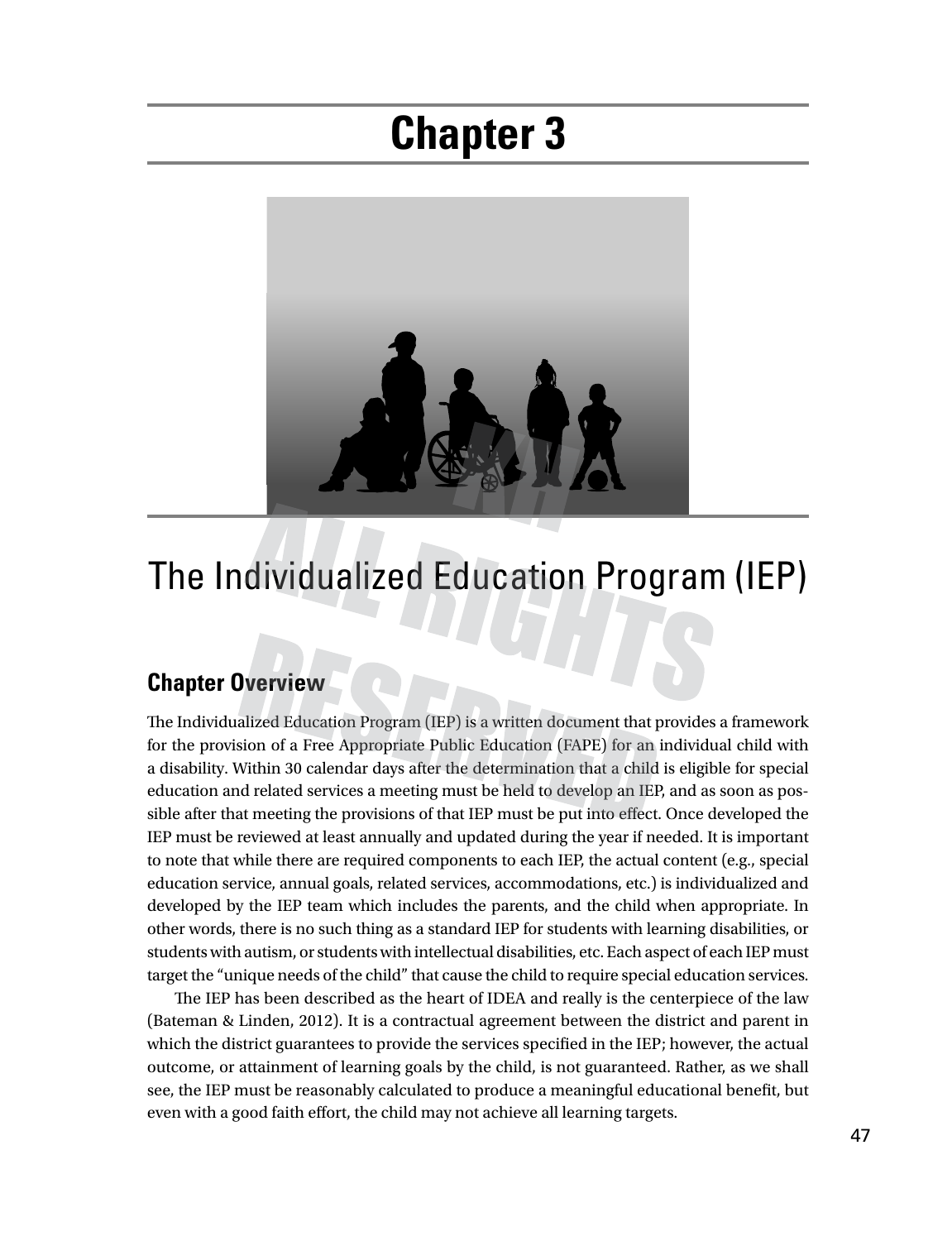# Chapter 3

# The Individualized Education Program (IEP)

## Chapter Overview

The Individualized Education Program (IEP) is a written document that provides a framework for the provision of a Free Appropriate Public Education (FAPE) for an individual child with a disability. Within 30 calendar days after the determination that a child is eligible for special education and related services a meeting must be held to develop an IEP, and as soon as possible after that meeting the provisions of that IEP must be put into effect. Once developed the IEP must be reviewed at least annually and updated during the year if needed. It is important to note that while there are required components to each IEP, the actual content (e.g., special education service, annual goals, related services, accommodations, etc.) is individualized and developed by the IEP team which includes the parents, and the child when appropriate. In other words, there is no such thing as a standard IEP for students with learning disabilities, or students with autism, or students with intellectual disabilities, etc. Each aspect of each IEP must target the "unique needs of the child" that cause the child to require special education services.

The IEP has been described as the heart of IDEA and really is the centerpiece of the law (Bateman & Linden, 2012). It is a contractual agreement between the district and parent in which the district guarantees to provide the services specified in the IEP; however, the actual outcome, or attainment of learning goals by the child, is not guaranteed. Rather, as we shall see, the IEP must be reasonably calculated to produce a meaningful educational benefit, but even with a good faith effort, the child may not achieve all learning targets.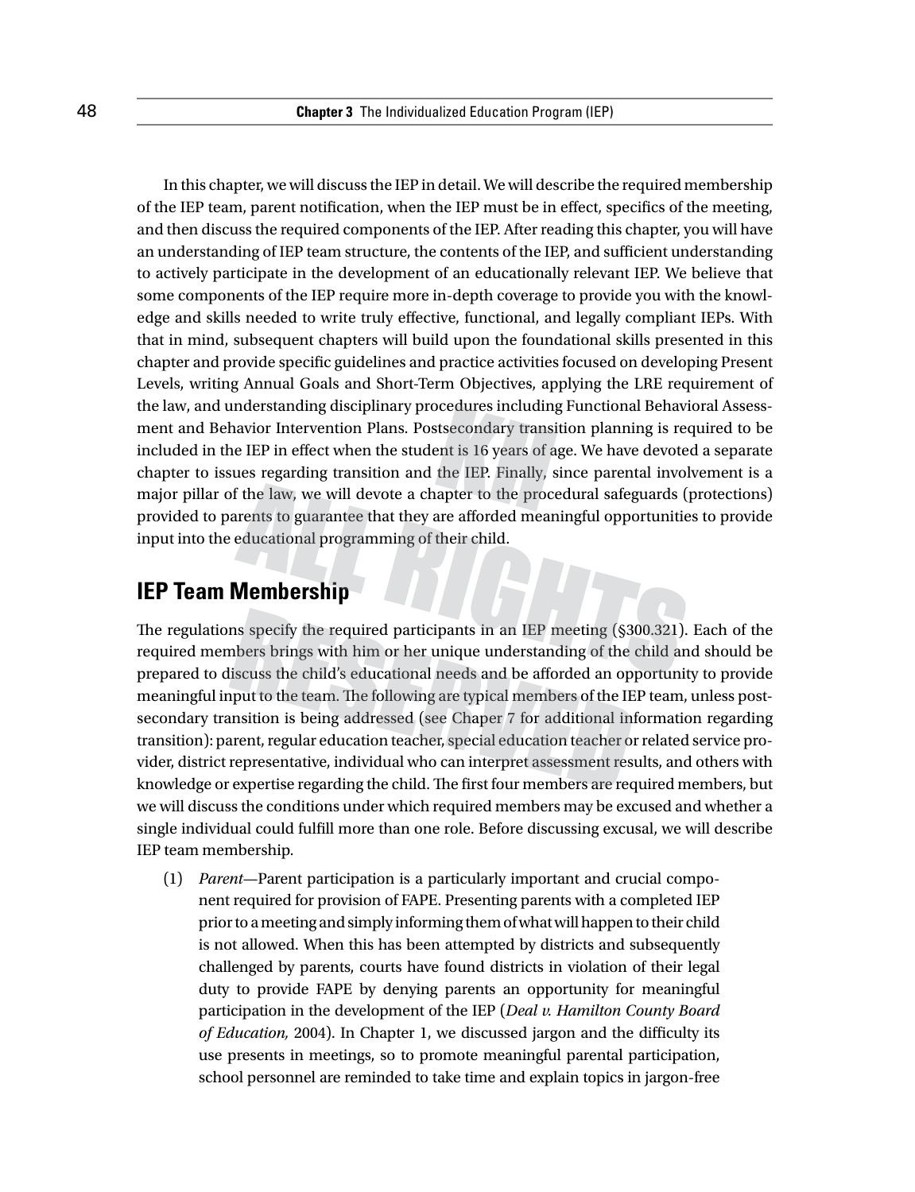In this chapter, we will discuss the IEP in detail. We will describe the required membership of the IEP team, parent notification, when the IEP must be in effect, specifics of the meeting, and then discuss the required components of the IEP. After reading this chapter, you will have an understanding of IEP team structure, the contents of the IEP, and sufficient understanding to actively participate in the development of an educationally relevant IEP. We believe that some components of the IEP require more in-depth coverage to provide you with the knowledge and skills needed to write truly effective, functional, and legally compliant IEPs. With that in mind, subsequent chapters will build upon the foundational skills presented in this chapter and provide specific guidelines and practice activities focused on developing Present Levels, writing Annual Goals and Short-Term Objectives, applying the LRE requirement of the law, and understanding disciplinary procedures including Functional Behavioral Assessment and Behavior Intervention Plans. Postsecondary transition planning is required to be included in the IEP in effect when the student is 16 years of age. We have devoted a separate chapter to issues regarding transition and the IEP. Finally, since parental involvement is a major pillar of the law, we will devote a chapter to the procedural safeguards (protections) provided to parents to guarantee that they are afforded meaningful opportunities to provide input into the educational programming of their child.

## IEP Team Membership

The regulations specify the required participants in an IEP meeting (§300.321). Each of the required members brings with him or her unique understanding of the child and should be prepared to discuss the child's educational needs and be afforded an opportunity to provide meaningful input to the team. The following are typical members of the IEP team, unless postsecondary transition is being addressed (see Chaper 7 for additional information regarding transition): parent, regular education teacher, special education teacher or related service provider, district representative, individual who can interpret assessment results, and others with knowledge or expertise regarding the child. The first four members are required members, but we will discuss the conditions under which required members may be excused and whether a single individual could fulfill more than one role. Before discussing excusal, we will describe IEP team membership.

(1) *Parent*—Parent participation is a particularly important and crucial component required for provision of FAPE. Presenting parents with a completed IEP prior to a meeting and simply informing them of what will happen to their child is not allowed. When this has been attempted by districts and subsequently challenged by parents, courts have found districts in violation of their legal duty to provide FAPE by denying parents an opportunity for meaningful participation in the development of the IEP (*Deal v. Hamilton County Board of Education,* 2004). In Chapter 1, we discussed jargon and the difficulty its use presents in meetings, so to promote meaningful parental participation, school personnel are reminded to take time and explain topics in jargon-free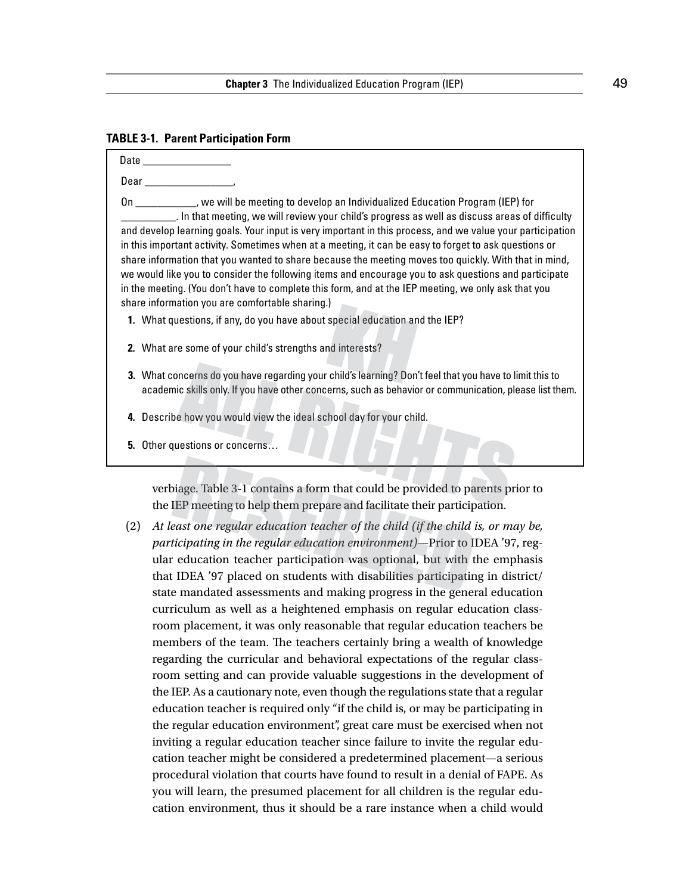**TABLE 3-1. Parent Participation Form**

Date ________________

Dear ________________,

On ___________, we will be meeting to develop an Individualized Education Program (IEP) for __________. In that meeting, we will review your child's progress as well as discuss areas of difficulty and develop learning goals. Your input is very important in this process, and we value your participation in this important activity. Sometimes when at a meeting, it can be easy to forget to ask questions or share information that you wanted to share because the meeting moves too quickly. With that in mind, we would like you to consider the following items and encourage you to ask questions and participate in the meeting. (You don't have to complete this form, and at the IEP meeting, we only ask that you share information you are comfortable sharing.)

1. What questions, if any, do you have about special education and the IEP?
2. What are some of your child's strengths and interests?
3. What concerns do you have regarding your child's learning? Don't feel that you have to limit this to academic skills only. If you have other concerns, such as behavior or communication, please list them.
4. Describe how you would view the ideal school day for your child.
5. Other questions or concerns…

verbiage. Table 3-1 contains a form that could be provided to parents prior to the IEP meeting to help them prepare and facilitate their participation.

(2) *At least one regular education teacher of the child (if the child is, or may be, participating in the regular education environment)*—Prior to IDEA '97, regular education teacher participation was optional, but with the emphasis that IDEA '97 placed on students with disabilities participating in district/state mandated assessments and making progress in the general education curriculum as well as a heightened emphasis on regular education classroom placement, it was only reasonable that regular education teachers be members of the team. The teachers certainly bring a wealth of knowledge regarding the curricular and behavioral expectations of the regular classroom setting and can provide valuable suggestions in the development of the IEP. As a cautionary note, even though the regulations state that a regular education teacher is required only "if the child is, or may be participating in the regular education environment", great care must be exercised when not inviting a regular education teacher since failure to invite the regular education teacher might be considered a predetermined placement—a serious procedural violation that courts have found to result in a denial of FAPE. As you will learn, the presumed placement for all children is the regular education environment, thus it should be a rare instance when a child would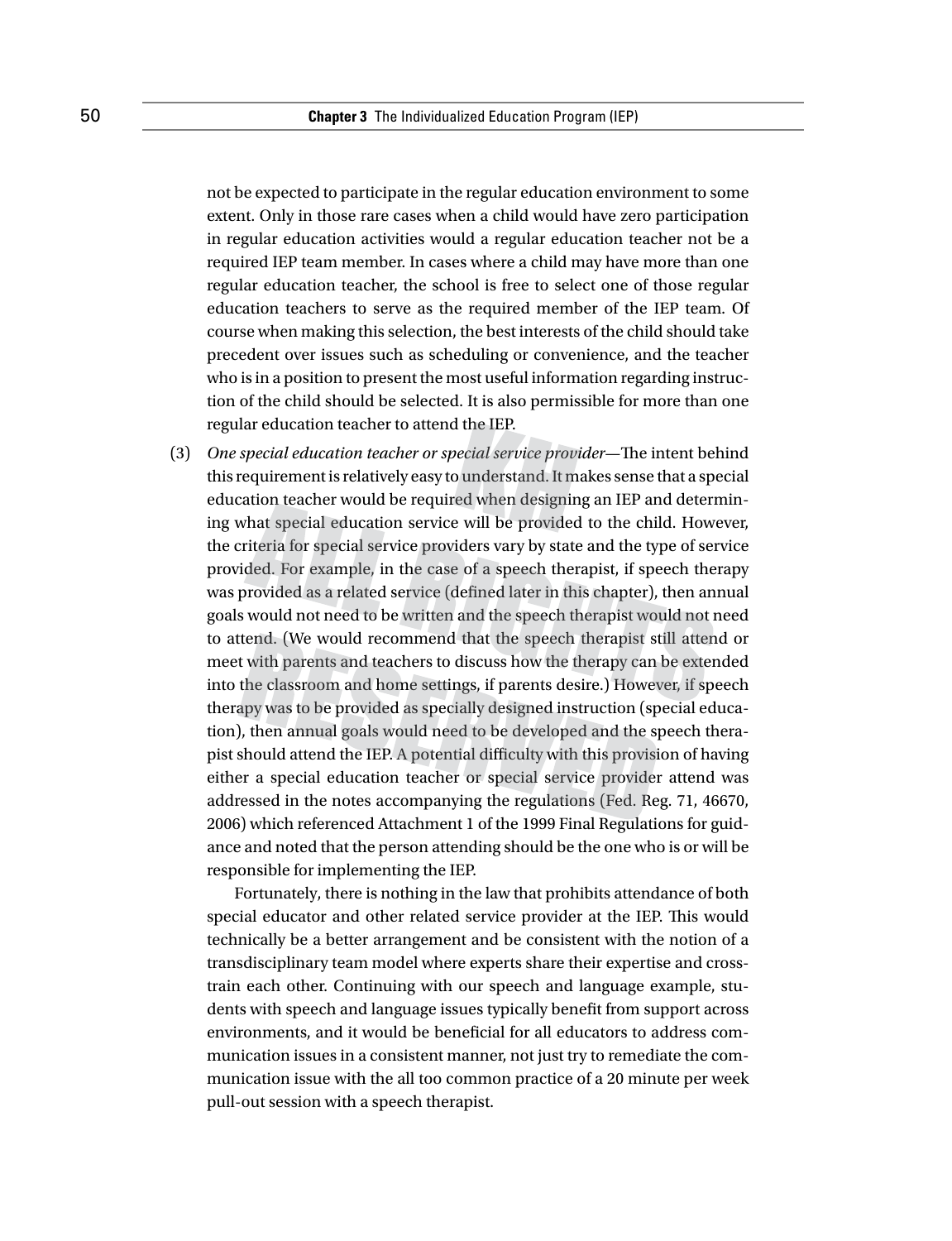not be expected to participate in the regular education environment to some extent. Only in those rare cases when a child would have zero participation in regular education activities would a regular education teacher not be a required IEP team member. In cases where a child may have more than one regular education teacher, the school is free to select one of those regular education teachers to serve as the required member of the IEP team. Of course when making this selection, the best interests of the child should take precedent over issues such as scheduling or convenience, and the teacher who is in a position to present the most useful information regarding instruction of the child should be selected. It is also permissible for more than one regular education teacher to attend the IEP.

(3) *One special education teacher or special service provider*—The intent behind this requirement is relatively easy to understand. It makes sense that a special education teacher would be required when designing an IEP and determining what special education service will be provided to the child. However, the criteria for special service providers vary by state and the type of service provided. For example, in the case of a speech therapist, if speech therapy was provided as a related service (defined later in this chapter), then annual goals would not need to be written and the speech therapist would not need to attend. (We would recommend that the speech therapist still attend or meet with parents and teachers to discuss how the therapy can be extended into the classroom and home settings, if parents desire.) However, if speech therapy was to be provided as specially designed instruction (special education), then annual goals would need to be developed and the speech therapist should attend the IEP. A potential difficulty with this provision of having either a special education teacher or special service provider attend was addressed in the notes accompanying the regulations (Fed. Reg. 71, 46670, 2006) which referenced Attachment 1 of the 1999 Final Regulations for guidance and noted that the person attending should be the one who is or will be responsible for implementing the IEP.

Fortunately, there is nothing in the law that prohibits attendance of both special educator and other related service provider at the IEP. This would technically be a better arrangement and be consistent with the notion of a transdisciplinary team model where experts share their expertise and cross-train each other. Continuing with our speech and language example, students with speech and language issues typically benefit from support across environments, and it would be beneficial for all educators to address communication issues in a consistent manner, not just try to remediate the communication issue with the all too common practice of a 20 minute per week pull-out session with a speech therapist.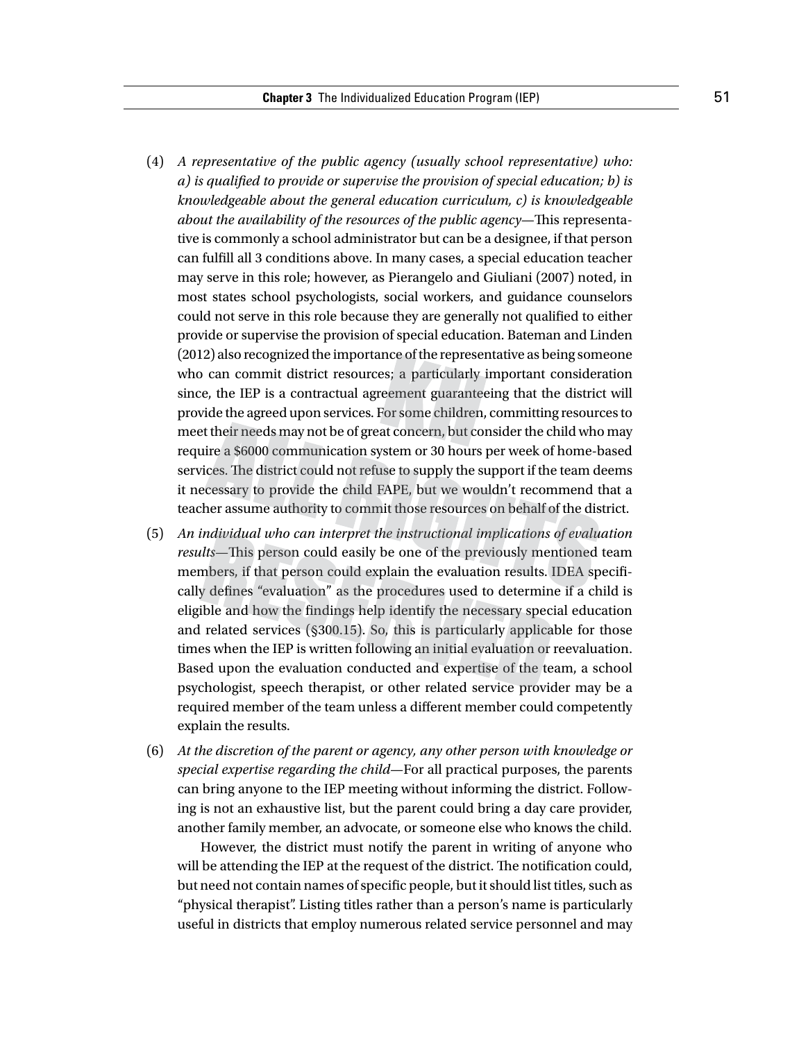(4) *A representative of the public agency (usually school representative) who: a) is qualified to provide or supervise the provision of special education; b) is knowledgeable about the general education curriculum, c) is knowledgeable about the availability of the resources of the public agency*—This representative is commonly a school administrator but can be a designee, if that person can fulfill all 3 conditions above. In many cases, a special education teacher may serve in this role; however, as Pierangelo and Giuliani (2007) noted, in most states school psychologists, social workers, and guidance counselors could not serve in this role because they are generally not qualified to either provide or supervise the provision of special education. Bateman and Linden (2012) also recognized the importance of the representative as being someone who can commit district resources; a particularly important consideration since, the IEP is a contractual agreement guaranteeing that the district will provide the agreed upon services. For some children, committing resources to meet their needs may not be of great concern, but consider the child who may require a $6000 communication system or 30 hours per week of home-based services. The district could not refuse to supply the support if the team deems it necessary to provide the child FAPE, but we wouldn't recommend that a teacher assume authority to commit those resources on behalf of the district.

(5) *An individual who can interpret the instructional implications of evaluation results*—This person could easily be one of the previously mentioned team members, if that person could explain the evaluation results. IDEA specifically defines "evaluation" as the procedures used to determine if a child is eligible and how the findings help identify the necessary special education and related services (§300.15). So, this is particularly applicable for those times when the IEP is written following an initial evaluation or reevaluation. Based upon the evaluation conducted and expertise of the team, a school psychologist, speech therapist, or other related service provider may be a required member of the team unless a different member could competently explain the results.

(6) *At the discretion of the parent or agency, any other person with knowledge or special expertise regarding the child*—For all practical purposes, the parents can bring anyone to the IEP meeting without informing the district. Following is not an exhaustive list, but the parent could bring a day care provider, another family member, an advocate, or someone else who knows the child.

However, the district must notify the parent in writing of anyone who will be attending the IEP at the request of the district. The notification could, but need not contain names of specific people, but it should list titles, such as "physical therapist". Listing titles rather than a person's name is particularly useful in districts that employ numerous related service personnel and may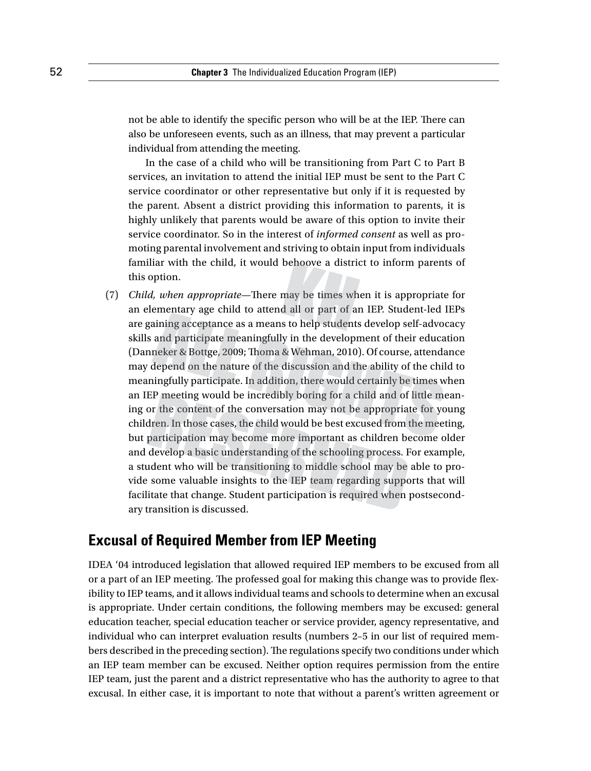not be able to identify the specific person who will be at the IEP. There can also be unforeseen events, such as an illness, that may prevent a particular individual from attending the meeting.

In the case of a child who will be transitioning from Part C to Part B services, an invitation to attend the initial IEP must be sent to the Part C service coordinator or other representative but only if it is requested by the parent. Absent a district providing this information to parents, it is highly unlikely that parents would be aware of this option to invite their service coordinator. So in the interest of *informed consent* as well as promoting parental involvement and striving to obtain input from individuals familiar with the child, it would behoove a district to inform parents of this option.

(7) *Child, when appropriate*—There may be times when it is appropriate for an elementary age child to attend all or part of an IEP. Student-led IEPs are gaining acceptance as a means to help students develop self-advocacy skills and participate meaningfully in the development of their education (Danneker & Bottge, 2009; Thoma & Wehman, 2010). Of course, attendance may depend on the nature of the discussion and the ability of the child to meaningfully participate. In addition, there would certainly be times when an IEP meeting would be incredibly boring for a child and of little meaning or the content of the conversation may not be appropriate for young children. In those cases, the child would be best excused from the meeting, but participation may become more important as children become older and develop a basic understanding of the schooling process. For example, a student who will be transitioning to middle school may be able to provide some valuable insights to the IEP team regarding supports that will facilitate that change. Student participation is required when postsecondary transition is discussed.

## Excusal of Required Member from IEP Meeting

IDEA '04 introduced legislation that allowed required IEP members to be excused from all or a part of an IEP meeting. The professed goal for making this change was to provide flexibility to IEP teams, and it allows individual teams and schools to determine when an excusal is appropriate. Under certain conditions, the following members may be excused: general education teacher, special education teacher or service provider, agency representative, and individual who can interpret evaluation results (numbers 2–5 in our list of required members described in the preceding section). The regulations specify two conditions under which an IEP team member can be excused. Neither option requires permission from the entire IEP team, just the parent and a district representative who has the authority to agree to that excusal. In either case, it is important to note that without a parent's written agreement or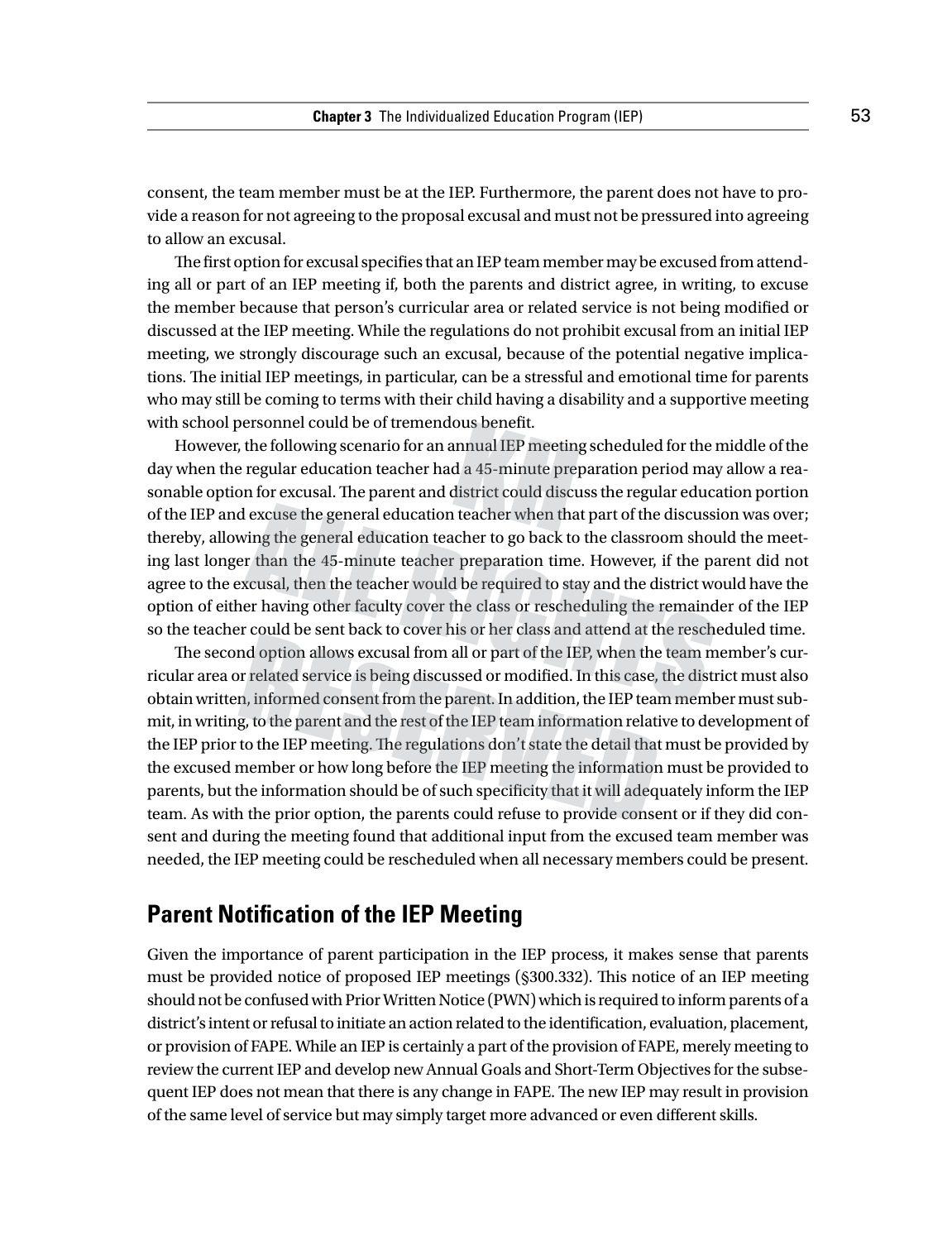consent, the team member must be at the IEP. Furthermore, the parent does not have to provide a reason for not agreeing to the proposal excusal and must not be pressured into agreeing to allow an excusal.

The first option for excusal specifies that an IEP team member may be excused from attending all or part of an IEP meeting if, both the parents and district agree, in writing, to excuse the member because that person's curricular area or related service is not being modified or discussed at the IEP meeting. While the regulations do not prohibit excusal from an initial IEP meeting, we strongly discourage such an excusal, because of the potential negative implications. The initial IEP meetings, in particular, can be a stressful and emotional time for parents who may still be coming to terms with their child having a disability and a supportive meeting with school personnel could be of tremendous benefit.

However, the following scenario for an annual IEP meeting scheduled for the middle of the day when the regular education teacher had a 45-minute preparation period may allow a reasonable option for excusal. The parent and district could discuss the regular education portion of the IEP and excuse the general education teacher when that part of the discussion was over; thereby, allowing the general education teacher to go back to the classroom should the meeting last longer than the 45-minute teacher preparation time. However, if the parent did not agree to the excusal, then the teacher would be required to stay and the district would have the option of either having other faculty cover the class or rescheduling the remainder of the IEP so the teacher could be sent back to cover his or her class and attend at the rescheduled time.

The second option allows excusal from all or part of the IEP, when the team member's curricular area or related service is being discussed or modified. In this case, the district must also obtain written, informed consent from the parent. In addition, the IEP team member must submit, in writing, to the parent and the rest of the IEP team information relative to development of the IEP prior to the IEP meeting. The regulations don't state the detail that must be provided by the excused member or how long before the IEP meeting the information must be provided to parents, but the information should be of such specificity that it will adequately inform the IEP team. As with the prior option, the parents could refuse to provide consent or if they did consent and during the meeting found that additional input from the excused team member was needed, the IEP meeting could be rescheduled when all necessary members could be present.

## Parent Notification of the IEP Meeting

Given the importance of parent participation in the IEP process, it makes sense that parents must be provided notice of proposed IEP meetings (§300.332). This notice of an IEP meeting should not be confused with Prior Written Notice (PWN) which is required to inform parents of a district's intent or refusal to initiate an action related to the identification, evaluation, placement, or provision of FAPE. While an IEP is certainly a part of the provision of FAPE, merely meeting to review the current IEP and develop new Annual Goals and Short-Term Objectives for the subsequent IEP does not mean that there is any change in FAPE. The new IEP may result in provision of the same level of service but may simply target more advanced or even different skills.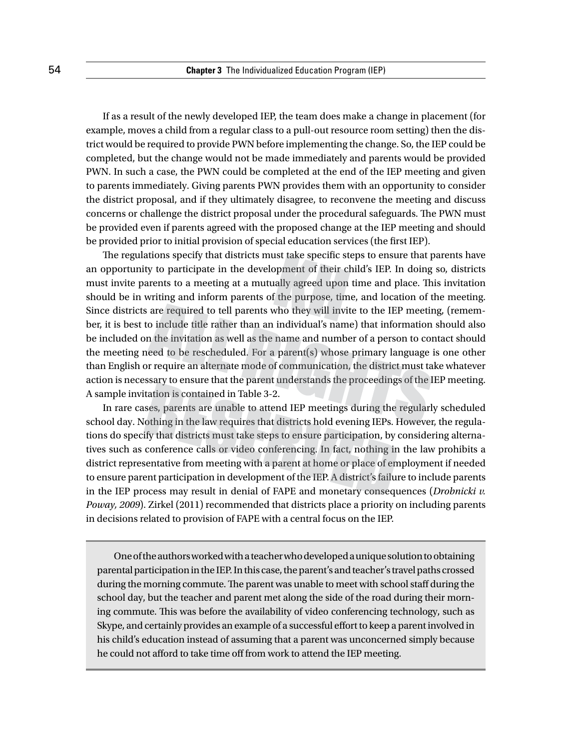If as a result of the newly developed IEP, the team does make a change in placement (for example, moves a child from a regular class to a pull-out resource room setting) then the district would be required to provide PWN before implementing the change. So, the IEP could be completed, but the change would not be made immediately and parents would be provided PWN. In such a case, the PWN could be completed at the end of the IEP meeting and given to parents immediately. Giving parents PWN provides them with an opportunity to consider the district proposal, and if they ultimately disagree, to reconvene the meeting and discuss concerns or challenge the district proposal under the procedural safeguards. The PWN must be provided even if parents agreed with the proposed change at the IEP meeting and should be provided prior to initial provision of special education services (the first IEP).

The regulations specify that districts must take specific steps to ensure that parents have an opportunity to participate in the development of their child's IEP. In doing so, districts must invite parents to a meeting at a mutually agreed upon time and place. This invitation should be in writing and inform parents of the purpose, time, and location of the meeting. Since districts are required to tell parents who they will invite to the IEP meeting, (remember, it is best to include title rather than an individual's name) that information should also be included on the invitation as well as the name and number of a person to contact should the meeting need to be rescheduled. For a parent(s) whose primary language is one other than English or require an alternate mode of communication, the district must take whatever action is necessary to ensure that the parent understands the proceedings of the IEP meeting. A sample invitation is contained in Table 3-2.

In rare cases, parents are unable to attend IEP meetings during the regularly scheduled school day. Nothing in the law requires that districts hold evening IEPs. However, the regulations do specify that districts must take steps to ensure participation, by considering alternatives such as conference calls or video conferencing. In fact, nothing in the law prohibits a district representative from meeting with a parent at home or place of employment if needed to ensure parent participation in development of the IEP. A district's failure to include parents in the IEP process may result in denial of FAPE and monetary consequences (*Drobnicki v. Poway, 2009*). Zirkel (2011) recommended that districts place a priority on including parents in decisions related to provision of FAPE with a central focus on the IEP.

> One of the authors worked with a teacher who developed a unique solution to obtaining parental participation in the IEP. In this case, the parent's and teacher's travel paths crossed during the morning commute. The parent was unable to meet with school staff during the school day, but the teacher and parent met along the side of the road during their morning commute. This was before the availability of video conferencing technology, such as Skype, and certainly provides an example of a successful effort to keep a parent involved in his child's education instead of assuming that a parent was unconcerned simply because he could not afford to take time off from work to attend the IEP meeting.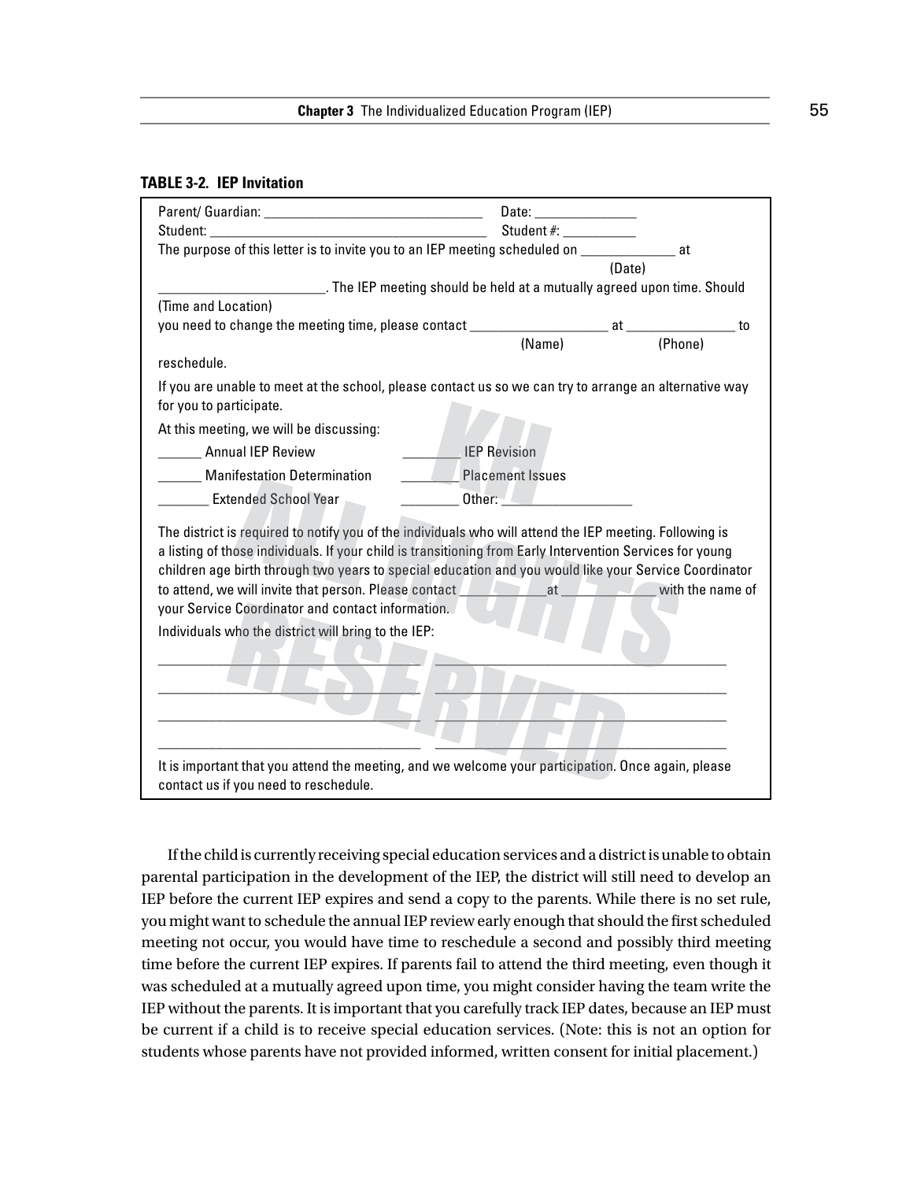**TABLE 3-2. IEP Invitation**

Parent/ Guardian: ______________________________ Date: ______________

Student: ______________________________________ Student #: __________

The purpose of this letter is to invite you to an IEP meeting scheduled on _____________ at
(Date)

_______________________. The IEP meeting should be held at a mutually agreed upon time. Should
(Time and Location)

you need to change the meeting time, please contact ___________________ at _______________ to
(Name) (Phone)

reschedule.

If you are unable to meet at the school, please contact us so we can try to arrange an alternative way for you to participate.

At this meeting, we will be discussing:

______ Annual IEP Review ________ IEP Revision

______ Manifestation Determination ________ Placement Issues

_______ Extended School Year ________ Other: __________________

The district is required to notify you of the individuals who will attend the IEP meeting. Following is a listing of those individuals. If your child is transitioning from Early Intervention Services for young children age birth through two years to special education and you would like your Service Coordinator to attend, we will invite that person. Please contact ___________at _____________ with the name of your Service Coordinator and contact information.

Individuals who the district will bring to the IEP:

________________________________ ________________________________

________________________________ ________________________________

________________________________ ________________________________

________________________________ ________________________________

It is important that you attend the meeting, and we welcome your participation. Once again, please contact us if you need to reschedule.

If the child is currently receiving special education services and a district is unable to obtain parental participation in the development of the IEP, the district will still need to develop an IEP before the current IEP expires and send a copy to the parents. While there is no set rule, you might want to schedule the annual IEP review early enough that should the first scheduled meeting not occur, you would have time to reschedule a second and possibly third meeting time before the current IEP expires. If parents fail to attend the third meeting, even though it was scheduled at a mutually agreed upon time, you might consider having the team write the IEP without the parents. It is important that you carefully track IEP dates, because an IEP must be current if a child is to receive special education services. (Note: this is not an option for students whose parents have not provided informed, written consent for initial placement.)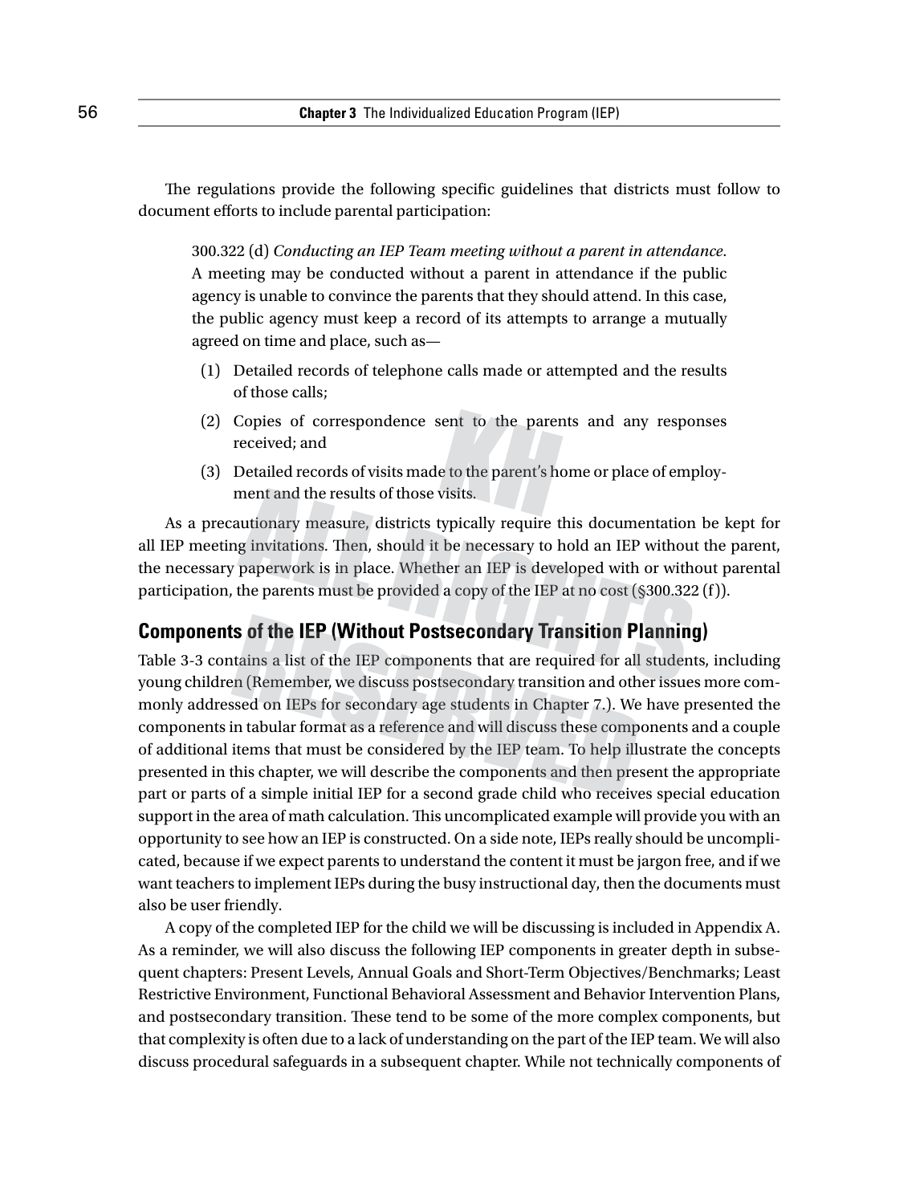The regulations provide the following specific guidelines that districts must follow to document efforts to include parental participation:

> 300.322 (d) *Conducting an IEP Team meeting without a parent in attendance.* A meeting may be conducted without a parent in attendance if the public agency is unable to convince the parents that they should attend. In this case, the public agency must keep a record of its attempts to arrange a mutually agreed on time and place, such as—
>
> (1) Detailed records of telephone calls made or attempted and the results of those calls;
>
> (2) Copies of correspondence sent to the parents and any responses received; and
>
> (3) Detailed records of visits made to the parent's home or place of employment and the results of those visits.

As a precautionary measure, districts typically require this documentation be kept for all IEP meeting invitations. Then, should it be necessary to hold an IEP without the parent, the necessary paperwork is in place. Whether an IEP is developed with or without parental participation, the parents must be provided a copy of the IEP at no cost (§300.322 (f)).

## Components of the IEP (Without Postsecondary Transition Planning)

Table 3-3 contains a list of the IEP components that are required for all students, including young children (Remember, we discuss postsecondary transition and other issues more commonly addressed on IEPs for secondary age students in Chapter 7.). We have presented the components in tabular format as a reference and will discuss these components and a couple of additional items that must be considered by the IEP team. To help illustrate the concepts presented in this chapter, we will describe the components and then present the appropriate part or parts of a simple initial IEP for a second grade child who receives special education support in the area of math calculation. This uncomplicated example will provide you with an opportunity to see how an IEP is constructed. On a side note, IEPs really should be uncomplicated, because if we expect parents to understand the content it must be jargon free, and if we want teachers to implement IEPs during the busy instructional day, then the documents must also be user friendly.

A copy of the completed IEP for the child we will be discussing is included in Appendix A. As a reminder, we will also discuss the following IEP components in greater depth in subsequent chapters: Present Levels, Annual Goals and Short-Term Objectives/Benchmarks; Least Restrictive Environment, Functional Behavioral Assessment and Behavior Intervention Plans, and postsecondary transition. These tend to be some of the more complex components, but that complexity is often due to a lack of understanding on the part of the IEP team. We will also discuss procedural safeguards in a subsequent chapter. While not technically components of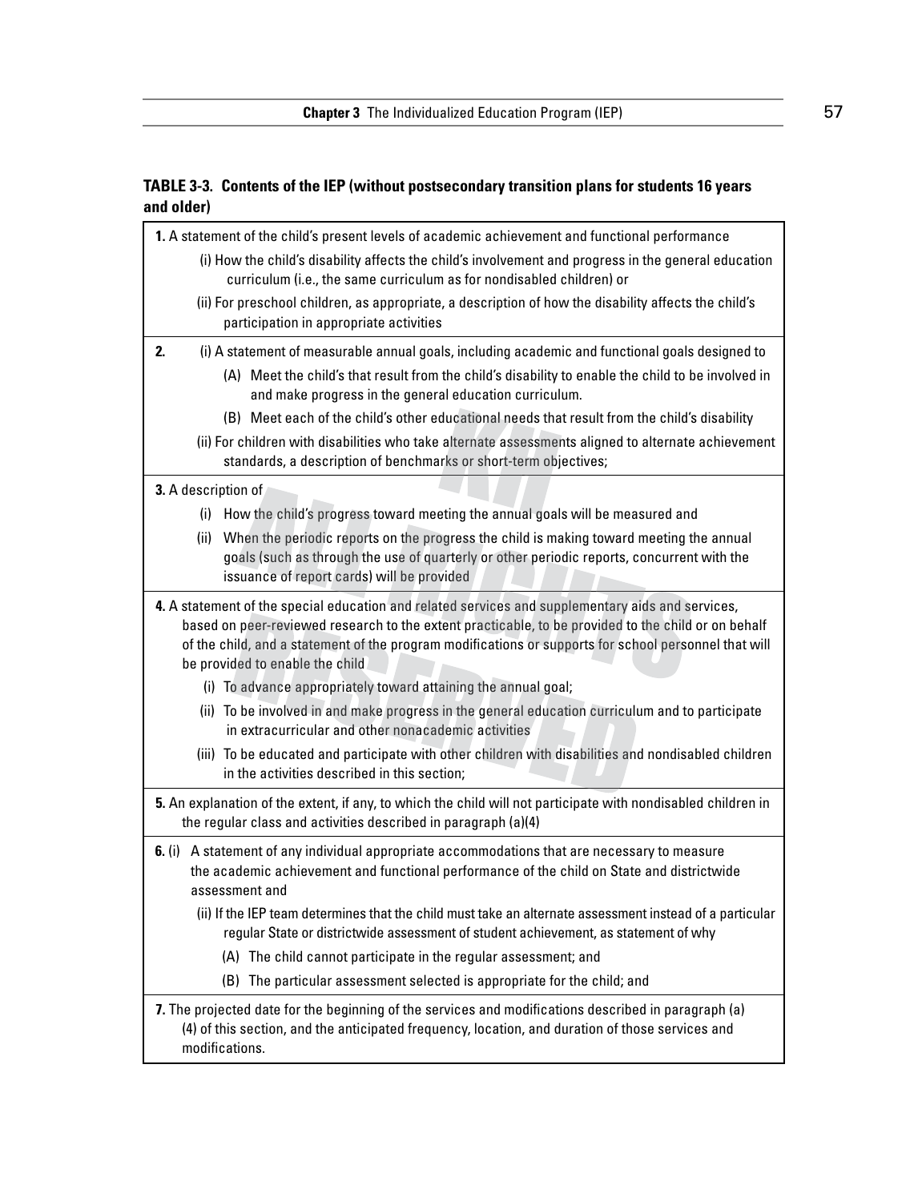**TABLE 3-3. Contents of the IEP (without postsecondary transition plans for students 16 years and older)**

| |
|---|
| **1.** A statement of the child's present levels of academic achievement and functional performance<br>(i) How the child's disability affects the child's involvement and progress in the general education curriculum (i.e., the same curriculum as for nondisabled children) or<br>(ii) For preschool children, as appropriate, a description of how the disability affects the child's participation in appropriate activities |
| **2.** (i) A statement of measurable annual goals, including academic and functional goals designed to<br>(A) Meet the child's that result from the child's disability to enable the child to be involved in and make progress in the general education curriculum.<br>(B) Meet each of the child's other educational needs that result from the child's disability<br>(ii) For children with disabilities who take alternate assessments aligned to alternate achievement standards, a description of benchmarks or short-term objectives; |
| **3.** A description of<br>(i) How the child's progress toward meeting the annual goals will be measured and<br>(ii) When the periodic reports on the progress the child is making toward meeting the annual goals (such as through the use of quarterly or other periodic reports, concurrent with the issuance of report cards) will be provided |
| **4.** A statement of the special education and related services and supplementary aids and services, based on peer-reviewed research to the extent practicable, to be provided to the child or on behalf of the child, and a statement of the program modifications or supports for school personnel that will be provided to enable the child<br>(i) To advance appropriately toward attaining the annual goal;<br>(ii) To be involved in and make progress in the general education curriculum and to participate in extracurricular and other nonacademic activities<br>(iii) To be educated and participate with other children with disabilities and nondisabled children in the activities described in this section; |
| **5.** An explanation of the extent, if any, to which the child will not participate with nondisabled children in the regular class and activities described in paragraph (a)(4) |
| **6.** (i) A statement of any individual appropriate accommodations that are necessary to measure the academic achievement and functional performance of the child on State and districtwide assessment and<br>(ii) If the IEP team determines that the child must take an alternate assessment instead of a particular regular State or districtwide assessment of student achievement, as statement of why<br>(A) The child cannot participate in the regular assessment; and<br>(B) The particular assessment selected is appropriate for the child; and |
| **7.** The projected date for the beginning of the services and modifications described in paragraph (a)(4) of this section, and the anticipated frequency, location, and duration of those services and modifications. |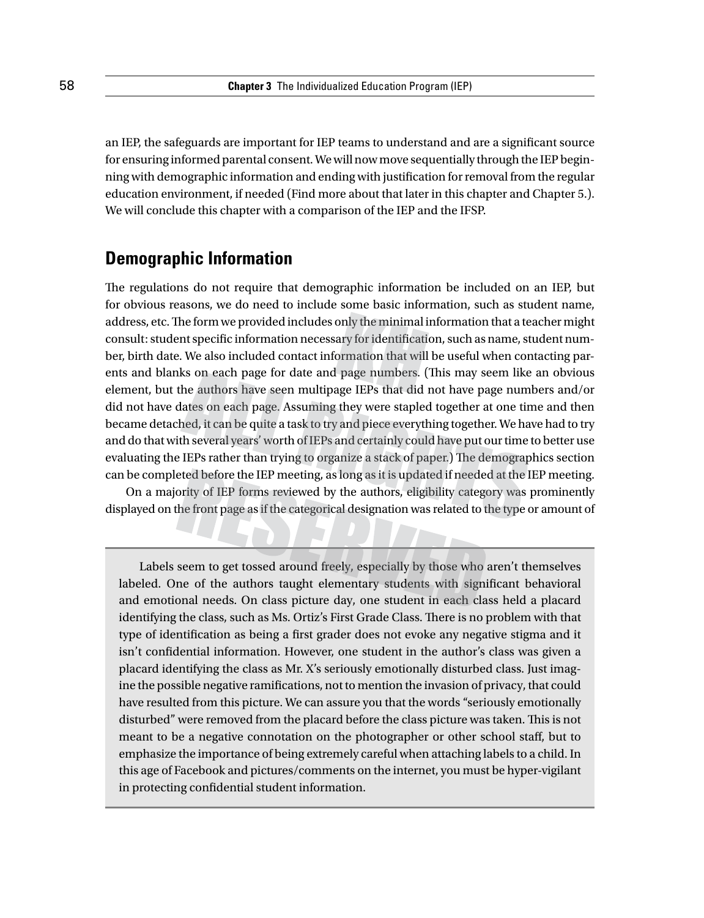an IEP, the safeguards are important for IEP teams to understand and are a significant source for ensuring informed parental consent. We will now move sequentially through the IEP beginning with demographic information and ending with justification for removal from the regular education environment, if needed (Find more about that later in this chapter and Chapter 5.). We will conclude this chapter with a comparison of the IEP and the IFSP.

## Demographic Information

The regulations do not require that demographic information be included on an IEP, but for obvious reasons, we do need to include some basic information, such as student name, address, etc. The form we provided includes only the minimal information that a teacher might consult: student specific information necessary for identification, such as name, student number, birth date. We also included contact information that will be useful when contacting parents and blanks on each page for date and page numbers. (This may seem like an obvious element, but the authors have seen multipage IEPs that did not have page numbers and/or did not have dates on each page. Assuming they were stapled together at one time and then became detached, it can be quite a task to try and piece everything together. We have had to try and do that with several years' worth of IEPs and certainly could have put our time to better use evaluating the IEPs rather than trying to organize a stack of paper.) The demographics section can be completed before the IEP meeting, as long as it is updated if needed at the IEP meeting.

On a majority of IEP forms reviewed by the authors, eligibility category was prominently displayed on the front page as if the categorical designation was related to the type or amount of

> Labels seem to get tossed around freely, especially by those who aren't themselves labeled. One of the authors taught elementary students with significant behavioral and emotional needs. On class picture day, one student in each class held a placard identifying the class, such as Ms. Ortiz's First Grade Class. There is no problem with that type of identification as being a first grader does not evoke any negative stigma and it isn't confidential information. However, one student in the author's class was given a placard identifying the class as Mr. X's seriously emotionally disturbed class. Just imagine the possible negative ramifications, not to mention the invasion of privacy, that could have resulted from this picture. We can assure you that the words "seriously emotionally disturbed" were removed from the placard before the class picture was taken. This is not meant to be a negative connotation on the photographer or other school staff, but to emphasize the importance of being extremely careful when attaching labels to a child. In this age of Facebook and pictures/comments on the internet, you must be hyper-vigilant in protecting confidential student information.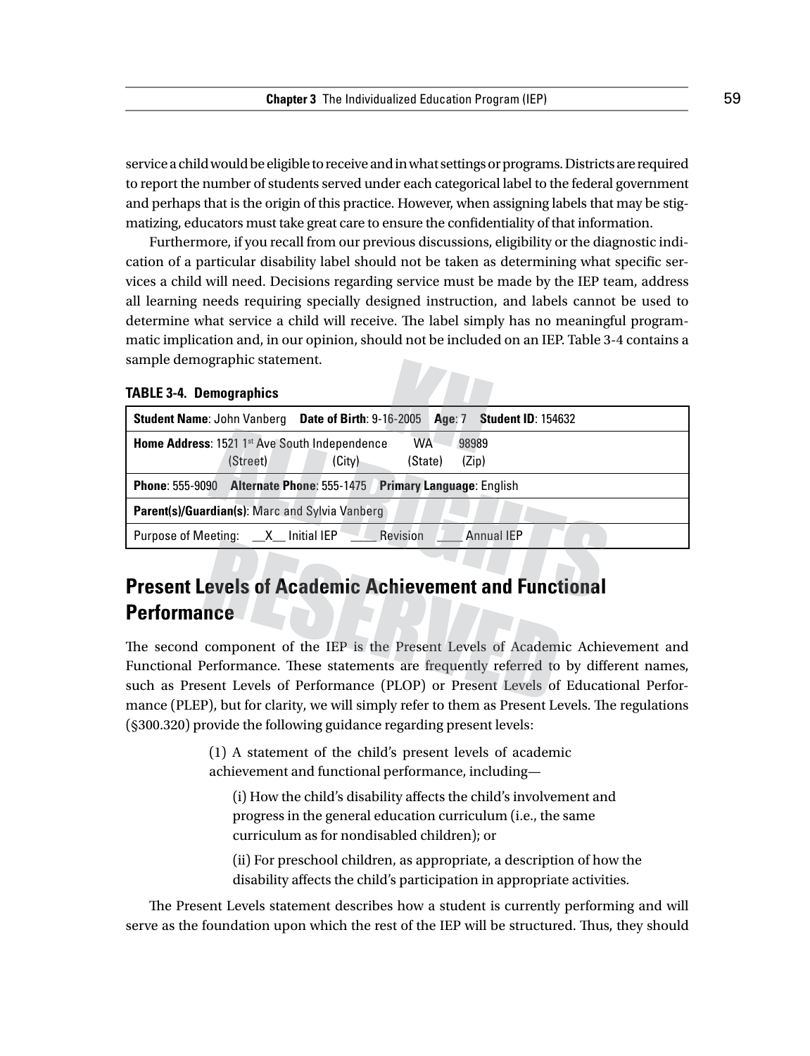service a child would be eligible to receive and in what settings or programs. Districts are required to report the number of students served under each categorical label to the federal government and perhaps that is the origin of this practice. However, when assigning labels that may be stigmatizing, educators must take great care to ensure the confidentiality of that information.

Furthermore, if you recall from our previous discussions, eligibility or the diagnostic indication of a particular disability label should not be taken as determining what specific services a child will need. Decisions regarding service must be made by the IEP team, address all learning needs requiring specially designed instruction, and labels cannot be used to determine what service a child will receive. The label simply has no meaningful programmatic implication and, in our opinion, should not be included on an IEP. Table 3-4 contains a sample demographic statement.

**TABLE 3-4. Demographics**

| |
|---|
| **Student Name**: John Vanberg  **Date of Birth**: 9-16-2005  **Age**: 7  **Student ID**: 154632 |
| **Home Address**: 1521 1st Ave South (Street)  Independence (City)  WA (State)  98989 (Zip) |
| **Phone**: 555-9090  **Alternate Phone**: 555-1475  **Primary Language**: English |
| **Parent(s)/Guardian(s)**: Marc and Sylvia Vanberg |
| Purpose of Meeting: \_\_X\_\_ Initial IEP \_\_\_\_ Revision \_\_\_\_ Annual IEP |

## Present Levels of Academic Achievement and Functional Performance

The second component of the IEP is the Present Levels of Academic Achievement and Functional Performance. These statements are frequently referred to by different names, such as Present Levels of Performance (PLOP) or Present Levels of Educational Performance (PLEP), but for clarity, we will simply refer to them as Present Levels. The regulations (§300.320) provide the following guidance regarding present levels:

> (1) A statement of the child's present levels of academic achievement and functional performance, including—
>
> (i) How the child's disability affects the child's involvement and progress in the general education curriculum (i.e., the same curriculum as for nondisabled children); or
>
> (ii) For preschool children, as appropriate, a description of how the disability affects the child's participation in appropriate activities.

The Present Levels statement describes how a student is currently performing and will serve as the foundation upon which the rest of the IEP will be structured. Thus, they should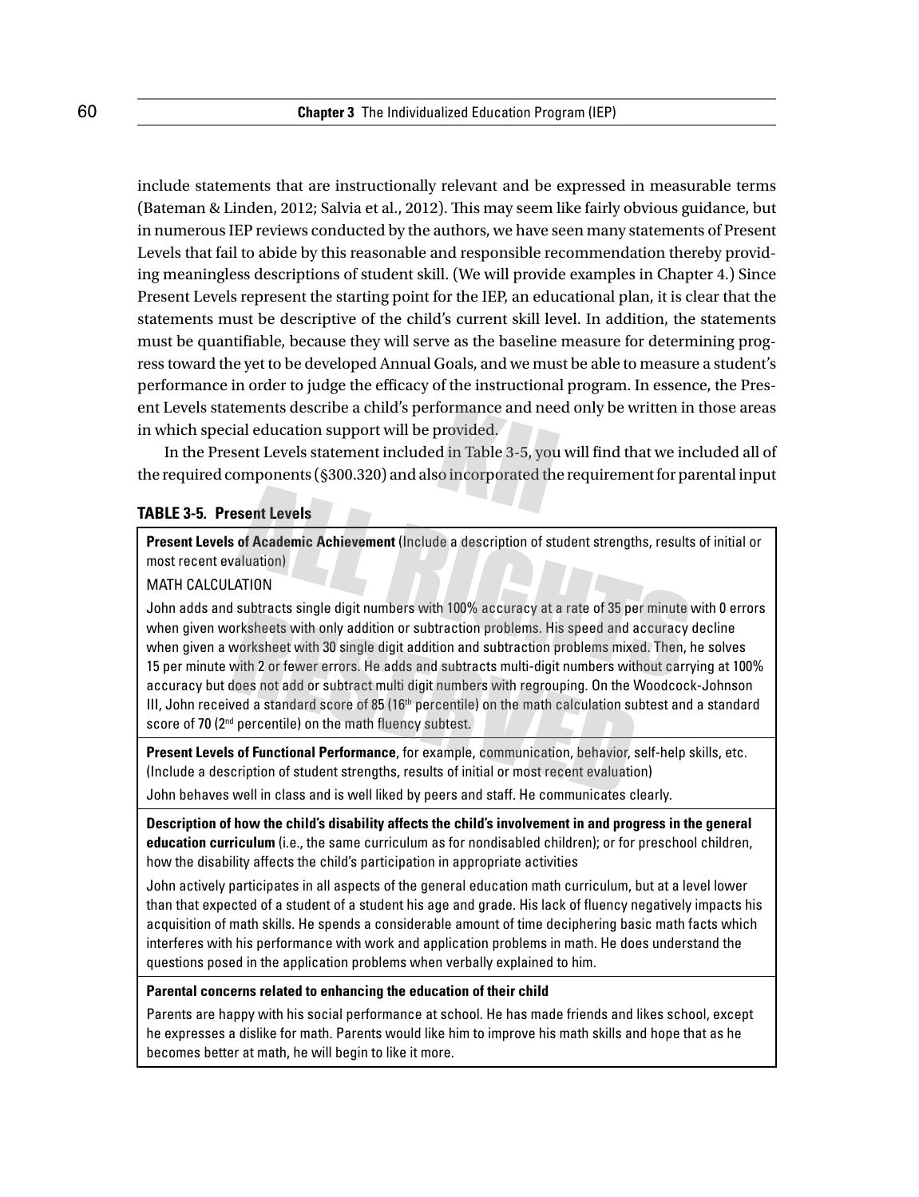include statements that are instructionally relevant and be expressed in measurable terms (Bateman & Linden, 2012; Salvia et al., 2012). This may seem like fairly obvious guidance, but in numerous IEP reviews conducted by the authors, we have seen many statements of Present Levels that fail to abide by this reasonable and responsible recommendation thereby providing meaningless descriptions of student skill. (We will provide examples in Chapter 4.) Since Present Levels represent the starting point for the IEP, an educational plan, it is clear that the statements must be descriptive of the child's current skill level. In addition, the statements must be quantifiable, because they will serve as the baseline measure for determining progress toward the yet to be developed Annual Goals, and we must be able to measure a student's performance in order to judge the efficacy of the instructional program. In essence, the Present Levels statements describe a child's performance and need only be written in those areas in which special education support will be provided.

In the Present Levels statement included in Table 3-5, you will find that we included all of the required components (§300.320) and also incorporated the requirement for parental input

**TABLE 3-5. Present Levels**

| |
|---|
| **Present Levels of Academic Achievement** (Include a description of student strengths, results of initial or most recent evaluation)<br>MATH CALCULATION<br>John adds and subtracts single digit numbers with 100% accuracy at a rate of 35 per minute with 0 errors when given worksheets with only addition or subtraction problems. His speed and accuracy decline when given a worksheet with 30 single digit addition and subtraction problems mixed. Then, he solves 15 per minute with 2 or fewer errors. He adds and subtracts multi-digit numbers without carrying at 100% accuracy but does not add or subtract multi digit numbers with regrouping. On the Woodcock-Johnson III, John received a standard score of 85 (16th percentile) on the math calculation subtest and a standard score of 70 (2nd percentile) on the math fluency subtest. |
| **Present Levels of Functional Performance**, for example, communication, behavior, self-help skills, etc. (Include a description of student strengths, results of initial or most recent evaluation)<br>John behaves well in class and is well liked by peers and staff. He communicates clearly. |
| **Description of how the child's disability affects the child's involvement in and progress in the general education curriculum** (i.e., the same curriculum as for nondisabled children); or for preschool children, how the disability affects the child's participation in appropriate activities<br>John actively participates in all aspects of the general education math curriculum, but at a level lower than that expected of a student of a student his age and grade. His lack of fluency negatively impacts his acquisition of math skills. He spends a considerable amount of time deciphering basic math facts which interferes with his performance with work and application problems in math. He does understand the questions posed in the application problems when verbally explained to him. |
| **Parental concerns related to enhancing the education of their child**<br>Parents are happy with his social performance at school. He has made friends and likes school, except he expresses a dislike for math. Parents would like him to improve his math skills and hope that as he becomes better at math, he will begin to like it more. |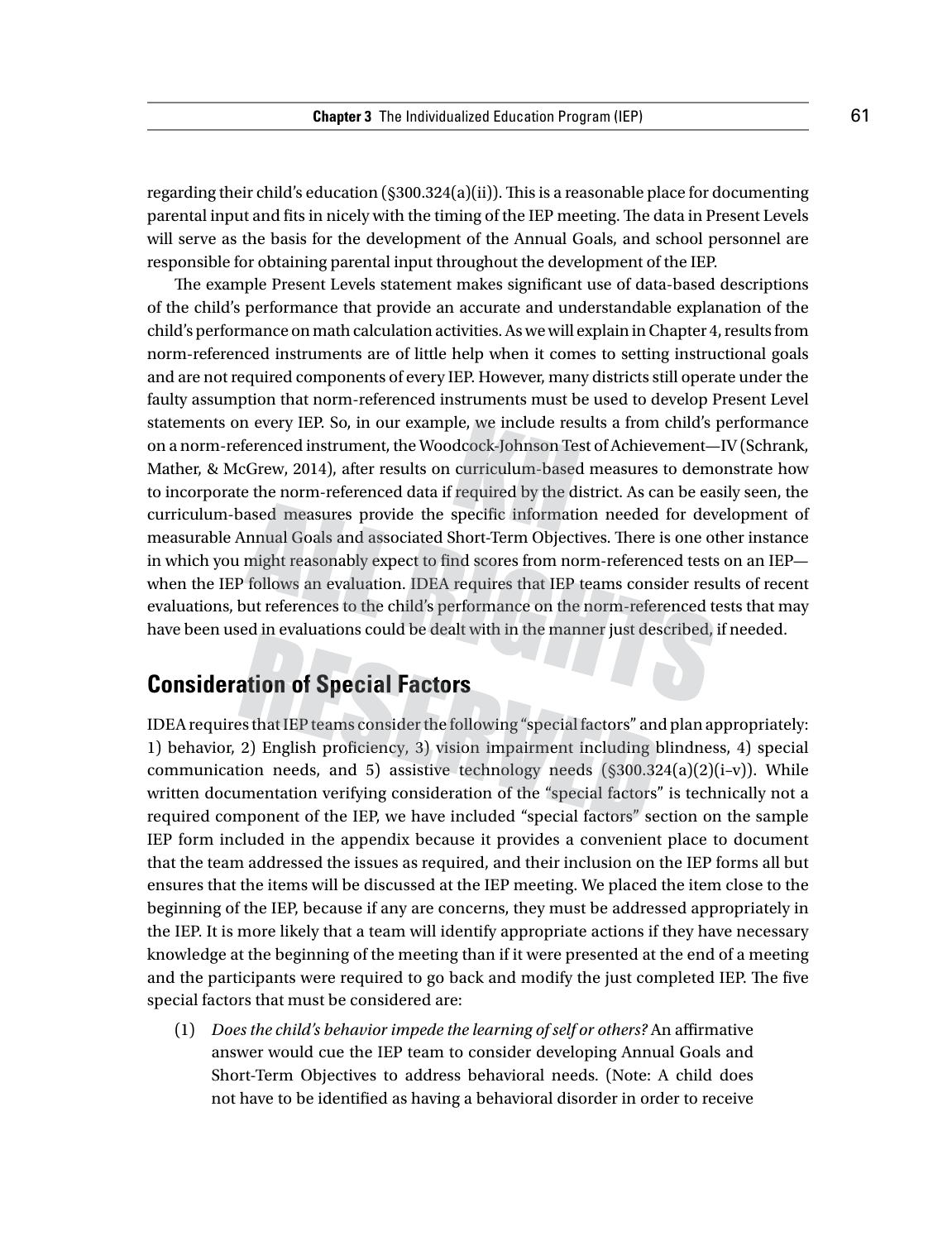regarding their child's education (§300.324(a)(ii)). This is a reasonable place for documenting parental input and fits in nicely with the timing of the IEP meeting. The data in Present Levels will serve as the basis for the development of the Annual Goals, and school personnel are responsible for obtaining parental input throughout the development of the IEP.

The example Present Levels statement makes significant use of data-based descriptions of the child's performance that provide an accurate and understandable explanation of the child's performance on math calculation activities. As we will explain in Chapter 4, results from norm-referenced instruments are of little help when it comes to setting instructional goals and are not required components of every IEP. However, many districts still operate under the faulty assumption that norm-referenced instruments must be used to develop Present Level statements on every IEP. So, in our example, we include results a from child's performance on a norm-referenced instrument, the Woodcock-Johnson Test of Achievement—IV (Schrank, Mather, & McGrew, 2014), after results on curriculum-based measures to demonstrate how to incorporate the norm-referenced data if required by the district. As can be easily seen, the curriculum-based measures provide the specific information needed for development of measurable Annual Goals and associated Short-Term Objectives. There is one other instance in which you might reasonably expect to find scores from norm-referenced tests on an IEP—when the IEP follows an evaluation. IDEA requires that IEP teams consider results of recent evaluations, but references to the child's performance on the norm-referenced tests that may have been used in evaluations could be dealt with in the manner just described, if needed.

## Consideration of Special Factors

IDEA requires that IEP teams consider the following "special factors" and plan appropriately: 1) behavior, 2) English proficiency, 3) vision impairment including blindness, 4) special communication needs, and 5) assistive technology needs (§300.324(a)(2)(i–v)). While written documentation verifying consideration of the "special factors" is technically not a required component of the IEP, we have included "special factors" section on the sample IEP form included in the appendix because it provides a convenient place to document that the team addressed the issues as required, and their inclusion on the IEP forms all but ensures that the items will be discussed at the IEP meeting. We placed the item close to the beginning of the IEP, because if any are concerns, they must be addressed appropriately in the IEP. It is more likely that a team will identify appropriate actions if they have necessary knowledge at the beginning of the meeting than if it were presented at the end of a meeting and the participants were required to go back and modify the just completed IEP. The five special factors that must be considered are:

(1) *Does the child's behavior impede the learning of self or others?* An affirmative answer would cue the IEP team to consider developing Annual Goals and Short-Term Objectives to address behavioral needs. (Note: A child does not have to be identified as having a behavioral disorder in order to receive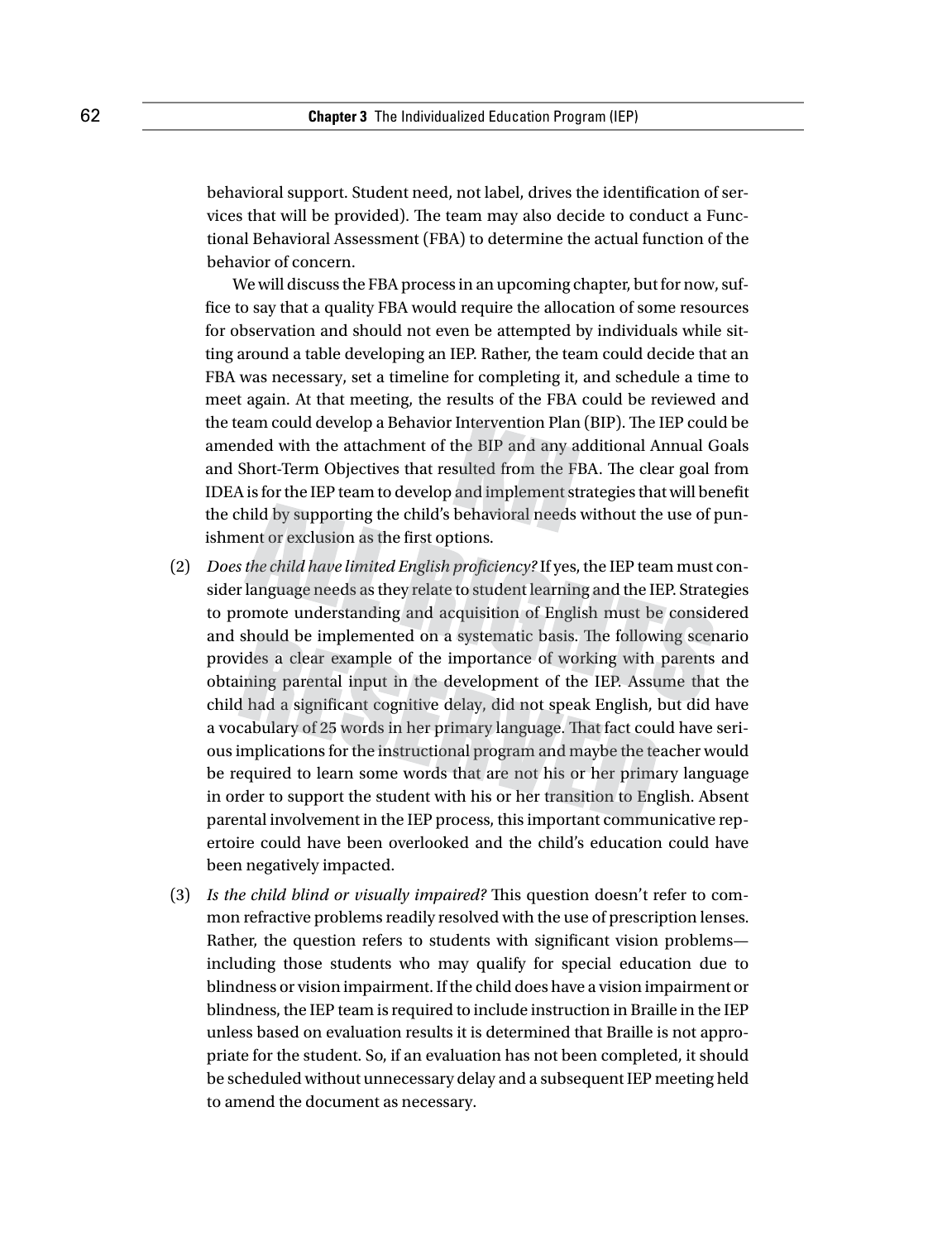behavioral support. Student need, not label, drives the identification of services that will be provided). The team may also decide to conduct a Functional Behavioral Assessment (FBA) to determine the actual function of the behavior of concern.

We will discuss the FBA process in an upcoming chapter, but for now, suffice to say that a quality FBA would require the allocation of some resources for observation and should not even be attempted by individuals while sitting around a table developing an IEP. Rather, the team could decide that an FBA was necessary, set a timeline for completing it, and schedule a time to meet again. At that meeting, the results of the FBA could be reviewed and the team could develop a Behavior Intervention Plan (BIP). The IEP could be amended with the attachment of the BIP and any additional Annual Goals and Short-Term Objectives that resulted from the FBA. The clear goal from IDEA is for the IEP team to develop and implement strategies that will benefit the child by supporting the child's behavioral needs without the use of punishment or exclusion as the first options.

(2) *Does the child have limited English proficiency?* If yes, the IEP team must consider language needs as they relate to student learning and the IEP. Strategies to promote understanding and acquisition of English must be considered and should be implemented on a systematic basis. The following scenario provides a clear example of the importance of working with parents and obtaining parental input in the development of the IEP. Assume that the child had a significant cognitive delay, did not speak English, but did have a vocabulary of 25 words in her primary language. That fact could have serious implications for the instructional program and maybe the teacher would be required to learn some words that are not his or her primary language in order to support the student with his or her transition to English. Absent parental involvement in the IEP process, this important communicative repertoire could have been overlooked and the child's education could have been negatively impacted.

(3) *Is the child blind or visually impaired?* This question doesn't refer to common refractive problems readily resolved with the use of prescription lenses. Rather, the question refers to students with significant vision problems—including those students who may qualify for special education due to blindness or vision impairment. If the child does have a vision impairment or blindness, the IEP team is required to include instruction in Braille in the IEP unless based on evaluation results it is determined that Braille is not appropriate for the student. So, if an evaluation has not been completed, it should be scheduled without unnecessary delay and a subsequent IEP meeting held to amend the document as necessary.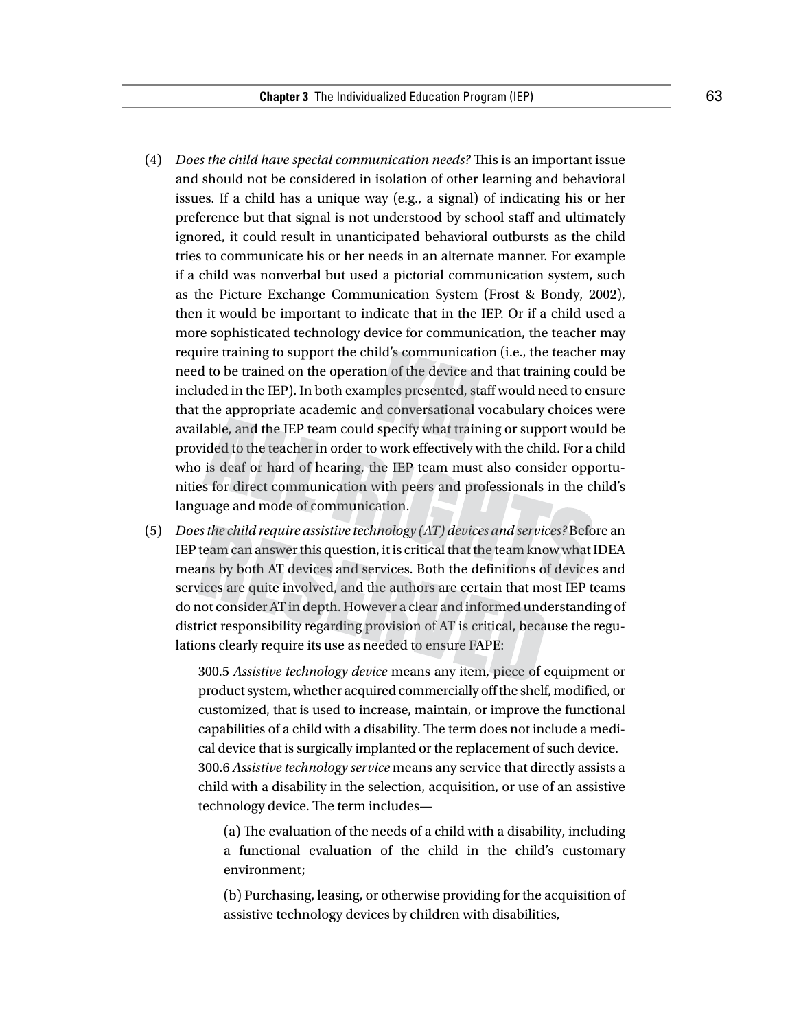(4) *Does the child have special communication needs?* This is an important issue and should not be considered in isolation of other learning and behavioral issues. If a child has a unique way (e.g., a signal) of indicating his or her preference but that signal is not understood by school staff and ultimately ignored, it could result in unanticipated behavioral outbursts as the child tries to communicate his or her needs in an alternate manner. For example if a child was nonverbal but used a pictorial communication system, such as the Picture Exchange Communication System (Frost & Bondy, 2002), then it would be important to indicate that in the IEP. Or if a child used a more sophisticated technology device for communication, the teacher may require training to support the child's communication (i.e., the teacher may need to be trained on the operation of the device and that training could be included in the IEP). In both examples presented, staff would need to ensure that the appropriate academic and conversational vocabulary choices were available, and the IEP team could specify what training or support would be provided to the teacher in order to work effectively with the child. For a child who is deaf or hard of hearing, the IEP team must also consider opportunities for direct communication with peers and professionals in the child's language and mode of communication.

(5) *Does the child require assistive technology (AT) devices and services?* Before an IEP team can answer this question, it is critical that the team know what IDEA means by both AT devices and services. Both the definitions of devices and services are quite involved, and the authors are certain that most IEP teams do not consider AT in depth. However a clear and informed understanding of district responsibility regarding provision of AT is critical, because the regulations clearly require its use as needed to ensure FAPE:

> 300.5 *Assistive technology device* means any item, piece of equipment or product system, whether acquired commercially off the shelf, modified, or customized, that is used to increase, maintain, or improve the functional capabilities of a child with a disability. The term does not include a medical device that is surgically implanted or the replacement of such device.
>
> 300.6 *Assistive technology service* means any service that directly assists a child with a disability in the selection, acquisition, or use of an assistive technology device. The term includes—
>
> > (a) The evaluation of the needs of a child with a disability, including a functional evaluation of the child in the child's customary environment;
> >
> > (b) Purchasing, leasing, or otherwise providing for the acquisition of assistive technology devices by children with disabilities,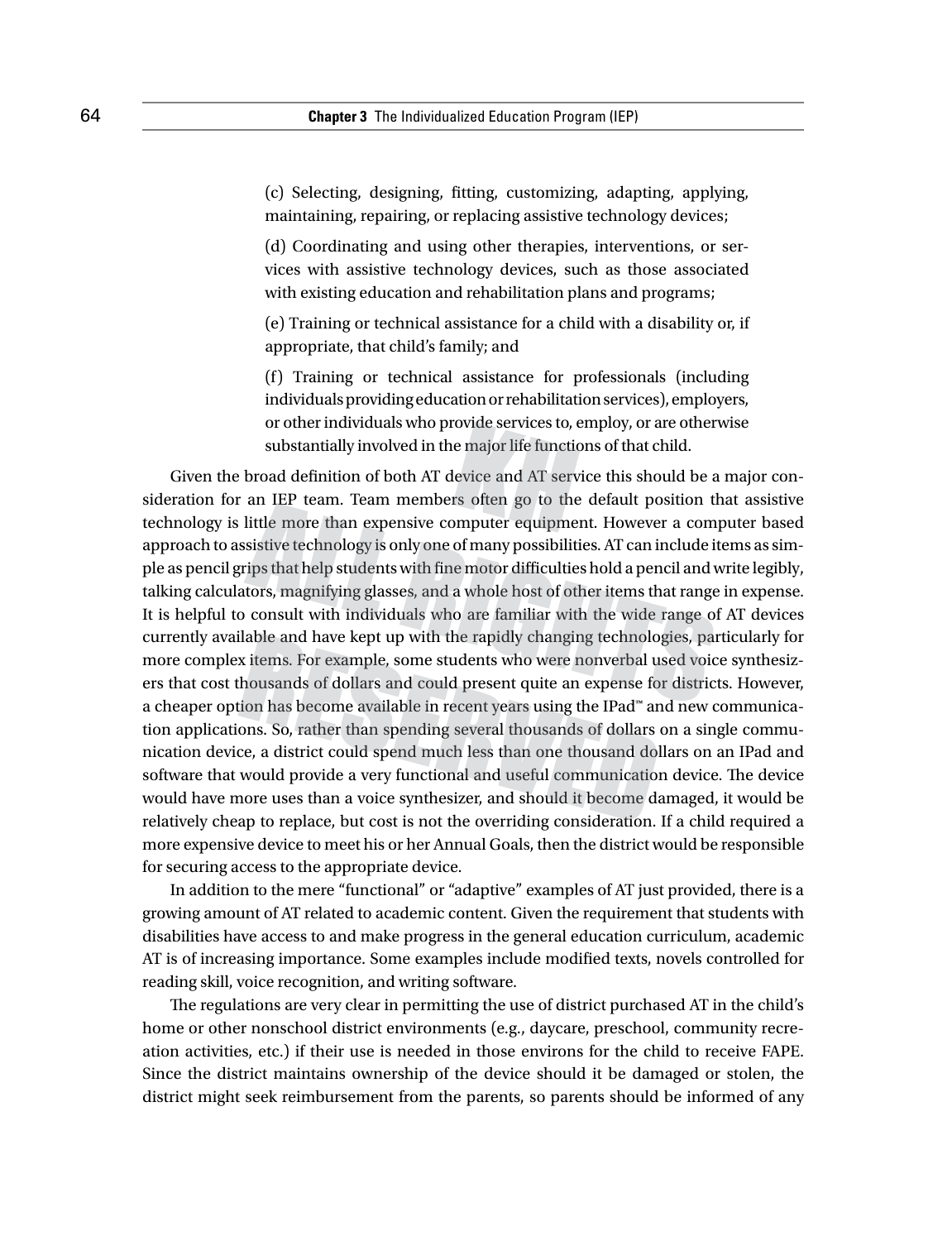(c) Selecting, designing, fitting, customizing, adapting, applying, maintaining, repairing, or replacing assistive technology devices;

(d) Coordinating and using other therapies, interventions, or services with assistive technology devices, such as those associated with existing education and rehabilitation plans and programs;

(e) Training or technical assistance for a child with a disability or, if appropriate, that child's family; and

(f) Training or technical assistance for professionals (including individuals providing education or rehabilitation services), employers, or other individuals who provide services to, employ, or are otherwise substantially involved in the major life functions of that child.

Given the broad definition of both AT device and AT service this should be a major consideration for an IEP team. Team members often go to the default position that assistive technology is little more than expensive computer equipment. However a computer based approach to assistive technology is only one of many possibilities. AT can include items as simple as pencil grips that help students with fine motor difficulties hold a pencil and write legibly, talking calculators, magnifying glasses, and a whole host of other items that range in expense. It is helpful to consult with individuals who are familiar with the wide range of AT devices currently available and have kept up with the rapidly changing technologies, particularly for more complex items. For example, some students who were nonverbal used voice synthesizers that cost thousands of dollars and could present quite an expense for districts. However, a cheaper option has become available in recent years using the IPad™ and new communication applications. So, rather than spending several thousands of dollars on a single communication device, a district could spend much less than one thousand dollars on an IPad and software that would provide a very functional and useful communication device. The device would have more uses than a voice synthesizer, and should it become damaged, it would be relatively cheap to replace, but cost is not the overriding consideration. If a child required a more expensive device to meet his or her Annual Goals, then the district would be responsible for securing access to the appropriate device.

In addition to the mere "functional" or "adaptive" examples of AT just provided, there is a growing amount of AT related to academic content. Given the requirement that students with disabilities have access to and make progress in the general education curriculum, academic AT is of increasing importance. Some examples include modified texts, novels controlled for reading skill, voice recognition, and writing software.

The regulations are very clear in permitting the use of district purchased AT in the child's home or other nonschool district environments (e.g., daycare, preschool, community recreation activities, etc.) if their use is needed in those environs for the child to receive FAPE. Since the district maintains ownership of the device should it be damaged or stolen, the district might seek reimbursement from the parents, so parents should be informed of any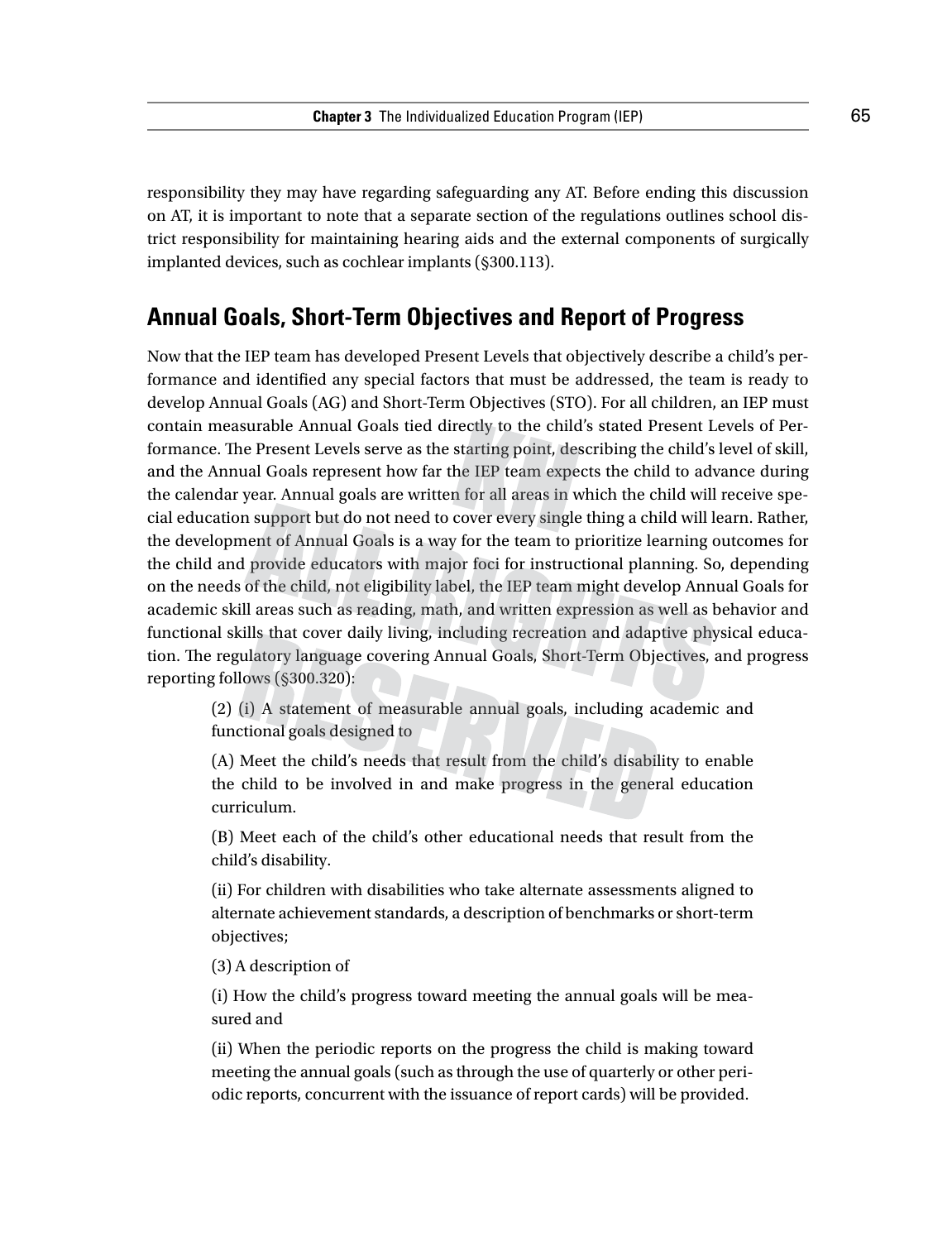responsibility they may have regarding safeguarding any AT. Before ending this discussion on AT, it is important to note that a separate section of the regulations outlines school district responsibility for maintaining hearing aids and the external components of surgically implanted devices, such as cochlear implants (§300.113).

## Annual Goals, Short-Term Objectives and Report of Progress

Now that the IEP team has developed Present Levels that objectively describe a child's performance and identified any special factors that must be addressed, the team is ready to develop Annual Goals (AG) and Short-Term Objectives (STO). For all children, an IEP must contain measurable Annual Goals tied directly to the child's stated Present Levels of Performance. The Present Levels serve as the starting point, describing the child's level of skill, and the Annual Goals represent how far the IEP team expects the child to advance during the calendar year. Annual goals are written for all areas in which the child will receive special education support but do not need to cover every single thing a child will learn. Rather, the development of Annual Goals is a way for the team to prioritize learning outcomes for the child and provide educators with major foci for instructional planning. So, depending on the needs of the child, not eligibility label, the IEP team might develop Annual Goals for academic skill areas such as reading, math, and written expression as well as behavior and functional skills that cover daily living, including recreation and adaptive physical education. The regulatory language covering Annual Goals, Short-Term Objectives, and progress reporting follows (§300.320):

> (2) (i) A statement of measurable annual goals, including academic and functional goals designed to
>
> (A) Meet the child's needs that result from the child's disability to enable the child to be involved in and make progress in the general education curriculum.
>
> (B) Meet each of the child's other educational needs that result from the child's disability.
>
> (ii) For children with disabilities who take alternate assessments aligned to alternate achievement standards, a description of benchmarks or short-term objectives;
>
> (3) A description of
>
> (i) How the child's progress toward meeting the annual goals will be measured and
>
> (ii) When the periodic reports on the progress the child is making toward meeting the annual goals (such as through the use of quarterly or other periodic reports, concurrent with the issuance of report cards) will be provided.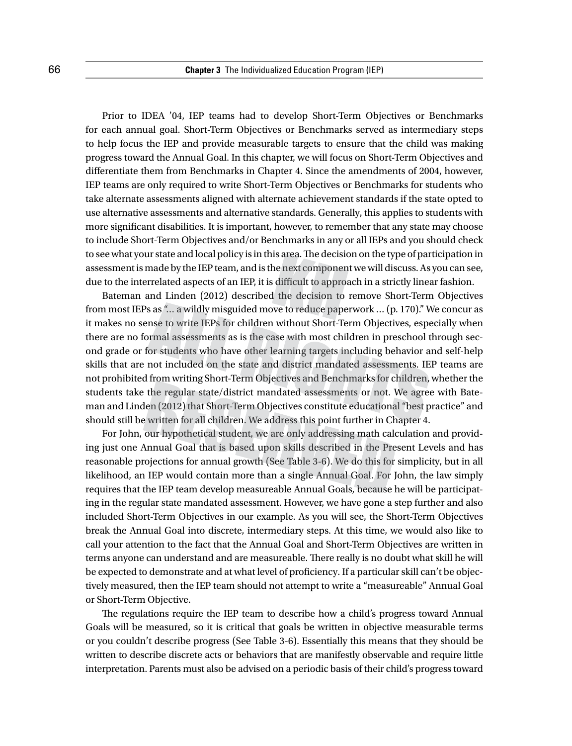Prior to IDEA '04, IEP teams had to develop Short-Term Objectives or Benchmarks for each annual goal. Short-Term Objectives or Benchmarks served as intermediary steps to help focus the IEP and provide measurable targets to ensure that the child was making progress toward the Annual Goal. In this chapter, we will focus on Short-Term Objectives and differentiate them from Benchmarks in Chapter 4. Since the amendments of 2004, however, IEP teams are only required to write Short-Term Objectives or Benchmarks for students who take alternate assessments aligned with alternate achievement standards if the state opted to use alternative assessments and alternative standards. Generally, this applies to students with more significant disabilities. It is important, however, to remember that any state may choose to include Short-Term Objectives and/or Benchmarks in any or all IEPs and you should check to see what your state and local policy is in this area. The decision on the type of participation in assessment is made by the IEP team, and is the next component we will discuss. As you can see, due to the interrelated aspects of an IEP, it is difficult to approach in a strictly linear fashion.

Bateman and Linden (2012) described the decision to remove Short-Term Objectives from most IEPs as "... a wildly misguided move to reduce paperwork ... (p. 170)." We concur as it makes no sense to write IEPs for children without Short-Term Objectives, especially when there are no formal assessments as is the case with most children in preschool through second grade or for students who have other learning targets including behavior and self-help skills that are not included on the state and district mandated assessments. IEP teams are not prohibited from writing Short-Term Objectives and Benchmarks for children, whether the students take the regular state/district mandated assessments or not. We agree with Bateman and Linden (2012) that Short-Term Objectives constitute educational "best practice" and should still be written for all children. We address this point further in Chapter 4.

For John, our hypothetical student, we are only addressing math calculation and providing just one Annual Goal that is based upon skills described in the Present Levels and has reasonable projections for annual growth (See Table 3-6). We do this for simplicity, but in all likelihood, an IEP would contain more than a single Annual Goal. For John, the law simply requires that the IEP team develop measureable Annual Goals, because he will be participating in the regular state mandated assessment. However, we have gone a step further and also included Short-Term Objectives in our example. As you will see, the Short-Term Objectives break the Annual Goal into discrete, intermediary steps. At this time, we would also like to call your attention to the fact that the Annual Goal and Short-Term Objectives are written in terms anyone can understand and are measureable. There really is no doubt what skill he will be expected to demonstrate and at what level of proficiency. If a particular skill can't be objectively measured, then the IEP team should not attempt to write a "measureable" Annual Goal or Short-Term Objective.

The regulations require the IEP team to describe how a child's progress toward Annual Goals will be measured, so it is critical that goals be written in objective measurable terms or you couldn't describe progress (See Table 3-6). Essentially this means that they should be written to describe discrete acts or behaviors that are manifestly observable and require little interpretation. Parents must also be advised on a periodic basis of their child's progress toward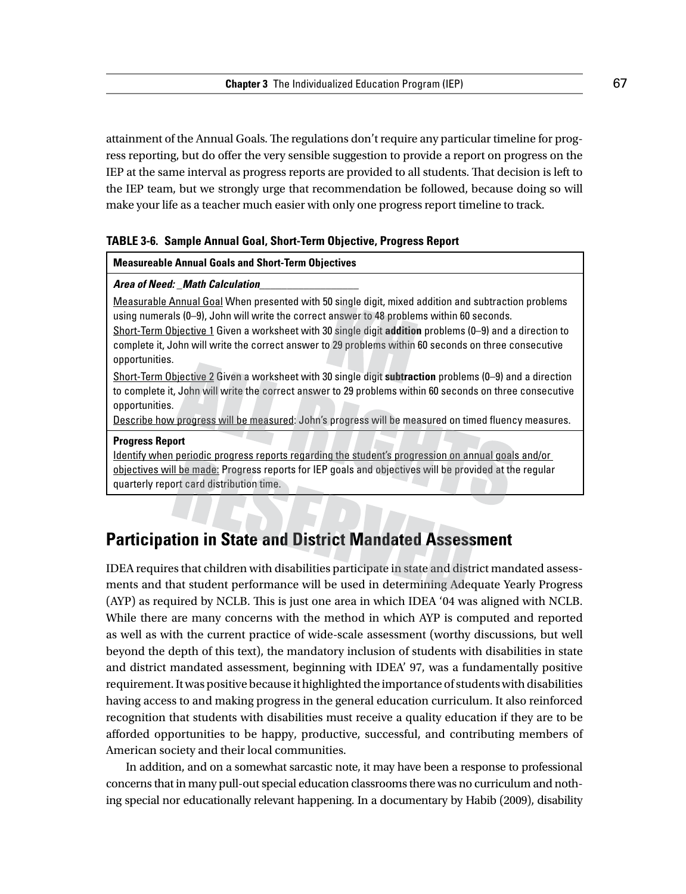attainment of the Annual Goals. The regulations don't require any particular timeline for progress reporting, but do offer the very sensible suggestion to provide a report on progress on the IEP at the same interval as progress reports are provided to all students. That decision is left to the IEP team, but we strongly urge that recommendation be followed, because doing so will make your life as a teacher much easier with only one progress report timeline to track.

**TABLE 3-6. Sample Annual Goal, Short-Term Objective, Progress Report**

| **Measureable Annual Goals and Short-Term Objectives** |
|---|
| ***Area of Need: _Math Calculation___________________*** |
| Measurable Annual Goal When presented with 50 single digit, mixed addition and subtraction problems using numerals (0–9), John will write the correct answer to 48 problems within 60 seconds.<br>Short-Term Objective 1 Given a worksheet with 30 single digit **addition** problems (0–9) and a direction to complete it, John will write the correct answer to 29 problems within 60 seconds on three consecutive opportunities.<br>Short-Term Objective 2 Given a worksheet with 30 single digit **subtraction** problems (0–9) and a direction to complete it, John will write the correct answer to 29 problems within 60 seconds on three consecutive opportunities.<br>Describe how progress will be measured: John's progress will be measured on timed fluency measures. |
| **Progress Report**<br>Identify when periodic progress reports regarding the student's progression on annual goals and/or objectives will be made: Progress reports for IEP goals and objectives will be provided at the regular quarterly report card distribution time. |

## Participation in State and District Mandated Assessment

IDEA requires that children with disabilities participate in state and district mandated assessments and that student performance will be used in determining Adequate Yearly Progress (AYP) as required by NCLB. This is just one area in which IDEA '04 was aligned with NCLB. While there are many concerns with the method in which AYP is computed and reported as well as with the current practice of wide-scale assessment (worthy discussions, but well beyond the depth of this text), the mandatory inclusion of students with disabilities in state and district mandated assessment, beginning with IDEA' 97, was a fundamentally positive requirement. It was positive because it highlighted the importance of students with disabilities having access to and making progress in the general education curriculum. It also reinforced recognition that students with disabilities must receive a quality education if they are to be afforded opportunities to be happy, productive, successful, and contributing members of American society and their local communities.

In addition, and on a somewhat sarcastic note, it may have been a response to professional concerns that in many pull-out special education classrooms there was no curriculum and nothing special nor educationally relevant happening. In a documentary by Habib (2009), disability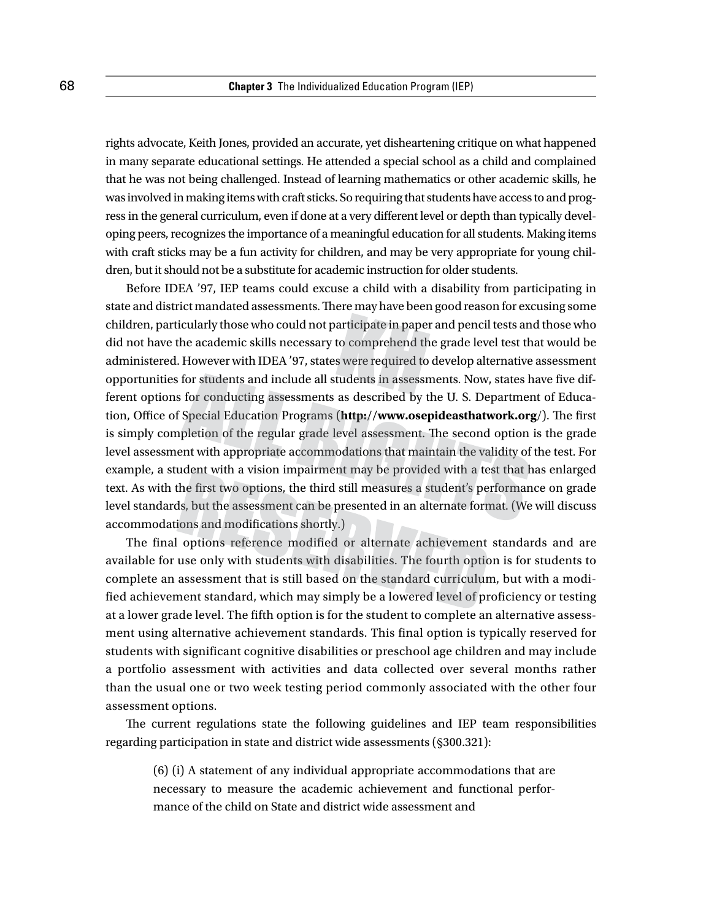rights advocate, Keith Jones, provided an accurate, yet disheartening critique on what happened in many separate educational settings. He attended a special school as a child and complained that he was not being challenged. Instead of learning mathematics or other academic skills, he was involved in making items with craft sticks. So requiring that students have access to and progress in the general curriculum, even if done at a very different level or depth than typically developing peers, recognizes the importance of a meaningful education for all students. Making items with craft sticks may be a fun activity for children, and may be very appropriate for young children, but it should not be a substitute for academic instruction for older students.

Before IDEA '97, IEP teams could excuse a child with a disability from participating in state and district mandated assessments. There may have been good reason for excusing some children, particularly those who could not participate in paper and pencil tests and those who did not have the academic skills necessary to comprehend the grade level test that would be administered. However with IDEA '97, states were required to develop alternative assessment opportunities for students and include all students in assessments. Now, states have five different options for conducting assessments as described by the U. S. Department of Education, Office of Special Education Programs (**http://www.osepideasthatwork.org/**). The first is simply completion of the regular grade level assessment. The second option is the grade level assessment with appropriate accommodations that maintain the validity of the test. For example, a student with a vision impairment may be provided with a test that has enlarged text. As with the first two options, the third still measures a student's performance on grade level standards, but the assessment can be presented in an alternate format. (We will discuss accommodations and modifications shortly.)

The final options reference modified or alternate achievement standards and are available for use only with students with disabilities. The fourth option is for students to complete an assessment that is still based on the standard curriculum, but with a modified achievement standard, which may simply be a lowered level of proficiency or testing at a lower grade level. The fifth option is for the student to complete an alternative assessment using alternative achievement standards. This final option is typically reserved for students with significant cognitive disabilities or preschool age children and may include a portfolio assessment with activities and data collected over several months rather than the usual one or two week testing period commonly associated with the other four assessment options.

The current regulations state the following guidelines and IEP team responsibilities regarding participation in state and district wide assessments (§300.321):

> (6) (i) A statement of any individual appropriate accommodations that are necessary to measure the academic achievement and functional performance of the child on State and district wide assessment and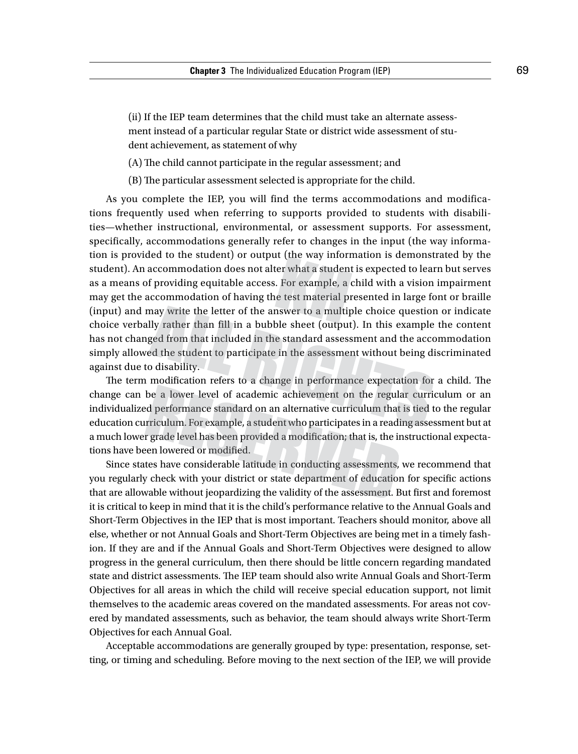(ii) If the IEP team determines that the child must take an alternate assessment instead of a particular regular State or district wide assessment of student achievement, as statement of why

(A) The child cannot participate in the regular assessment; and

(B) The particular assessment selected is appropriate for the child.

As you complete the IEP, you will find the terms accommodations and modifications frequently used when referring to supports provided to students with disabilities—whether instructional, environmental, or assessment supports. For assessment, specifically, accommodations generally refer to changes in the input (the way information is provided to the student) or output (the way information is demonstrated by the student). An accommodation does not alter what a student is expected to learn but serves as a means of providing equitable access. For example, a child with a vision impairment may get the accommodation of having the test material presented in large font or braille (input) and may write the letter of the answer to a multiple choice question or indicate choice verbally rather than fill in a bubble sheet (output). In this example the content has not changed from that included in the standard assessment and the accommodation simply allowed the student to participate in the assessment without being discriminated against due to disability.

The term modification refers to a change in performance expectation for a child. The change can be a lower level of academic achievement on the regular curriculum or an individualized performance standard on an alternative curriculum that is tied to the regular education curriculum. For example, a student who participates in a reading assessment but at a much lower grade level has been provided a modification; that is, the instructional expectations have been lowered or modified.

Since states have considerable latitude in conducting assessments, we recommend that you regularly check with your district or state department of education for specific actions that are allowable without jeopardizing the validity of the assessment. But first and foremost it is critical to keep in mind that it is the child's performance relative to the Annual Goals and Short-Term Objectives in the IEP that is most important. Teachers should monitor, above all else, whether or not Annual Goals and Short-Term Objectives are being met in a timely fashion. If they are and if the Annual Goals and Short-Term Objectives were designed to allow progress in the general curriculum, then there should be little concern regarding mandated state and district assessments. The IEP team should also write Annual Goals and Short-Term Objectives for all areas in which the child will receive special education support, not limit themselves to the academic areas covered on the mandated assessments. For areas not covered by mandated assessments, such as behavior, the team should always write Short-Term Objectives for each Annual Goal.

Acceptable accommodations are generally grouped by type: presentation, response, setting, or timing and scheduling. Before moving to the next section of the IEP, we will provide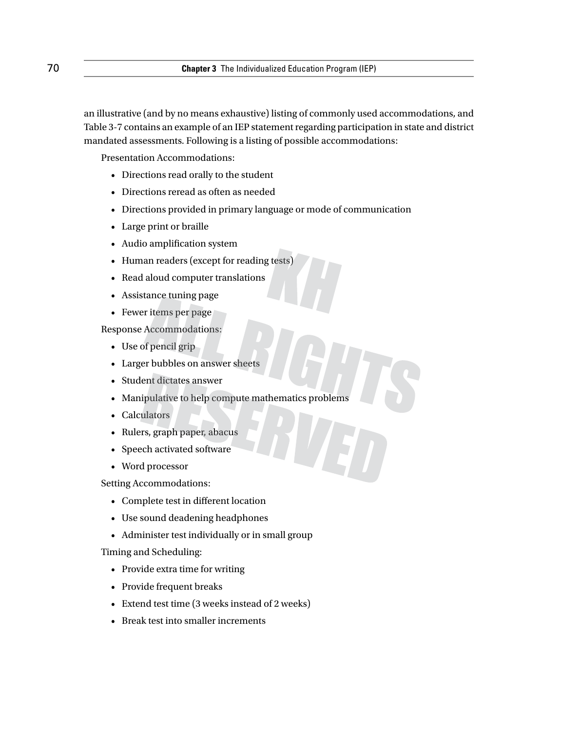an illustrative (and by no means exhaustive) listing of commonly used accommodations, and Table 3-7 contains an example of an IEP statement regarding participation in state and district mandated assessments. Following is a listing of possible accommodations:

Presentation Accommodations:

- Directions read orally to the student
- Directions reread as often as needed
- Directions provided in primary language or mode of communication
- Large print or braille
- Audio amplification system
- Human readers (except for reading tests)
- Read aloud computer translations
- Assistance tuning page
- Fewer items per page

Response Accommodations:

- Use of pencil grip
- Larger bubbles on answer sheets
- Student dictates answer
- Manipulative to help compute mathematics problems
- Calculators
- Rulers, graph paper, abacus
- Speech activated software
- Word processor

Setting Accommodations:

- Complete test in different location
- Use sound deadening headphones
- Administer test individually or in small group

Timing and Scheduling:

- Provide extra time for writing
- Provide frequent breaks
- Extend test time (3 weeks instead of 2 weeks)
- Break test into smaller increments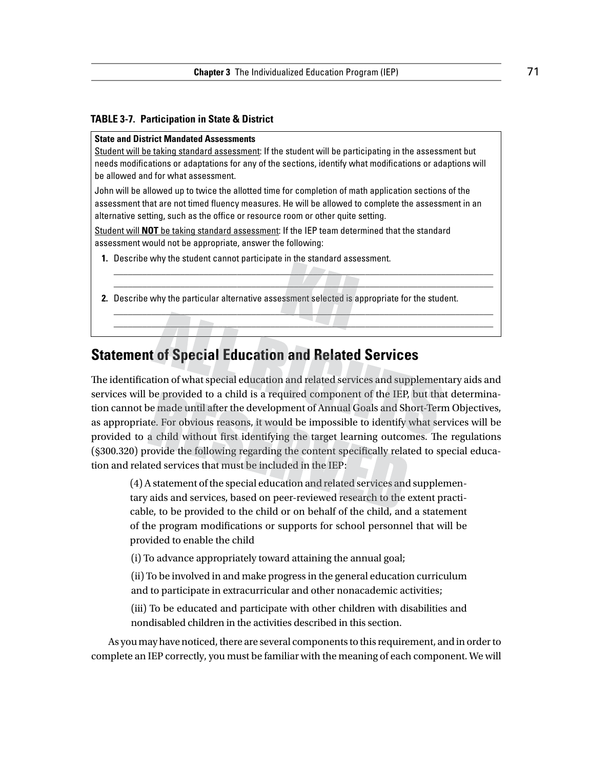**TABLE 3-7. Participation in State & District**

**State and District Mandated Assessments**

Student will be taking standard assessment: If the student will be participating in the assessment but needs modifications or adaptations for any of the sections, identify what modifications or adaptions will be allowed and for what assessment.

John will be allowed up to twice the allotted time for completion of math application sections of the assessment that are not timed fluency measures. He will be allowed to complete the assessment in an alternative setting, such as the office or resource room or other quite setting.

Student will **NOT** be taking standard assessment: If the IEP team determined that the standard assessment would not be appropriate, answer the following:

1. Describe why the student cannot participate in the standard assessment.

   ______________________________________________________________________________

   ______________________________________________________________________________

2. Describe why the particular alternative assessment selected is appropriate for the student.

   ______________________________________________________________________________

   ______________________________________________________________________________

## Statement of Special Education and Related Services

The identification of what special education and related services and supplementary aids and services will be provided to a child is a required component of the IEP, but that determination cannot be made until after the development of Annual Goals and Short-Term Objectives, as appropriate. For obvious reasons, it would be impossible to identify what services will be provided to a child without first identifying the target learning outcomes. The regulations (§300.320) provide the following regarding the content specifically related to special education and related services that must be included in the IEP:

> (4) A statement of the special education and related services and supplementary aids and services, based on peer-reviewed research to the extent practicable, to be provided to the child or on behalf of the child, and a statement of the program modifications or supports for school personnel that will be provided to enable the child
>
> (i) To advance appropriately toward attaining the annual goal;
>
> (ii) To be involved in and make progress in the general education curriculum and to participate in extracurricular and other nonacademic activities;
>
> (iii) To be educated and participate with other children with disabilities and nondisabled children in the activities described in this section.

As you may have noticed, there are several components to this requirement, and in order to complete an IEP correctly, you must be familiar with the meaning of each component. We will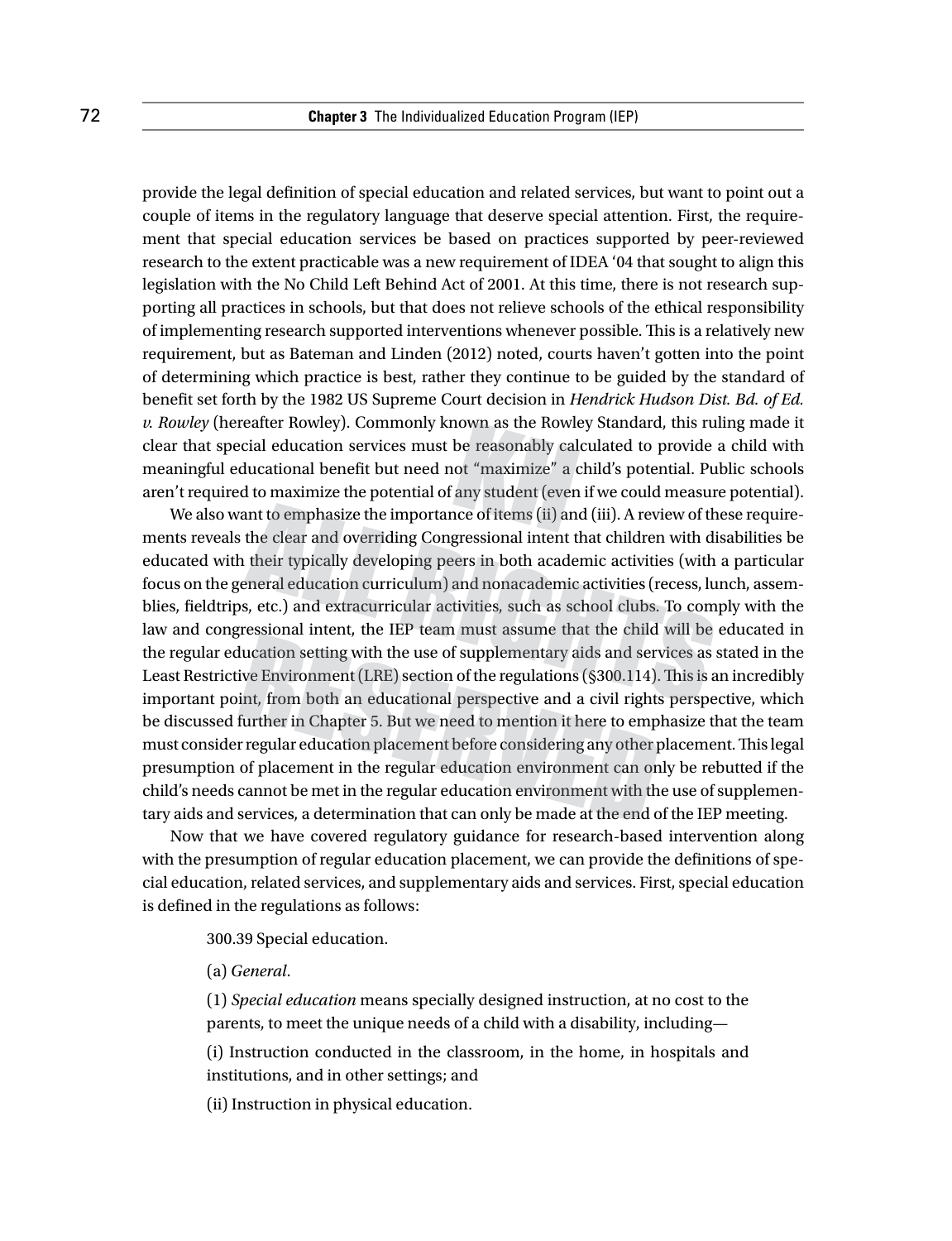provide the legal definition of special education and related services, but want to point out a couple of items in the regulatory language that deserve special attention. First, the requirement that special education services be based on practices supported by peer-reviewed research to the extent practicable was a new requirement of IDEA '04 that sought to align this legislation with the No Child Left Behind Act of 2001. At this time, there is not research supporting all practices in schools, but that does not relieve schools of the ethical responsibility of implementing research supported interventions whenever possible. This is a relatively new requirement, but as Bateman and Linden (2012) noted, courts haven't gotten into the point of determining which practice is best, rather they continue to be guided by the standard of benefit set forth by the 1982 US Supreme Court decision in *Hendrick Hudson Dist. Bd. of Ed. v. Rowley* (hereafter Rowley). Commonly known as the Rowley Standard, this ruling made it clear that special education services must be reasonably calculated to provide a child with meaningful educational benefit but need not "maximize" a child's potential. Public schools aren't required to maximize the potential of any student (even if we could measure potential).

We also want to emphasize the importance of items (ii) and (iii). A review of these requirements reveals the clear and overriding Congressional intent that children with disabilities be educated with their typically developing peers in both academic activities (with a particular focus on the general education curriculum) and nonacademic activities (recess, lunch, assemblies, fieldtrips, etc.) and extracurricular activities, such as school clubs. To comply with the law and congressional intent, the IEP team must assume that the child will be educated in the regular education setting with the use of supplementary aids and services as stated in the Least Restrictive Environment (LRE) section of the regulations (§300.114). This is an incredibly important point, from both an educational perspective and a civil rights perspective, which be discussed further in Chapter 5. But we need to mention it here to emphasize that the team must consider regular education placement before considering any other placement. This legal presumption of placement in the regular education environment can only be rebutted if the child's needs cannot be met in the regular education environment with the use of supplementary aids and services, a determination that can only be made at the end of the IEP meeting.

Now that we have covered regulatory guidance for research-based intervention along with the presumption of regular education placement, we can provide the definitions of special education, related services, and supplementary aids and services. First, special education is defined in the regulations as follows:

> 300.39 Special education.
>
> (a) *General*.
>
> (1) *Special education* means specially designed instruction, at no cost to the parents, to meet the unique needs of a child with a disability, including—
>
> (i) Instruction conducted in the classroom, in the home, in hospitals and institutions, and in other settings; and
>
> (ii) Instruction in physical education.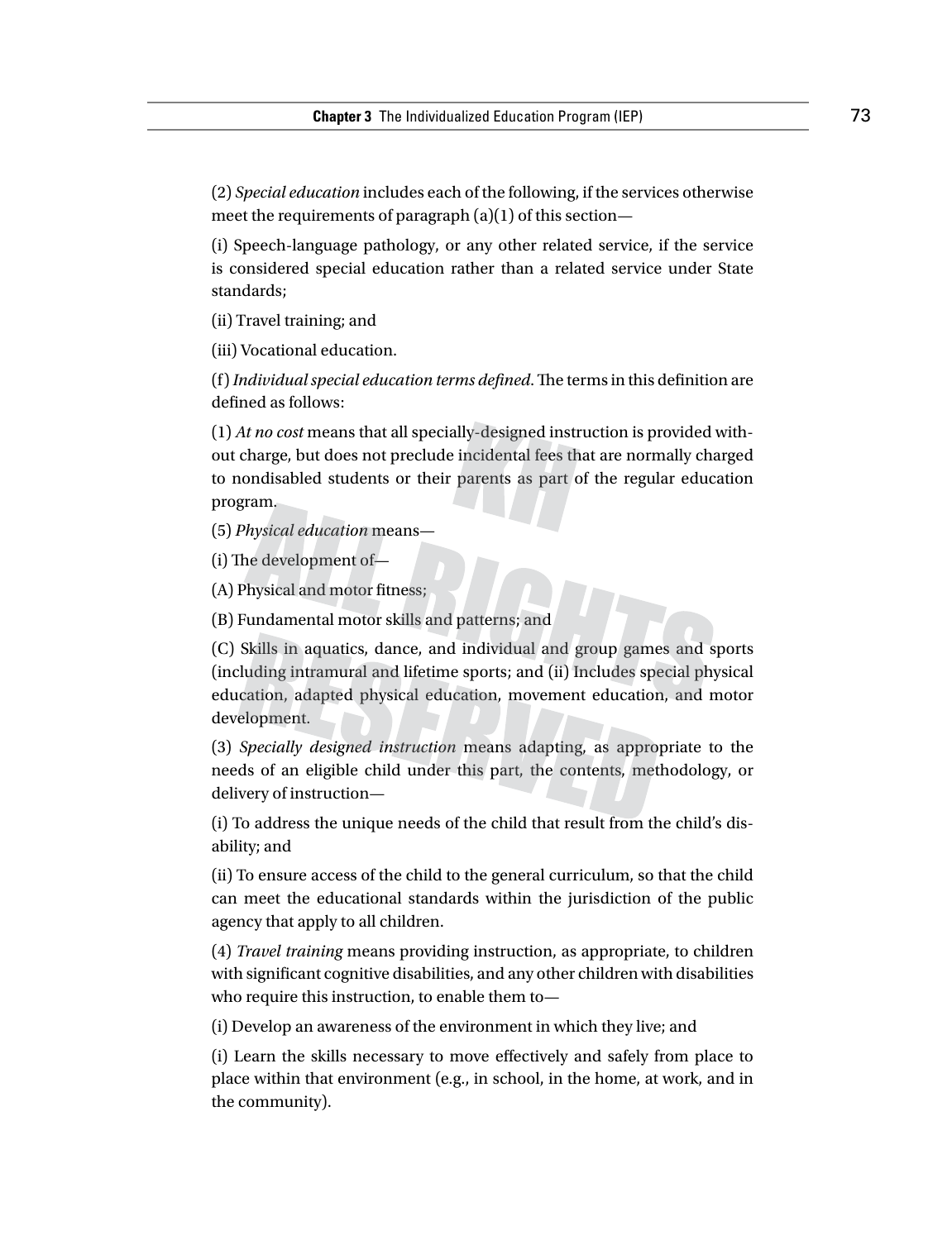(2) *Special education* includes each of the following, if the services otherwise meet the requirements of paragraph (a)(1) of this section—

(i) Speech-language pathology, or any other related service, if the service is considered special education rather than a related service under State standards;

(ii) Travel training; and

(iii) Vocational education.

(f) *Individual special education terms defined.* The terms in this definition are defined as follows:

(1) *At no cost* means that all specially-designed instruction is provided without charge, but does not preclude incidental fees that are normally charged to nondisabled students or their parents as part of the regular education program.

(5) *Physical education* means—

(i) The development of—

(A) Physical and motor fitness;

(B) Fundamental motor skills and patterns; and

(C) Skills in aquatics, dance, and individual and group games and sports (including intramural and lifetime sports; and (ii) Includes special physical education, adapted physical education, movement education, and motor development.

(3) *Specially designed instruction* means adapting, as appropriate to the needs of an eligible child under this part, the contents, methodology, or delivery of instruction—

(i) To address the unique needs of the child that result from the child's disability; and

(ii) To ensure access of the child to the general curriculum, so that the child can meet the educational standards within the jurisdiction of the public agency that apply to all children.

(4) *Travel training* means providing instruction, as appropriate, to children with significant cognitive disabilities, and any other children with disabilities who require this instruction, to enable them to—

(i) Develop an awareness of the environment in which they live; and

(i) Learn the skills necessary to move effectively and safely from place to place within that environment (e.g., in school, in the home, at work, and in the community).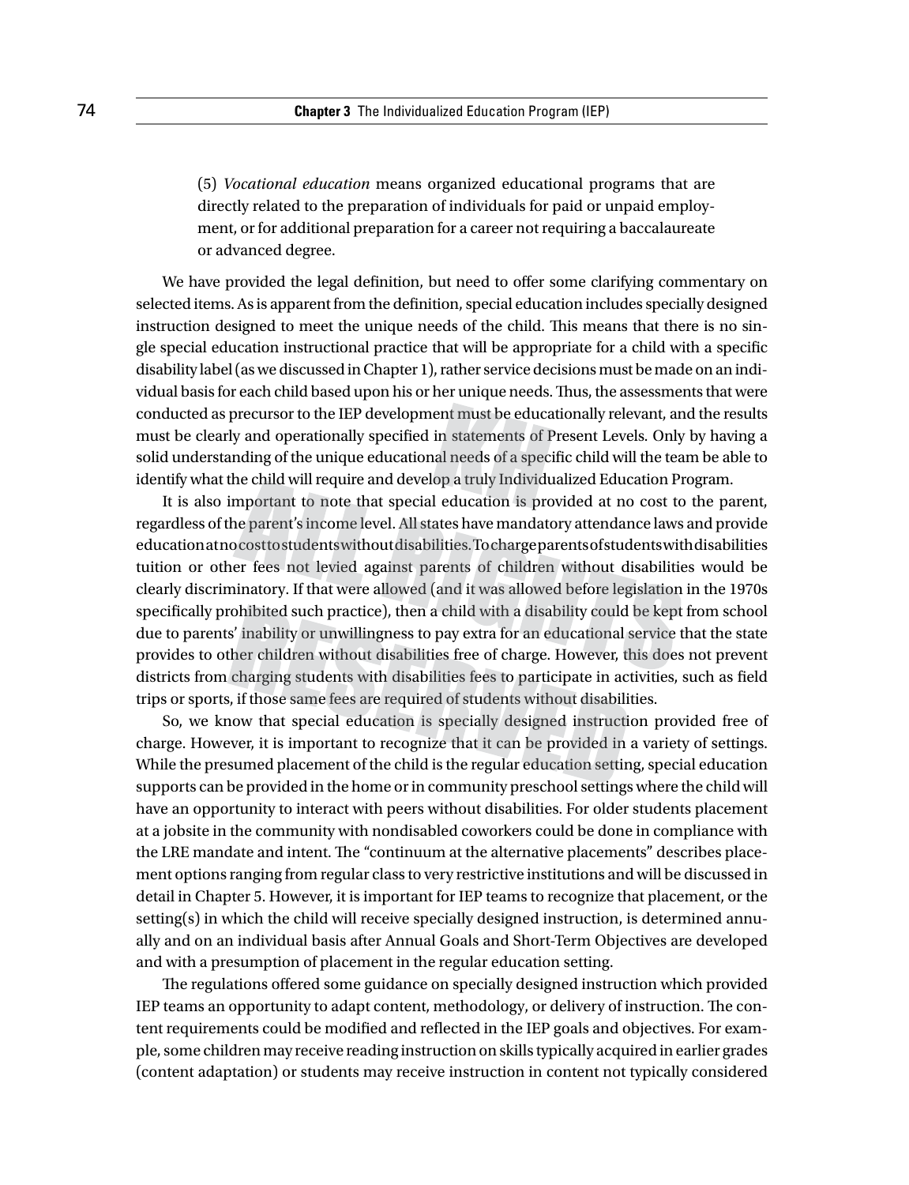(5) *Vocational education* means organized educational programs that are directly related to the preparation of individuals for paid or unpaid employment, or for additional preparation for a career not requiring a baccalaureate or advanced degree.

We have provided the legal definition, but need to offer some clarifying commentary on selected items. As is apparent from the definition, special education includes specially designed instruction designed to meet the unique needs of the child. This means that there is no single special education instructional practice that will be appropriate for a child with a specific disability label (as we discussed in Chapter 1), rather service decisions must be made on an individual basis for each child based upon his or her unique needs. Thus, the assessments that were conducted as precursor to the IEP development must be educationally relevant, and the results must be clearly and operationally specified in statements of Present Levels. Only by having a solid understanding of the unique educational needs of a specific child will the team be able to identify what the child will require and develop a truly Individualized Education Program.

It is also important to note that special education is provided at no cost to the parent, regardless of the parent's income level. All states have mandatory attendance laws and provide education at no cost to students without disabilities. To charge parents of students with disabilities tuition or other fees not levied against parents of children without disabilities would be clearly discriminatory. If that were allowed (and it was allowed before legislation in the 1970s specifically prohibited such practice), then a child with a disability could be kept from school due to parents' inability or unwillingness to pay extra for an educational service that the state provides to other children without disabilities free of charge. However, this does not prevent districts from charging students with disabilities fees to participate in activities, such as field trips or sports, if those same fees are required of students without disabilities.

So, we know that special education is specially designed instruction provided free of charge. However, it is important to recognize that it can be provided in a variety of settings. While the presumed placement of the child is the regular education setting, special education supports can be provided in the home or in community preschool settings where the child will have an opportunity to interact with peers without disabilities. For older students placement at a jobsite in the community with nondisabled coworkers could be done in compliance with the LRE mandate and intent. The "continuum at the alternative placements" describes placement options ranging from regular class to very restrictive institutions and will be discussed in detail in Chapter 5. However, it is important for IEP teams to recognize that placement, or the setting(s) in which the child will receive specially designed instruction, is determined annually and on an individual basis after Annual Goals and Short-Term Objectives are developed and with a presumption of placement in the regular education setting.

The regulations offered some guidance on specially designed instruction which provided IEP teams an opportunity to adapt content, methodology, or delivery of instruction. The content requirements could be modified and reflected in the IEP goals and objectives. For example, some children may receive reading instruction on skills typically acquired in earlier grades (content adaptation) or students may receive instruction in content not typically considered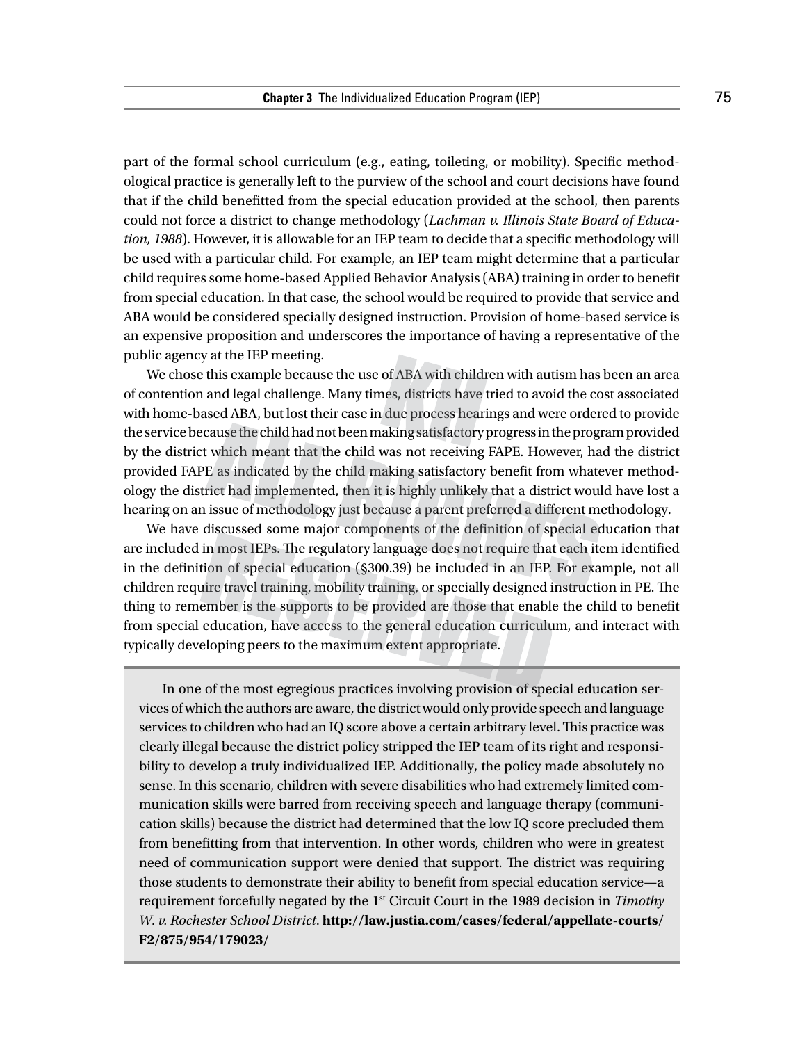part of the formal school curriculum (e.g., eating, toileting, or mobility). Specific methodological practice is generally left to the purview of the school and court decisions have found that if the child benefitted from the special education provided at the school, then parents could not force a district to change methodology (*Lachman v. Illinois State Board of Education, 1988*). However, it is allowable for an IEP team to decide that a specific methodology will be used with a particular child. For example, an IEP team might determine that a particular child requires some home-based Applied Behavior Analysis (ABA) training in order to benefit from special education. In that case, the school would be required to provide that service and ABA would be considered specially designed instruction. Provision of home-based service is an expensive proposition and underscores the importance of having a representative of the public agency at the IEP meeting.

We chose this example because the use of ABA with children with autism has been an area of contention and legal challenge. Many times, districts have tried to avoid the cost associated with home-based ABA, but lost their case in due process hearings and were ordered to provide the service because the child had not been making satisfactory progress in the program provided by the district which meant that the child was not receiving FAPE. However, had the district provided FAPE as indicated by the child making satisfactory benefit from whatever methodology the district had implemented, then it is highly unlikely that a district would have lost a hearing on an issue of methodology just because a parent preferred a different methodology.

We have discussed some major components of the definition of special education that are included in most IEPs. The regulatory language does not require that each item identified in the definition of special education (§300.39) be included in an IEP. For example, not all children require travel training, mobility training, or specially designed instruction in PE. The thing to remember is the supports to be provided are those that enable the child to benefit from special education, have access to the general education curriculum, and interact with typically developing peers to the maximum extent appropriate.

In one of the most egregious practices involving provision of special education services of which the authors are aware, the district would only provide speech and language services to children who had an IQ score above a certain arbitrary level. This practice was clearly illegal because the district policy stripped the IEP team of its right and responsibility to develop a truly individualized IEP. Additionally, the policy made absolutely no sense. In this scenario, children with severe disabilities who had extremely limited communication skills were barred from receiving speech and language therapy (communication skills) because the district had determined that the low IQ score precluded them from benefitting from that intervention. In other words, children who were in greatest need of communication support were denied that support. The district was requiring those students to demonstrate their ability to benefit from special education service—a requirement forcefully negated by the 1st Circuit Court in the 1989 decision in *Timothy W. v. Rochester School District*. **http://law.justia.com/cases/federal/appellate-courts/F2/875/954/179023/**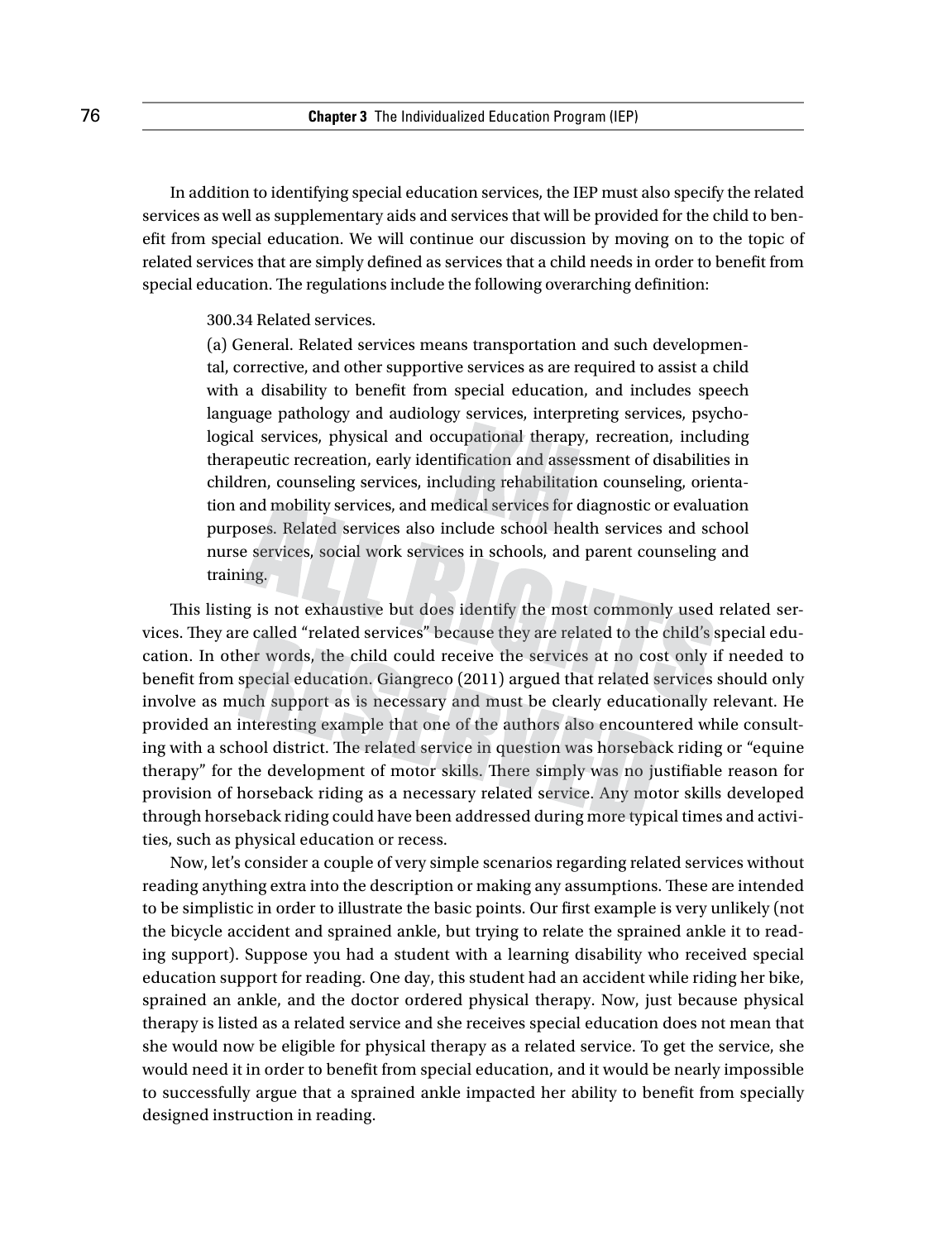In addition to identifying special education services, the IEP must also specify the related services as well as supplementary aids and services that will be provided for the child to benefit from special education. We will continue our discussion by moving on to the topic of related services that are simply defined as services that a child needs in order to benefit from special education. The regulations include the following overarching definition:

> 300.34 Related services.
>
> (a) General. Related services means transportation and such developmental, corrective, and other supportive services as are required to assist a child with a disability to benefit from special education, and includes speech language pathology and audiology services, interpreting services, psychological services, physical and occupational therapy, recreation, including therapeutic recreation, early identification and assessment of disabilities in children, counseling services, including rehabilitation counseling, orientation and mobility services, and medical services for diagnostic or evaluation purposes. Related services also include school health services and school nurse services, social work services in schools, and parent counseling and training.

This listing is not exhaustive but does identify the most commonly used related services. They are called "related services" because they are related to the child's special education. In other words, the child could receive the services at no cost only if needed to benefit from special education. Giangreco (2011) argued that related services should only involve as much support as is necessary and must be clearly educationally relevant. He provided an interesting example that one of the authors also encountered while consulting with a school district. The related service in question was horseback riding or "equine therapy" for the development of motor skills. There simply was no justifiable reason for provision of horseback riding as a necessary related service. Any motor skills developed through horseback riding could have been addressed during more typical times and activities, such as physical education or recess.

Now, let's consider a couple of very simple scenarios regarding related services without reading anything extra into the description or making any assumptions. These are intended to be simplistic in order to illustrate the basic points. Our first example is very unlikely (not the bicycle accident and sprained ankle, but trying to relate the sprained ankle it to reading support). Suppose you had a student with a learning disability who received special education support for reading. One day, this student had an accident while riding her bike, sprained an ankle, and the doctor ordered physical therapy. Now, just because physical therapy is listed as a related service and she receives special education does not mean that she would now be eligible for physical therapy as a related service. To get the service, she would need it in order to benefit from special education, and it would be nearly impossible to successfully argue that a sprained ankle impacted her ability to benefit from specially designed instruction in reading.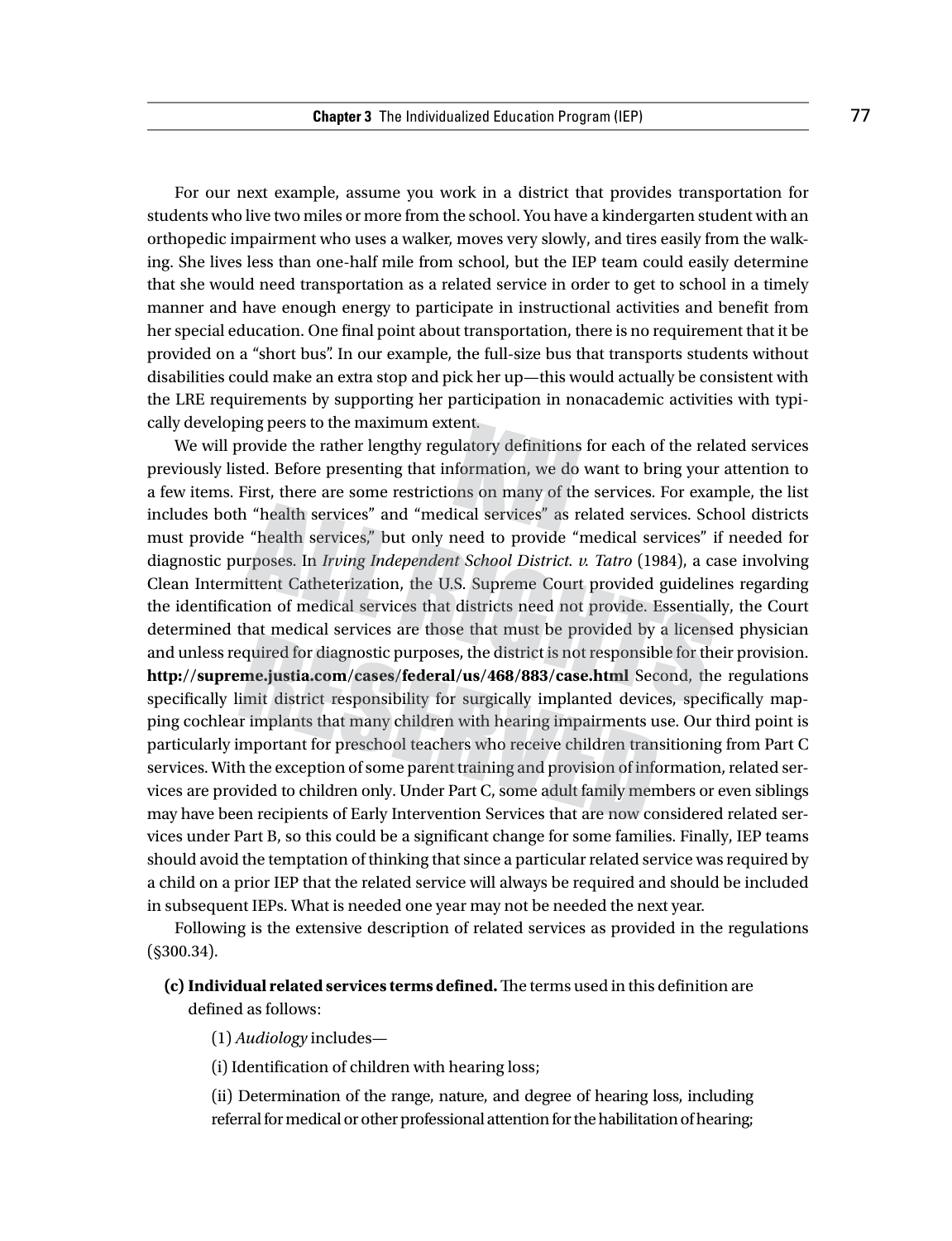For our next example, assume you work in a district that provides transportation for students who live two miles or more from the school. You have a kindergarten student with an orthopedic impairment who uses a walker, moves very slowly, and tires easily from the walking. She lives less than one-half mile from school, but the IEP team could easily determine that she would need transportation as a related service in order to get to school in a timely manner and have enough energy to participate in instructional activities and benefit from her special education. One final point about transportation, there is no requirement that it be provided on a "short bus". In our example, the full-size bus that transports students without disabilities could make an extra stop and pick her up—this would actually be consistent with the LRE requirements by supporting her participation in nonacademic activities with typically developing peers to the maximum extent.

We will provide the rather lengthy regulatory definitions for each of the related services previously listed. Before presenting that information, we do want to bring your attention to a few items. First, there are some restrictions on many of the services. For example, the list includes both "health services" and "medical services" as related services. School districts must provide "health services," but only need to provide "medical services" if needed for diagnostic purposes. In *Irving Independent School District. v. Tatro* (1984), a case involving Clean Intermittent Catheterization, the U.S. Supreme Court provided guidelines regarding the identification of medical services that districts need not provide. Essentially, the Court determined that medical services are those that must be provided by a licensed physician and unless required for diagnostic purposes, the district is not responsible for their provision. **http://supreme.justia.com/cases/federal/us/468/883/case.html** Second, the regulations specifically limit district responsibility for surgically implanted devices, specifically mapping cochlear implants that many children with hearing impairments use. Our third point is particularly important for preschool teachers who receive children transitioning from Part C services. With the exception of some parent training and provision of information, related services are provided to children only. Under Part C, some adult family members or even siblings may have been recipients of Early Intervention Services that are now considered related services under Part B, so this could be a significant change for some families. Finally, IEP teams should avoid the temptation of thinking that since a particular related service was required by a child on a prior IEP that the related service will always be required and should be included in subsequent IEPs. What is needed one year may not be needed the next year.

Following is the extensive description of related services as provided in the regulations (§300.34).

**(c) Individual related services terms defined.** The terms used in this definition are defined as follows:

(1) *Audiology* includes—

(i) Identification of children with hearing loss;

(ii) Determination of the range, nature, and degree of hearing loss, including referral for medical or other professional attention for the habilitation of hearing;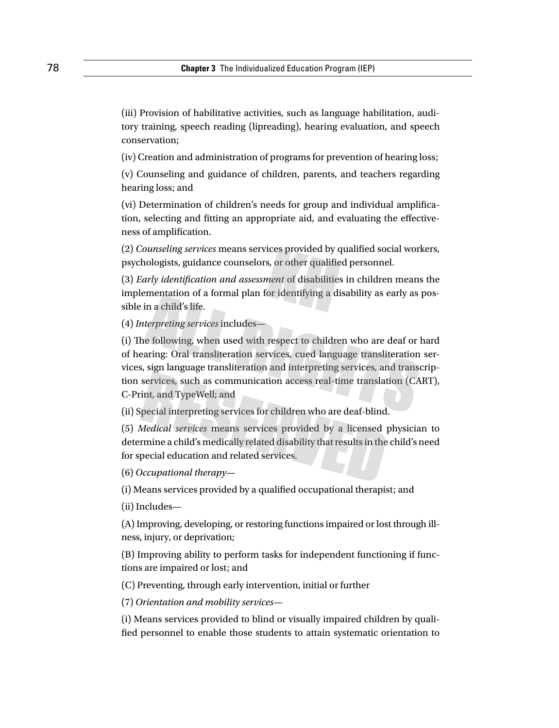(iii) Provision of habilitative activities, such as language habilitation, auditory training, speech reading (lipreading), hearing evaluation, and speech conservation;

(iv) Creation and administration of programs for prevention of hearing loss;

(v) Counseling and guidance of children, parents, and teachers regarding hearing loss; and

(vi) Determination of children's needs for group and individual amplification, selecting and fitting an appropriate aid, and evaluating the effectiveness of amplification.

(2) *Counseling services* means services provided by qualified social workers, psychologists, guidance counselors, or other qualified personnel.

(3) *Early identification and assessment* of disabilities in children means the implementation of a formal plan for identifying a disability as early as possible in a child's life.

(4) *Interpreting services* includes—

(i) The following, when used with respect to children who are deaf or hard of hearing: Oral transliteration services, cued language transliteration services, sign language transliteration and interpreting services, and transcription services, such as communication access real-time translation (CART), C-Print, and TypeWell; and

(ii) Special interpreting services for children who are deaf-blind.

(5) *Medical services* means services provided by a licensed physician to determine a child's medically related disability that results in the child's need for special education and related services.

(6) *Occupational therapy*—

(i) Means services provided by a qualified occupational therapist; and

(ii) Includes—

(A) Improving, developing, or restoring functions impaired or lost through illness, injury, or deprivation;

(B) Improving ability to perform tasks for independent functioning if functions are impaired or lost; and

(C) Preventing, through early intervention, initial or further

(7) *Orientation and mobility services*—

(i) Means services provided to blind or visually impaired children by qualified personnel to enable those students to attain systematic orientation to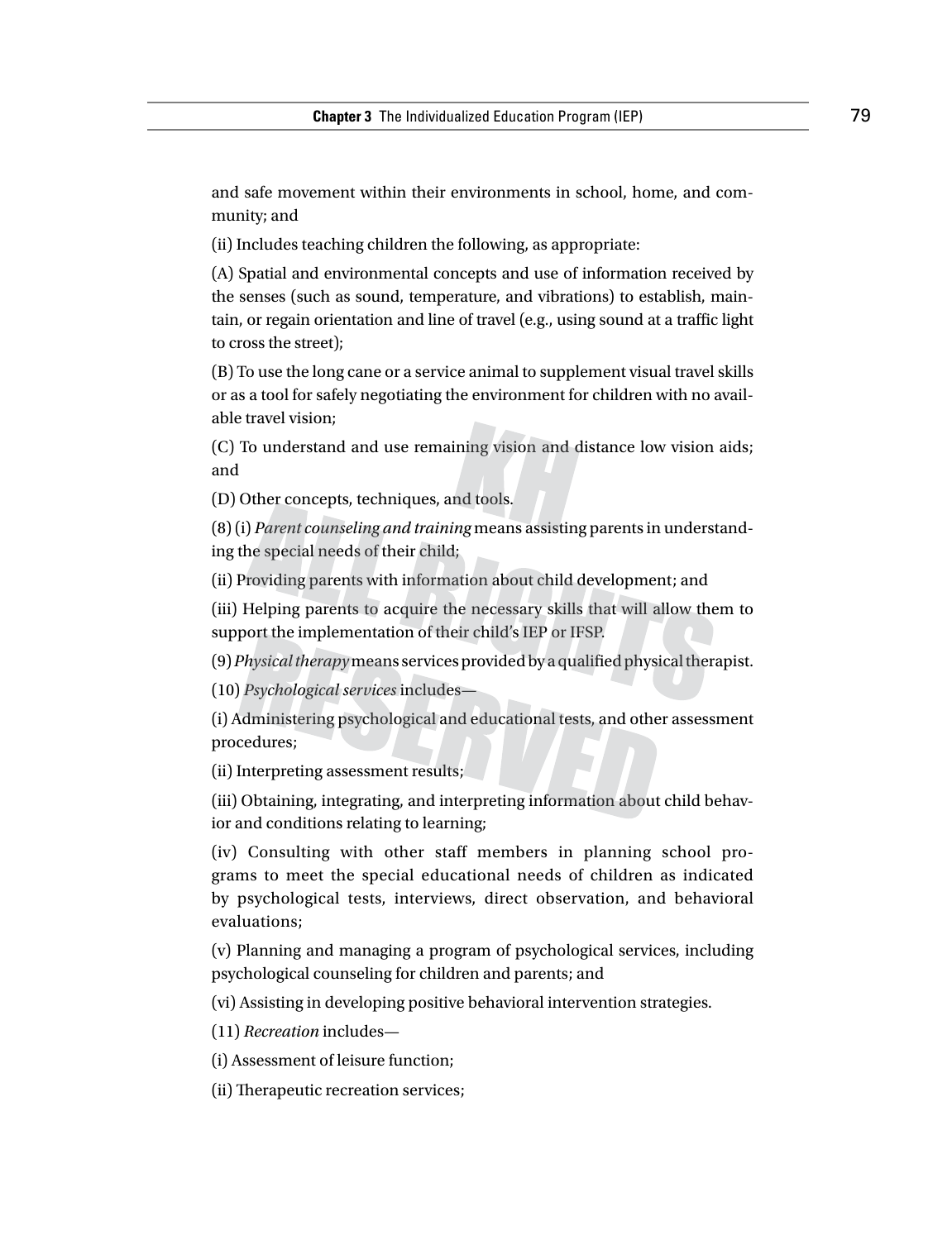and safe movement within their environments in school, home, and community; and

(ii) Includes teaching children the following, as appropriate:

(A) Spatial and environmental concepts and use of information received by the senses (such as sound, temperature, and vibrations) to establish, maintain, or regain orientation and line of travel (e.g., using sound at a traffic light to cross the street);

(B) To use the long cane or a service animal to supplement visual travel skills or as a tool for safely negotiating the environment for children with no available travel vision;

(C) To understand and use remaining vision and distance low vision aids; and

(D) Other concepts, techniques, and tools.

(8) (i) *Parent counseling and training* means assisting parents in understanding the special needs of their child;

(ii) Providing parents with information about child development; and

(iii) Helping parents to acquire the necessary skills that will allow them to support the implementation of their child's IEP or IFSP.

(9) *Physical therapy* means services provided by a qualified physical therapist.

(10) *Psychological services* includes—

(i) Administering psychological and educational tests, and other assessment procedures;

(ii) Interpreting assessment results;

(iii) Obtaining, integrating, and interpreting information about child behavior and conditions relating to learning;

(iv) Consulting with other staff members in planning school programs to meet the special educational needs of children as indicated by psychological tests, interviews, direct observation, and behavioral evaluations;

(v) Planning and managing a program of psychological services, including psychological counseling for children and parents; and

(vi) Assisting in developing positive behavioral intervention strategies.

(11) *Recreation* includes—

(i) Assessment of leisure function;

(ii) Therapeutic recreation services;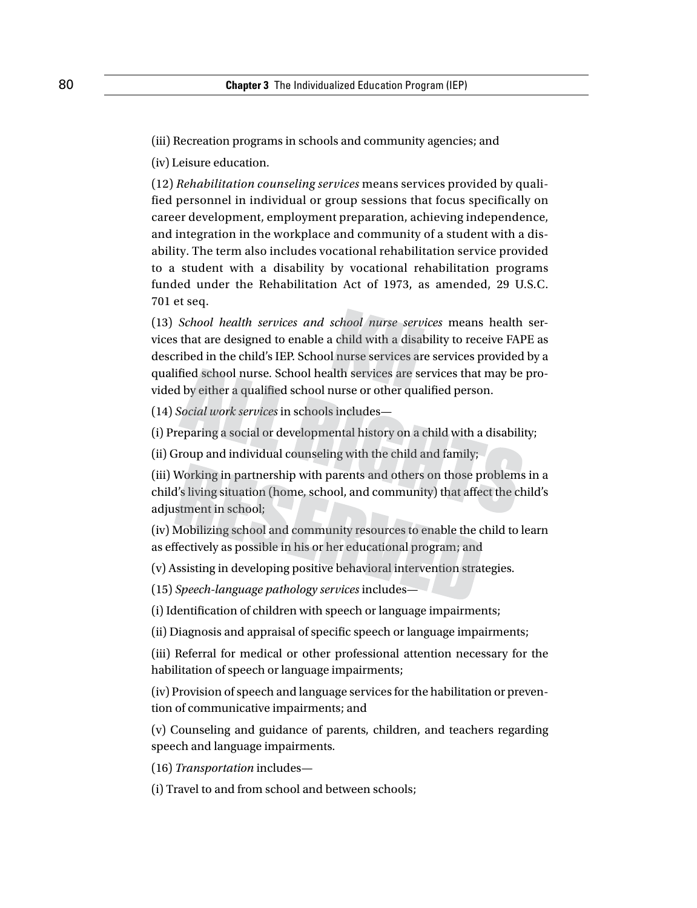(iii) Recreation programs in schools and community agencies; and

(iv) Leisure education.

(12) *Rehabilitation counseling services* means services provided by qualified personnel in individual or group sessions that focus specifically on career development, employment preparation, achieving independence, and integration in the workplace and community of a student with a disability. The term also includes vocational rehabilitation service provided to a student with a disability by vocational rehabilitation programs funded under the Rehabilitation Act of 1973, as amended, 29 U.S.C. 701 et seq.

(13) *School health services and school nurse services* means health services that are designed to enable a child with a disability to receive FAPE as described in the child's IEP. School nurse services are services provided by a qualified school nurse. School health services are services that may be provided by either a qualified school nurse or other qualified person.

(14) *Social work services* in schools includes—

(i) Preparing a social or developmental history on a child with a disability;

(ii) Group and individual counseling with the child and family;

(iii) Working in partnership with parents and others on those problems in a child's living situation (home, school, and community) that affect the child's adjustment in school;

(iv) Mobilizing school and community resources to enable the child to learn as effectively as possible in his or her educational program; and

(v) Assisting in developing positive behavioral intervention strategies.

(15) *Speech-language pathology services* includes—

(i) Identification of children with speech or language impairments;

(ii) Diagnosis and appraisal of specific speech or language impairments;

(iii) Referral for medical or other professional attention necessary for the habilitation of speech or language impairments;

(iv) Provision of speech and language services for the habilitation or prevention of communicative impairments; and

(v) Counseling and guidance of parents, children, and teachers regarding speech and language impairments.

(16) *Transportation* includes—

(i) Travel to and from school and between schools;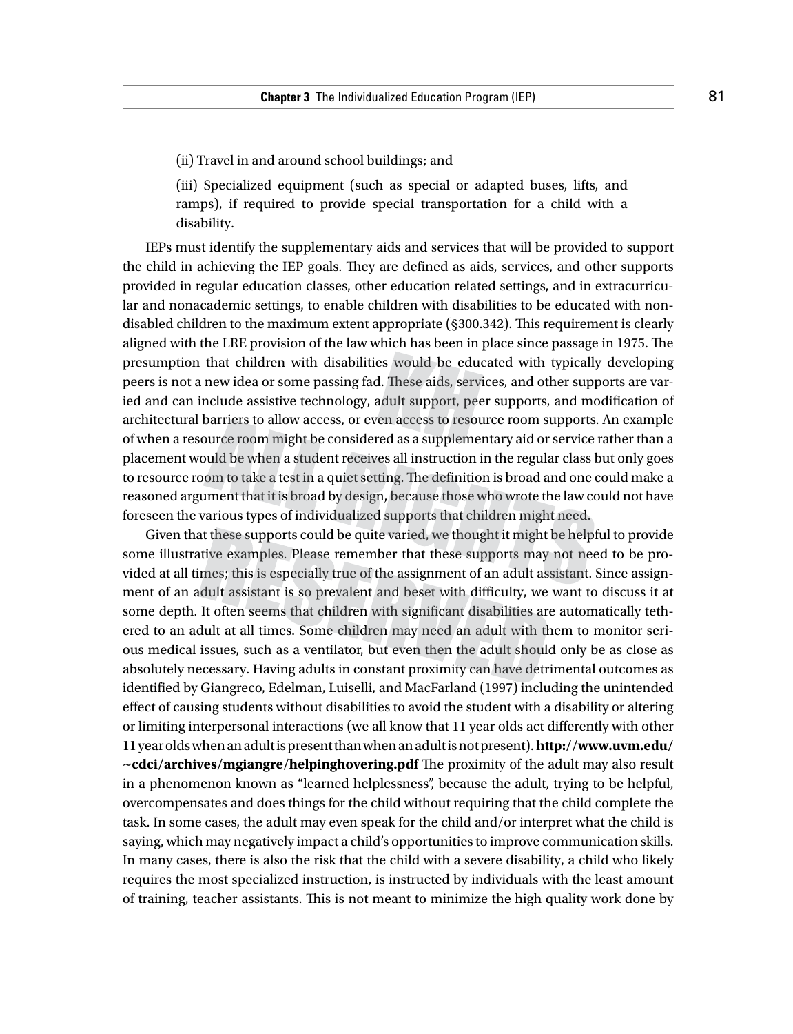(ii) Travel in and around school buildings; and

(iii) Specialized equipment (such as special or adapted buses, lifts, and ramps), if required to provide special transportation for a child with a disability.

IEPs must identify the supplementary aids and services that will be provided to support the child in achieving the IEP goals. They are defined as aids, services, and other supports provided in regular education classes, other education related settings, and in extracurricular and nonacademic settings, to enable children with disabilities to be educated with nondisabled children to the maximum extent appropriate (§300.342). This requirement is clearly aligned with the LRE provision of the law which has been in place since passage in 1975. The presumption that children with disabilities would be educated with typically developing peers is not a new idea or some passing fad. These aids, services, and other supports are varied and can include assistive technology, adult support, peer supports, and modification of architectural barriers to allow access, or even access to resource room supports. An example of when a resource room might be considered as a supplementary aid or service rather than a placement would be when a student receives all instruction in the regular class but only goes to resource room to take a test in a quiet setting. The definition is broad and one could make a reasoned argument that it is broad by design, because those who wrote the law could not have foreseen the various types of individualized supports that children might need.

Given that these supports could be quite varied, we thought it might be helpful to provide some illustrative examples. Please remember that these supports may not need to be provided at all times; this is especially true of the assignment of an adult assistant. Since assignment of an adult assistant is so prevalent and beset with difficulty, we want to discuss it at some depth. It often seems that children with significant disabilities are automatically tethered to an adult at all times. Some children may need an adult with them to monitor serious medical issues, such as a ventilator, but even then the adult should only be as close as absolutely necessary. Having adults in constant proximity can have detrimental outcomes as identified by Giangreco, Edelman, Luiselli, and MacFarland (1997) including the unintended effect of causing students without disabilities to avoid the student with a disability or altering or limiting interpersonal interactions (we all know that 11 year olds act differently with other 11 year olds when an adult is present than when an adult is not present). **http://www.uvm.edu/~cdci/archives/mgiangre/helpinghovering.pdf** The proximity of the adult may also result in a phenomenon known as "learned helplessness", because the adult, trying to be helpful, overcompensates and does things for the child without requiring that the child complete the task. In some cases, the adult may even speak for the child and/or interpret what the child is saying, which may negatively impact a child's opportunities to improve communication skills. In many cases, there is also the risk that the child with a severe disability, a child who likely requires the most specialized instruction, is instructed by individuals with the least amount of training, teacher assistants. This is not meant to minimize the high quality work done by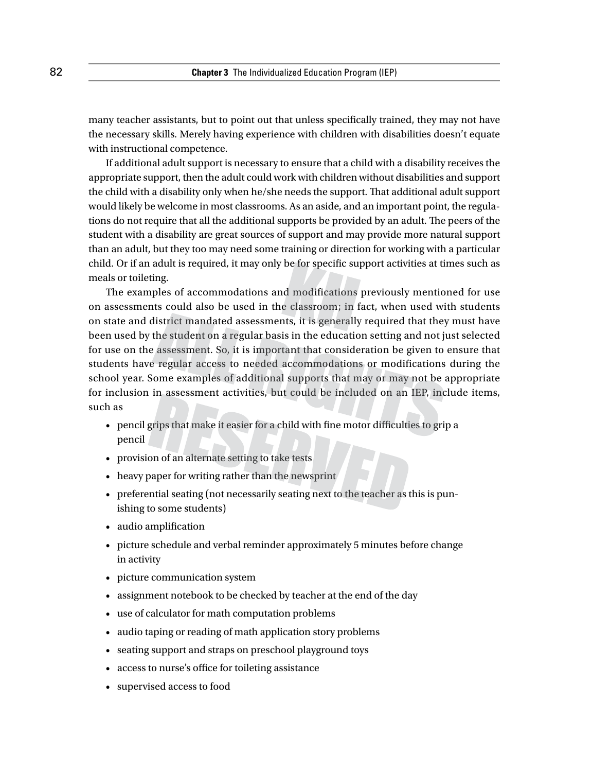many teacher assistants, but to point out that unless specifically trained, they may not have the necessary skills. Merely having experience with children with disabilities doesn't equate with instructional competence.

If additional adult support is necessary to ensure that a child with a disability receives the appropriate support, then the adult could work with children without disabilities and support the child with a disability only when he/she needs the support. That additional adult support would likely be welcome in most classrooms. As an aside, and an important point, the regulations do not require that all the additional supports be provided by an adult. The peers of the student with a disability are great sources of support and may provide more natural support than an adult, but they too may need some training or direction for working with a particular child. Or if an adult is required, it may only be for specific support activities at times such as meals or toileting.

The examples of accommodations and modifications previously mentioned for use on assessments could also be used in the classroom; in fact, when used with students on state and district mandated assessments, it is generally required that they must have been used by the student on a regular basis in the education setting and not just selected for use on the assessment. So, it is important that consideration be given to ensure that students have regular access to needed accommodations or modifications during the school year. Some examples of additional supports that may or may not be appropriate for inclusion in assessment activities, but could be included on an IEP, include items, such as

- pencil grips that make it easier for a child with fine motor difficulties to grip a pencil
- provision of an alternate setting to take tests
- heavy paper for writing rather than the newsprint
- preferential seating (not necessarily seating next to the teacher as this is punishing to some students)
- audio amplification
- picture schedule and verbal reminder approximately 5 minutes before change in activity
- picture communication system
- assignment notebook to be checked by teacher at the end of the day
- use of calculator for math computation problems
- audio taping or reading of math application story problems
- seating support and straps on preschool playground toys
- access to nurse's office for toileting assistance
- supervised access to food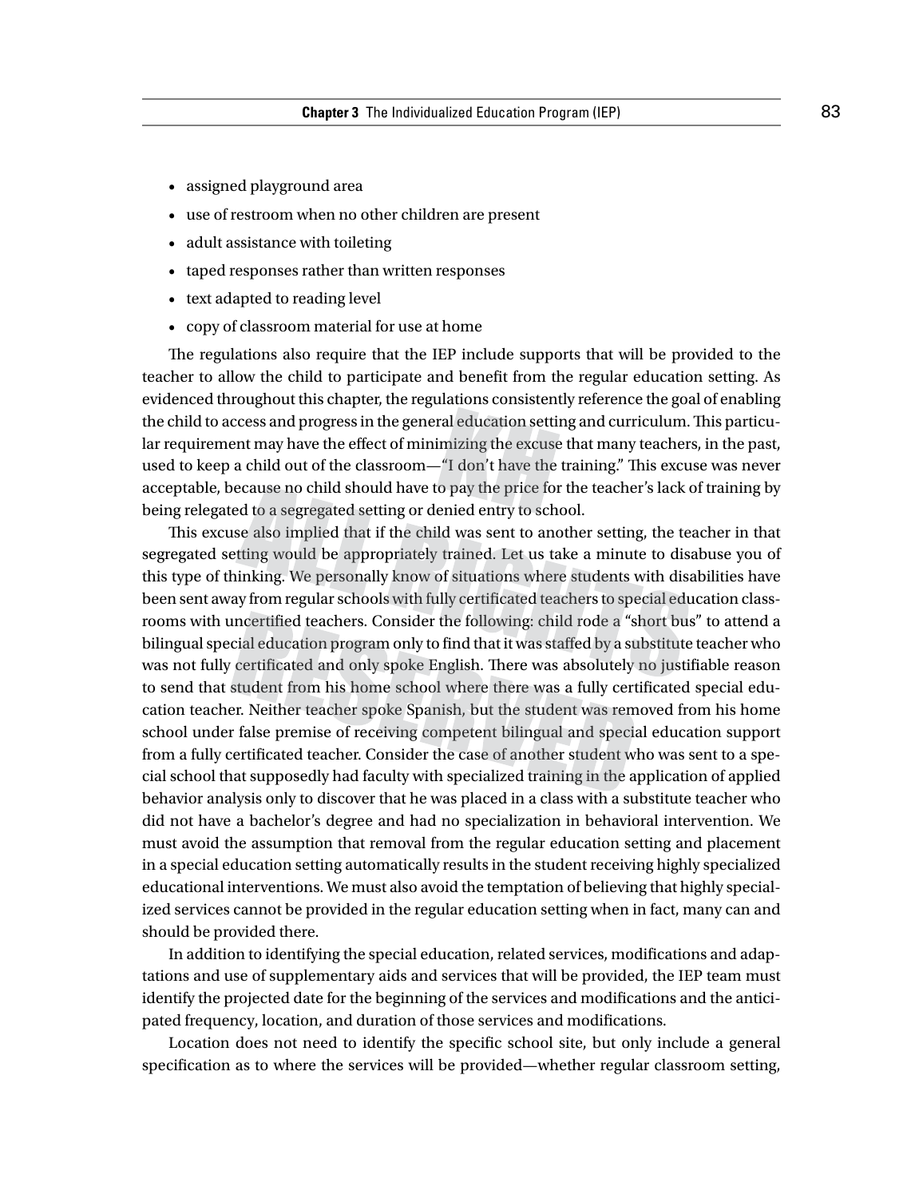- assigned playground area
- use of restroom when no other children are present
- adult assistance with toileting
- taped responses rather than written responses
- text adapted to reading level
- copy of classroom material for use at home

The regulations also require that the IEP include supports that will be provided to the teacher to allow the child to participate and benefit from the regular education setting. As evidenced throughout this chapter, the regulations consistently reference the goal of enabling the child to access and progress in the general education setting and curriculum. This particular requirement may have the effect of minimizing the excuse that many teachers, in the past, used to keep a child out of the classroom—"I don't have the training." This excuse was never acceptable, because no child should have to pay the price for the teacher's lack of training by being relegated to a segregated setting or denied entry to school.

This excuse also implied that if the child was sent to another setting, the teacher in that segregated setting would be appropriately trained. Let us take a minute to disabuse you of this type of thinking. We personally know of situations where students with disabilities have been sent away from regular schools with fully certificated teachers to special education classrooms with uncertified teachers. Consider the following: child rode a "short bus" to attend a bilingual special education program only to find that it was staffed by a substitute teacher who was not fully certificated and only spoke English. There was absolutely no justifiable reason to send that student from his home school where there was a fully certificated special education teacher. Neither teacher spoke Spanish, but the student was removed from his home school under false premise of receiving competent bilingual and special education support from a fully certificated teacher. Consider the case of another student who was sent to a special school that supposedly had faculty with specialized training in the application of applied behavior analysis only to discover that he was placed in a class with a substitute teacher who did not have a bachelor's degree and had no specialization in behavioral intervention. We must avoid the assumption that removal from the regular education setting and placement in a special education setting automatically results in the student receiving highly specialized educational interventions. We must also avoid the temptation of believing that highly specialized services cannot be provided in the regular education setting when in fact, many can and should be provided there.

In addition to identifying the special education, related services, modifications and adaptations and use of supplementary aids and services that will be provided, the IEP team must identify the projected date for the beginning of the services and modifications and the anticipated frequency, location, and duration of those services and modifications.

Location does not need to identify the specific school site, but only include a general specification as to where the services will be provided—whether regular classroom setting,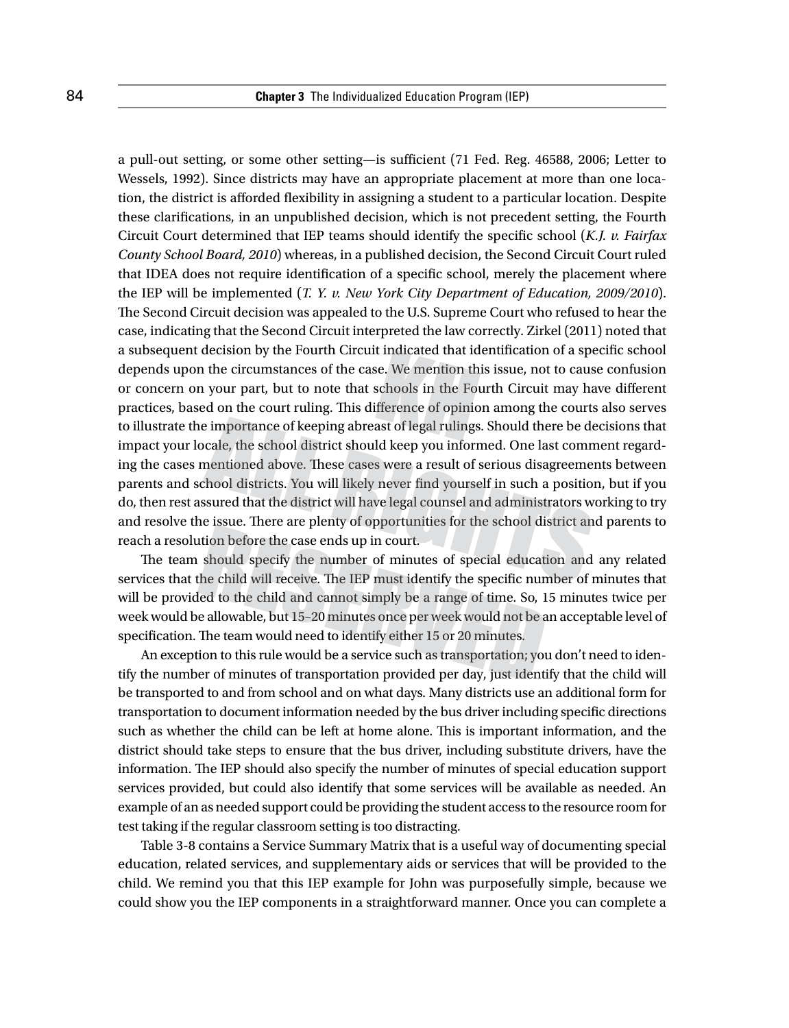a pull-out setting, or some other setting—is sufficient (71 Fed. Reg. 46588, 2006; Letter to Wessels, 1992). Since districts may have an appropriate placement at more than one location, the district is afforded flexibility in assigning a student to a particular location. Despite these clarifications, in an unpublished decision, which is not precedent setting, the Fourth Circuit Court determined that IEP teams should identify the specific school (*K.J. v. Fairfax County School Board, 2010*) whereas, in a published decision, the Second Circuit Court ruled that IDEA does not require identification of a specific school, merely the placement where the IEP will be implemented (*T. Y. v. New York City Department of Education, 2009/2010*). The Second Circuit decision was appealed to the U.S. Supreme Court who refused to hear the case, indicating that the Second Circuit interpreted the law correctly. Zirkel (2011) noted that a subsequent decision by the Fourth Circuit indicated that identification of a specific school depends upon the circumstances of the case. We mention this issue, not to cause confusion or concern on your part, but to note that schools in the Fourth Circuit may have different practices, based on the court ruling. This difference of opinion among the courts also serves to illustrate the importance of keeping abreast of legal rulings. Should there be decisions that impact your locale, the school district should keep you informed. One last comment regarding the cases mentioned above. These cases were a result of serious disagreements between parents and school districts. You will likely never find yourself in such a position, but if you do, then rest assured that the district will have legal counsel and administrators working to try and resolve the issue. There are plenty of opportunities for the school district and parents to reach a resolution before the case ends up in court.

The team should specify the number of minutes of special education and any related services that the child will receive. The IEP must identify the specific number of minutes that will be provided to the child and cannot simply be a range of time. So, 15 minutes twice per week would be allowable, but 15–20 minutes once per week would not be an acceptable level of specification. The team would need to identify either 15 or 20 minutes.

An exception to this rule would be a service such as transportation; you don't need to identify the number of minutes of transportation provided per day, just identify that the child will be transported to and from school and on what days. Many districts use an additional form for transportation to document information needed by the bus driver including specific directions such as whether the child can be left at home alone. This is important information, and the district should take steps to ensure that the bus driver, including substitute drivers, have the information. The IEP should also specify the number of minutes of special education support services provided, but could also identify that some services will be available as needed. An example of an as needed support could be providing the student access to the resource room for test taking if the regular classroom setting is too distracting.

Table 3-8 contains a Service Summary Matrix that is a useful way of documenting special education, related services, and supplementary aids or services that will be provided to the child. We remind you that this IEP example for John was purposefully simple, because we could show you the IEP components in a straightforward manner. Once you can complete a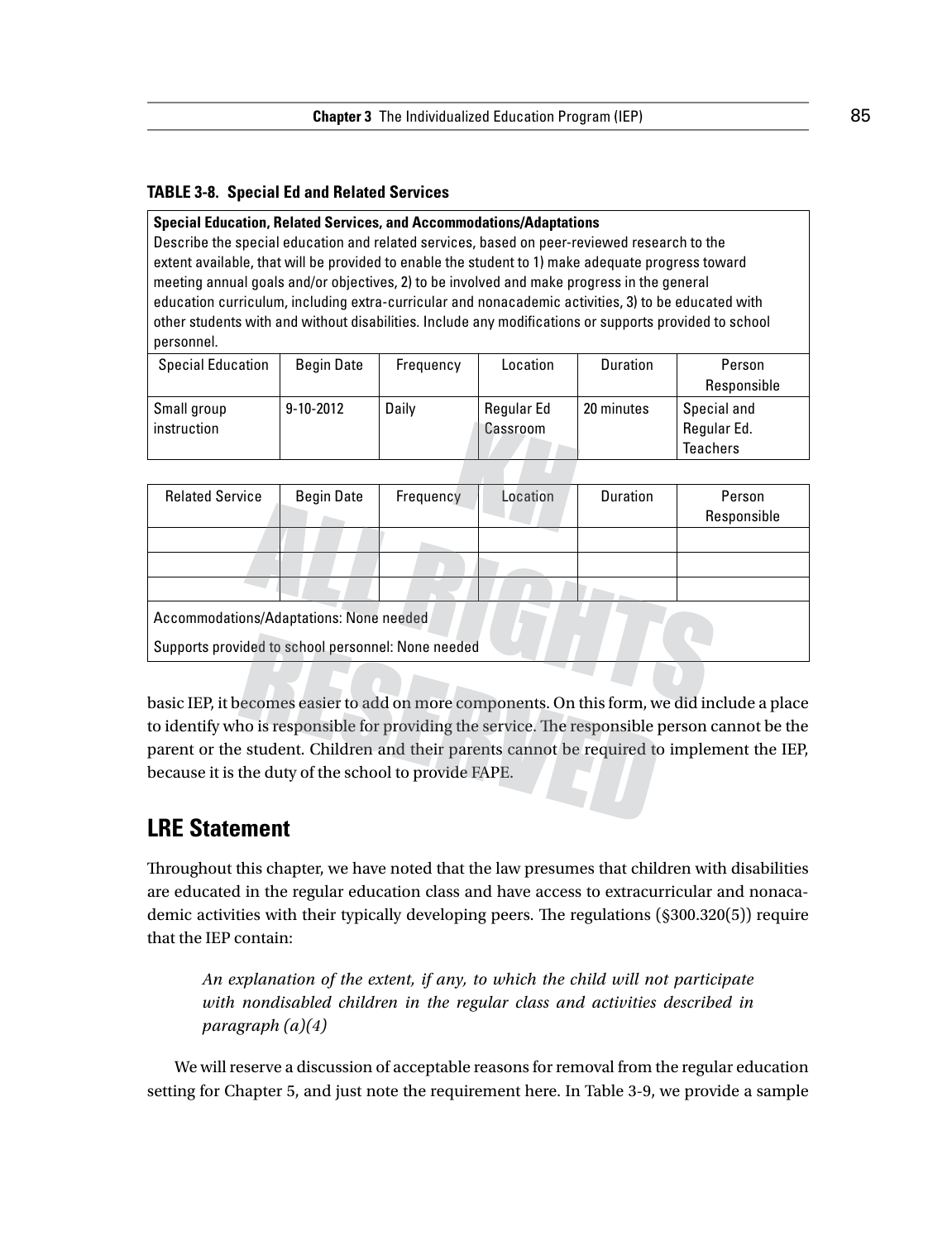**TABLE 3-8. Special Ed and Related Services**

**Special Education, Related Services, and Accommodations/Adaptations**

Describe the special education and related services, based on peer-reviewed research to the extent available, that will be provided to enable the student to 1) make adequate progress toward meeting annual goals and/or objectives, 2) to be involved and make progress in the general education curriculum, including extra-curricular and nonacademic activities, 3) to be educated with other students with and without disabilities. Include any modifications or supports provided to school personnel.

| Special Education | Begin Date | Frequency | Location | Duration | Person Responsible |
|---|---|---|---|---|---|
| Small group instruction | 9-10-2012 | Daily | Regular Ed Cassroom | 20 minutes | Special and Regular Ed. Teachers |

| Related Service | Begin Date | Frequency | Location | Duration | Person Responsible |
|---|---|---|---|---|---|
| | | | | | |
| | | | | | |
| | | | | | |

Accommodations/Adaptations: None needed

Supports provided to school personnel: None needed

basic IEP, it becomes easier to add on more components. On this form, we did include a place to identify who is responsible for providing the service. The responsible person cannot be the parent or the student. Children and their parents cannot be required to implement the IEP, because it is the duty of the school to provide FAPE.

## LRE Statement

Throughout this chapter, we have noted that the law presumes that children with disabilities are educated in the regular education class and have access to extracurricular and nonacademic activities with their typically developing peers. The regulations (§300.320(5)) require that the IEP contain:

> *An explanation of the extent, if any, to which the child will not participate with nondisabled children in the regular class and activities described in paragraph (a)(4)*

We will reserve a discussion of acceptable reasons for removal from the regular education setting for Chapter 5, and just note the requirement here. In Table 3-9, we provide a sample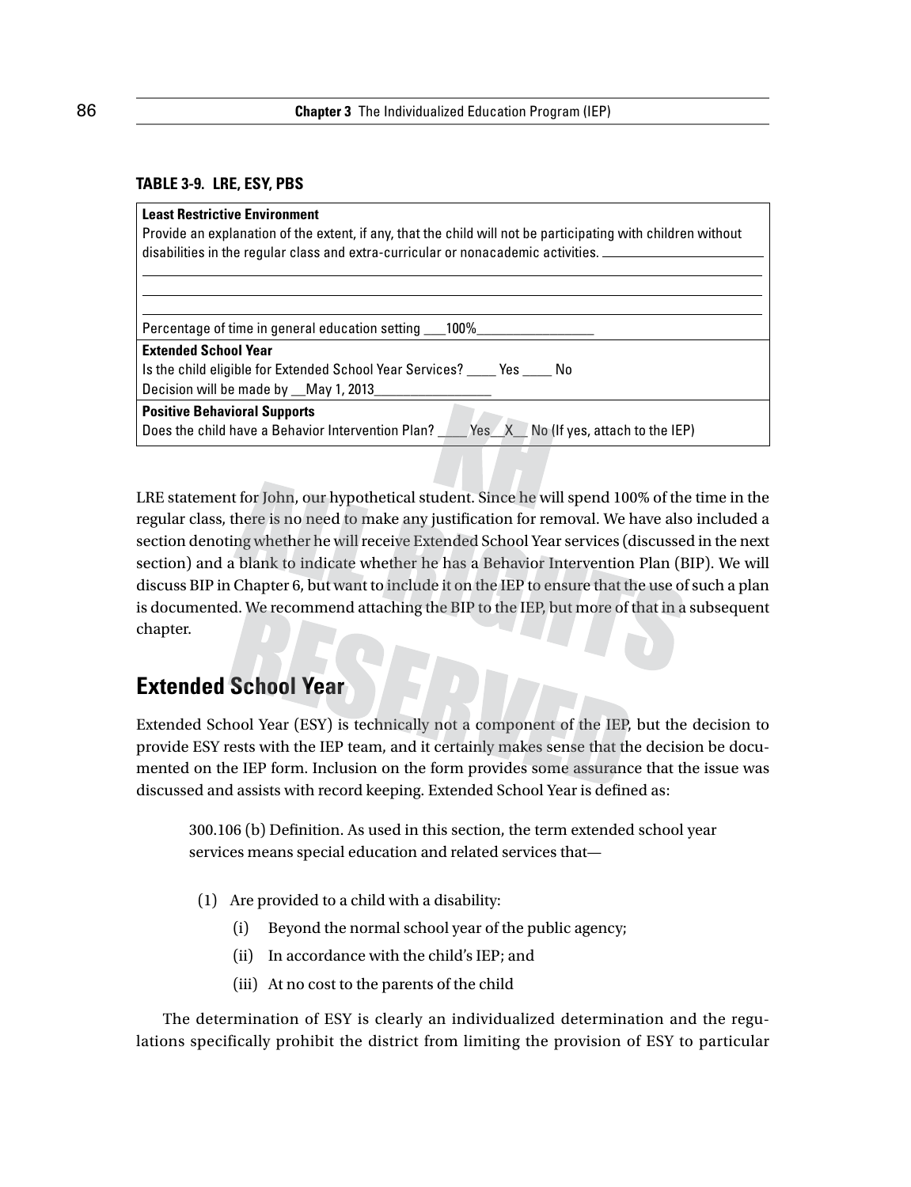**TABLE 3-9. LRE, ESY, PBS**

| |
|---|
| **Least Restrictive Environment**<br>Provide an explanation of the extent, if any, that the child will not be participating with children without disabilities in the regular class and extra-curricular or nonacademic activities. ____________________<br>________________________________________<br>________________________________________<br>________________________________________<br>Percentage of time in general education setting ___100%________________ |
| **Extended School Year**<br>Is the child eligible for Extended School Year Services? ____ Yes ____ No<br>Decision will be made by __May 1, 2013________________ |
| **Positive Behavioral Supports**<br>Does the child have a Behavior Intervention Plan? ____Yes__X__ No (If yes, attach to the IEP) |

LRE statement for John, our hypothetical student. Since he will spend 100% of the time in the regular class, there is no need to make any justification for removal. We have also included a section denoting whether he will receive Extended School Year services (discussed in the next section) and a blank to indicate whether he has a Behavior Intervention Plan (BIP). We will discuss BIP in Chapter 6, but want to include it on the IEP to ensure that the use of such a plan is documented. We recommend attaching the BIP to the IEP, but more of that in a subsequent chapter.

## Extended School Year

Extended School Year (ESY) is technically not a component of the IEP, but the decision to provide ESY rests with the IEP team, and it certainly makes sense that the decision be documented on the IEP form. Inclusion on the form provides some assurance that the issue was discussed and assists with record keeping. Extended School Year is defined as:

> 300.106 (b) Definition. As used in this section, the term extended school year services means special education and related services that—
>
> (1) Are provided to a child with a disability:
>
> (i) Beyond the normal school year of the public agency;
>
> (ii) In accordance with the child's IEP; and
>
> (iii) At no cost to the parents of the child

The determination of ESY is clearly an individualized determination and the regulations specifically prohibit the district from limiting the provision of ESY to particular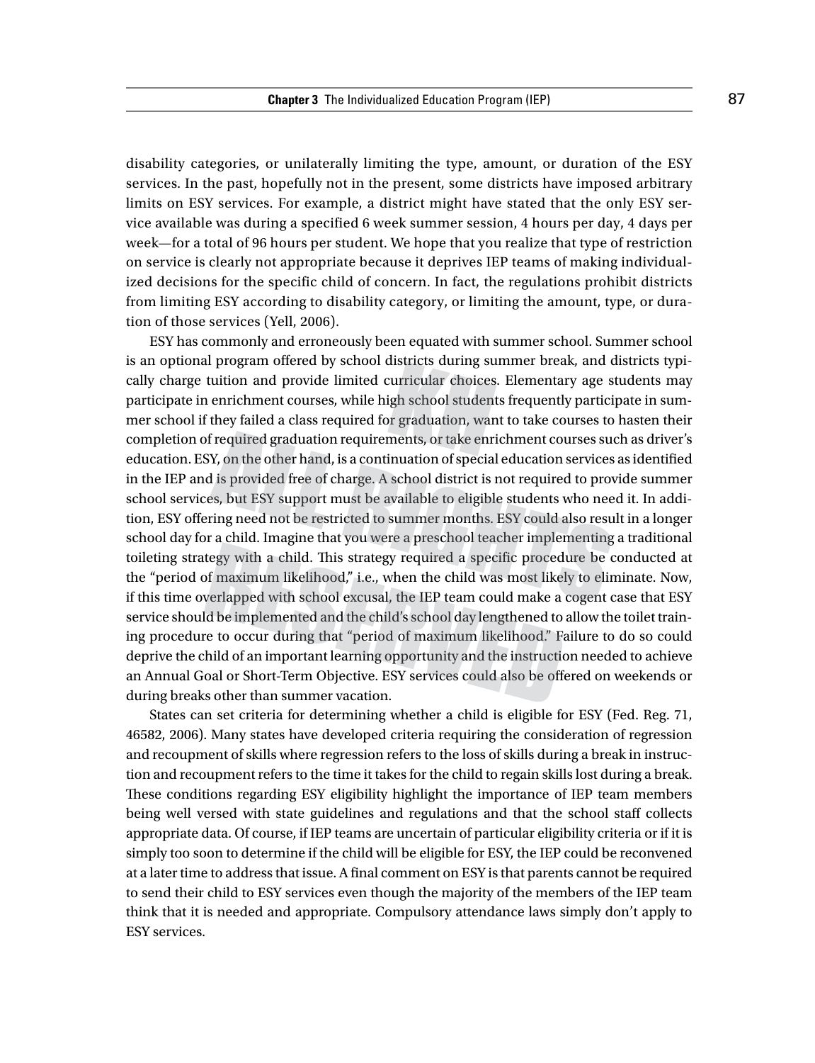disability categories, or unilaterally limiting the type, amount, or duration of the ESY services. In the past, hopefully not in the present, some districts have imposed arbitrary limits on ESY services. For example, a district might have stated that the only ESY service available was during a specified 6 week summer session, 4 hours per day, 4 days per week—for a total of 96 hours per student. We hope that you realize that type of restriction on service is clearly not appropriate because it deprives IEP teams of making individualized decisions for the specific child of concern. In fact, the regulations prohibit districts from limiting ESY according to disability category, or limiting the amount, type, or duration of those services (Yell, 2006).

ESY has commonly and erroneously been equated with summer school. Summer school is an optional program offered by school districts during summer break, and districts typically charge tuition and provide limited curricular choices. Elementary age students may participate in enrichment courses, while high school students frequently participate in summer school if they failed a class required for graduation, want to take courses to hasten their completion of required graduation requirements, or take enrichment courses such as driver's education. ESY, on the other hand, is a continuation of special education services as identified in the IEP and is provided free of charge. A school district is not required to provide summer school services, but ESY support must be available to eligible students who need it. In addition, ESY offering need not be restricted to summer months. ESY could also result in a longer school day for a child. Imagine that you were a preschool teacher implementing a traditional toileting strategy with a child. This strategy required a specific procedure be conducted at the "period of maximum likelihood," i.e., when the child was most likely to eliminate. Now, if this time overlapped with school excusal, the IEP team could make a cogent case that ESY service should be implemented and the child's school day lengthened to allow the toilet training procedure to occur during that "period of maximum likelihood." Failure to do so could deprive the child of an important learning opportunity and the instruction needed to achieve an Annual Goal or Short-Term Objective. ESY services could also be offered on weekends or during breaks other than summer vacation.

States can set criteria for determining whether a child is eligible for ESY (Fed. Reg. 71, 46582, 2006). Many states have developed criteria requiring the consideration of regression and recoupment of skills where regression refers to the loss of skills during a break in instruction and recoupment refers to the time it takes for the child to regain skills lost during a break. These conditions regarding ESY eligibility highlight the importance of IEP team members being well versed with state guidelines and regulations and that the school staff collects appropriate data. Of course, if IEP teams are uncertain of particular eligibility criteria or if it is simply too soon to determine if the child will be eligible for ESY, the IEP could be reconvened at a later time to address that issue. A final comment on ESY is that parents cannot be required to send their child to ESY services even though the majority of the members of the IEP team think that it is needed and appropriate. Compulsory attendance laws simply don't apply to ESY services.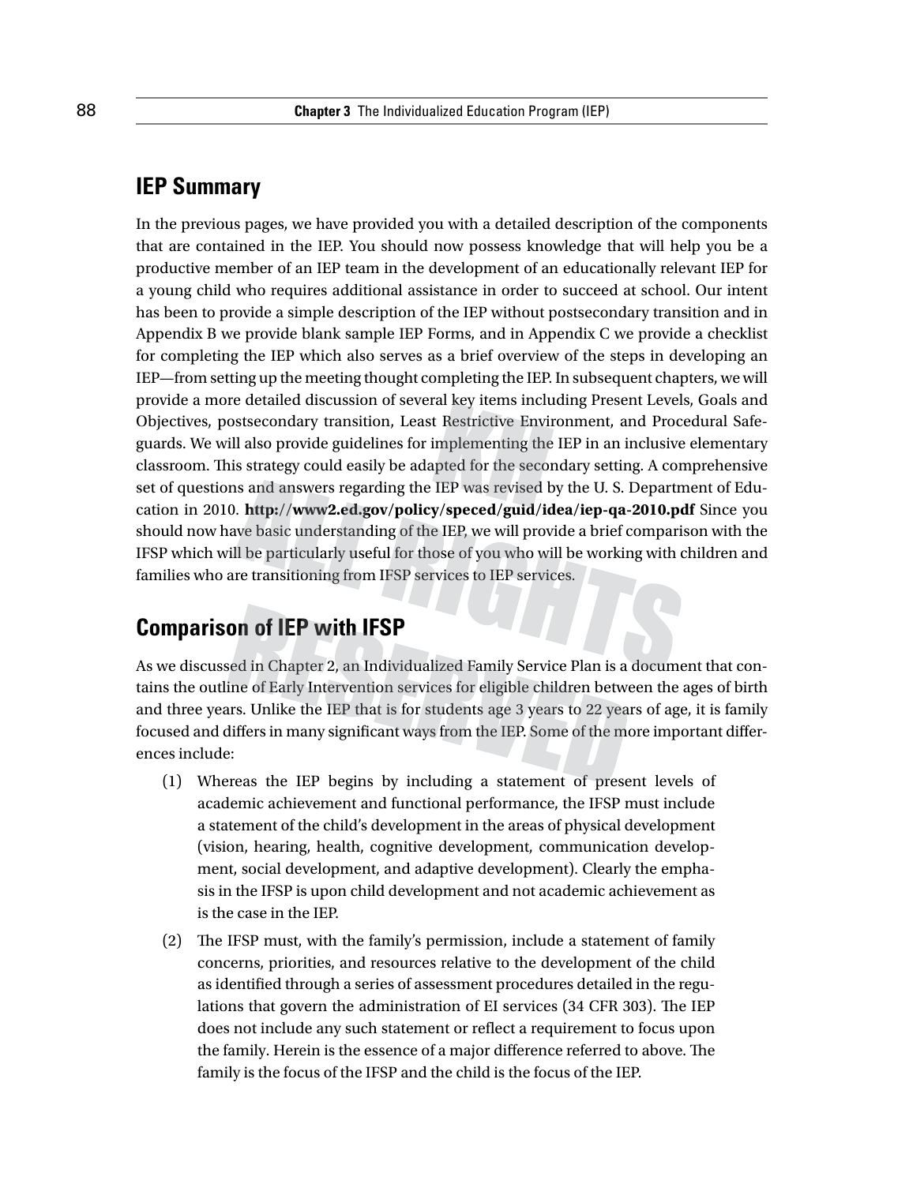## IEP Summary

In the previous pages, we have provided you with a detailed description of the components that are contained in the IEP. You should now possess knowledge that will help you be a productive member of an IEP team in the development of an educationally relevant IEP for a young child who requires additional assistance in order to succeed at school. Our intent has been to provide a simple description of the IEP without postsecondary transition and in Appendix B we provide blank sample IEP Forms, and in Appendix C we provide a checklist for completing the IEP which also serves as a brief overview of the steps in developing an IEP—from setting up the meeting thought completing the IEP. In subsequent chapters, we will provide a more detailed discussion of several key items including Present Levels, Goals and Objectives, postsecondary transition, Least Restrictive Environment, and Procedural Safeguards. We will also provide guidelines for implementing the IEP in an inclusive elementary classroom. This strategy could easily be adapted for the secondary setting. A comprehensive set of questions and answers regarding the IEP was revised by the U. S. Department of Education in 2010. **http://www2.ed.gov/policy/speced/guid/idea/iep-qa-2010.pdf** Since you should now have basic understanding of the IEP, we will provide a brief comparison with the IFSP which will be particularly useful for those of you who will be working with children and families who are transitioning from IFSP services to IEP services.

## Comparison of IEP with IFSP

As we discussed in Chapter 2, an Individualized Family Service Plan is a document that contains the outline of Early Intervention services for eligible children between the ages of birth and three years. Unlike the IEP that is for students age 3 years to 22 years of age, it is family focused and differs in many significant ways from the IEP. Some of the more important differences include:

(1) Whereas the IEP begins by including a statement of present levels of academic achievement and functional performance, the IFSP must include a statement of the child's development in the areas of physical development (vision, hearing, health, cognitive development, communication development, social development, and adaptive development). Clearly the emphasis in the IFSP is upon child development and not academic achievement as is the case in the IEP.

(2) The IFSP must, with the family's permission, include a statement of family concerns, priorities, and resources relative to the development of the child as identified through a series of assessment procedures detailed in the regulations that govern the administration of EI services (34 CFR 303). The IEP does not include any such statement or reflect a requirement to focus upon the family. Herein is the essence of a major difference referred to above. The family is the focus of the IFSP and the child is the focus of the IEP.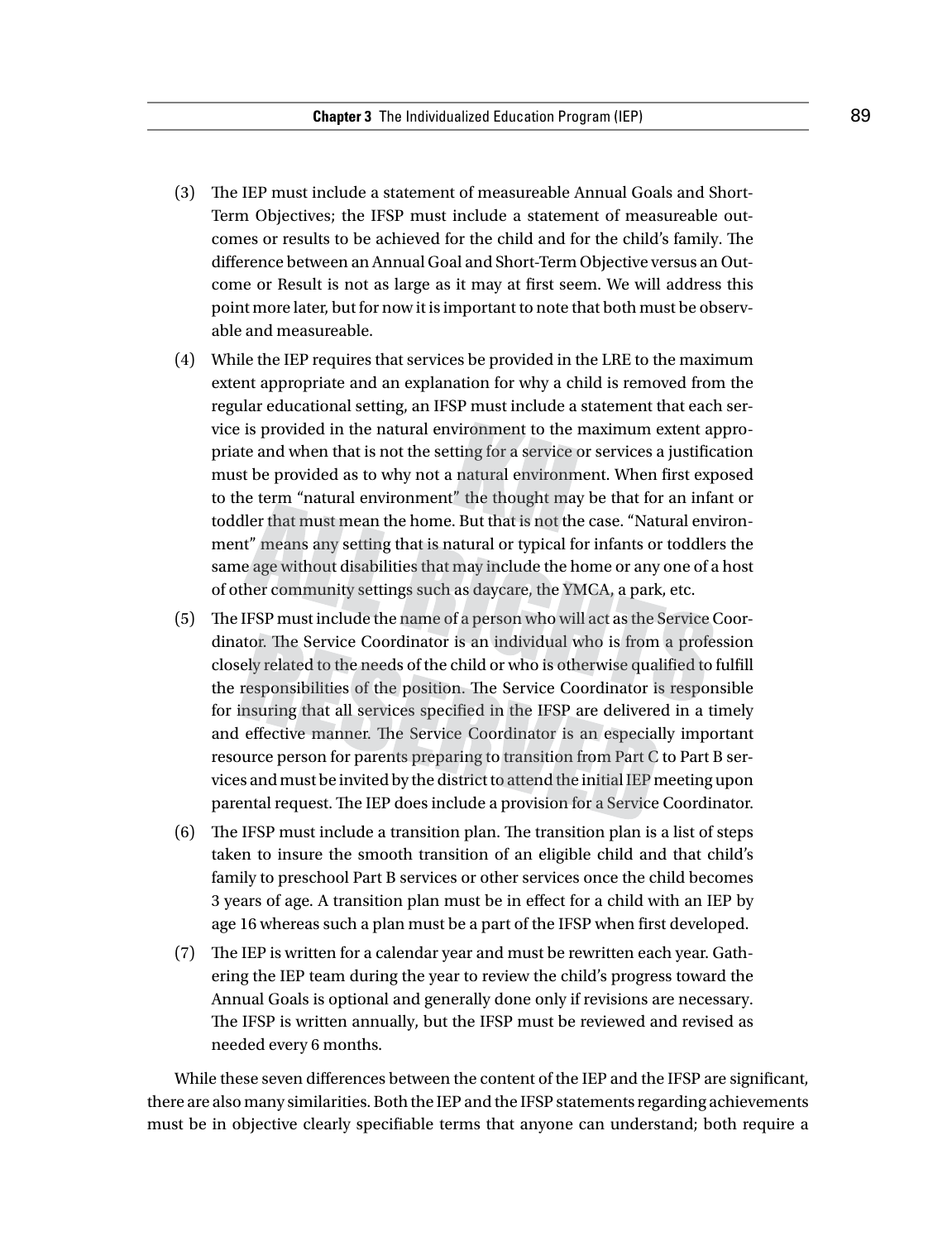(3) The IEP must include a statement of measureable Annual Goals and Short-Term Objectives; the IFSP must include a statement of measureable outcomes or results to be achieved for the child and for the child's family. The difference between an Annual Goal and Short-Term Objective versus an Outcome or Result is not as large as it may at first seem. We will address this point more later, but for now it is important to note that both must be observable and measureable.

(4) While the IEP requires that services be provided in the LRE to the maximum extent appropriate and an explanation for why a child is removed from the regular educational setting, an IFSP must include a statement that each service is provided in the natural environment to the maximum extent appropriate and when that is not the setting for a service or services a justification must be provided as to why not a natural environment. When first exposed to the term "natural environment" the thought may be that for an infant or toddler that must mean the home. But that is not the case. "Natural environment" means any setting that is natural or typical for infants or toddlers the same age without disabilities that may include the home or any one of a host of other community settings such as daycare, the YMCA, a park, etc.

(5) The IFSP must include the name of a person who will act as the Service Coordinator. The Service Coordinator is an individual who is from a profession closely related to the needs of the child or who is otherwise qualified to fulfill the responsibilities of the position. The Service Coordinator is responsible for insuring that all services specified in the IFSP are delivered in a timely and effective manner. The Service Coordinator is an especially important resource person for parents preparing to transition from Part C to Part B services and must be invited by the district to attend the initial IEP meeting upon parental request. The IEP does include a provision for a Service Coordinator.

(6) The IFSP must include a transition plan. The transition plan is a list of steps taken to insure the smooth transition of an eligible child and that child's family to preschool Part B services or other services once the child becomes 3 years of age. A transition plan must be in effect for a child with an IEP by age 16 whereas such a plan must be a part of the IFSP when first developed.

(7) The IEP is written for a calendar year and must be rewritten each year. Gathering the IEP team during the year to review the child's progress toward the Annual Goals is optional and generally done only if revisions are necessary. The IFSP is written annually, but the IFSP must be reviewed and revised as needed every 6 months.

While these seven differences between the content of the IEP and the IFSP are significant, there are also many similarities. Both the IEP and the IFSP statements regarding achievements must be in objective clearly specifiable terms that anyone can understand; both require a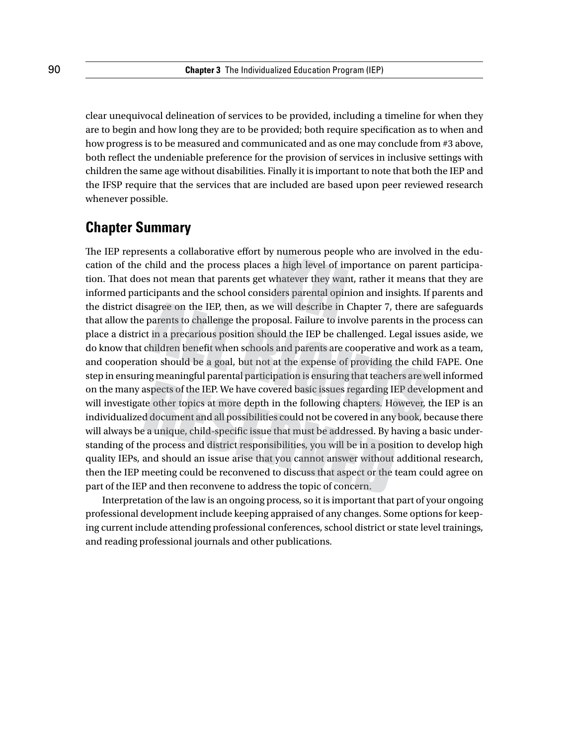clear unequivocal delineation of services to be provided, including a timeline for when they are to begin and how long they are to be provided; both require specification as to when and how progress is to be measured and communicated and as one may conclude from #3 above, both reflect the undeniable preference for the provision of services in inclusive settings with children the same age without disabilities. Finally it is important to note that both the IEP and the IFSP require that the services that are included are based upon peer reviewed research whenever possible.

## Chapter Summary

The IEP represents a collaborative effort by numerous people who are involved in the education of the child and the process places a high level of importance on parent participation. That does not mean that parents get whatever they want, rather it means that they are informed participants and the school considers parental opinion and insights. If parents and the district disagree on the IEP, then, as we will describe in Chapter 7, there are safeguards that allow the parents to challenge the proposal. Failure to involve parents in the process can place a district in a precarious position should the IEP be challenged. Legal issues aside, we do know that children benefit when schools and parents are cooperative and work as a team, and cooperation should be a goal, but not at the expense of providing the child FAPE. One step in ensuring meaningful parental participation is ensuring that teachers are well informed on the many aspects of the IEP. We have covered basic issues regarding IEP development and will investigate other topics at more depth in the following chapters. However, the IEP is an individualized document and all possibilities could not be covered in any book, because there will always be a unique, child-specific issue that must be addressed. By having a basic understanding of the process and district responsibilities, you will be in a position to develop high quality IEPs, and should an issue arise that you cannot answer without additional research, then the IEP meeting could be reconvened to discuss that aspect or the team could agree on part of the IEP and then reconvene to address the topic of concern.

Interpretation of the law is an ongoing process, so it is important that part of your ongoing professional development include keeping appraised of any changes. Some options for keeping current include attending professional conferences, school district or state level trainings, and reading professional journals and other publications.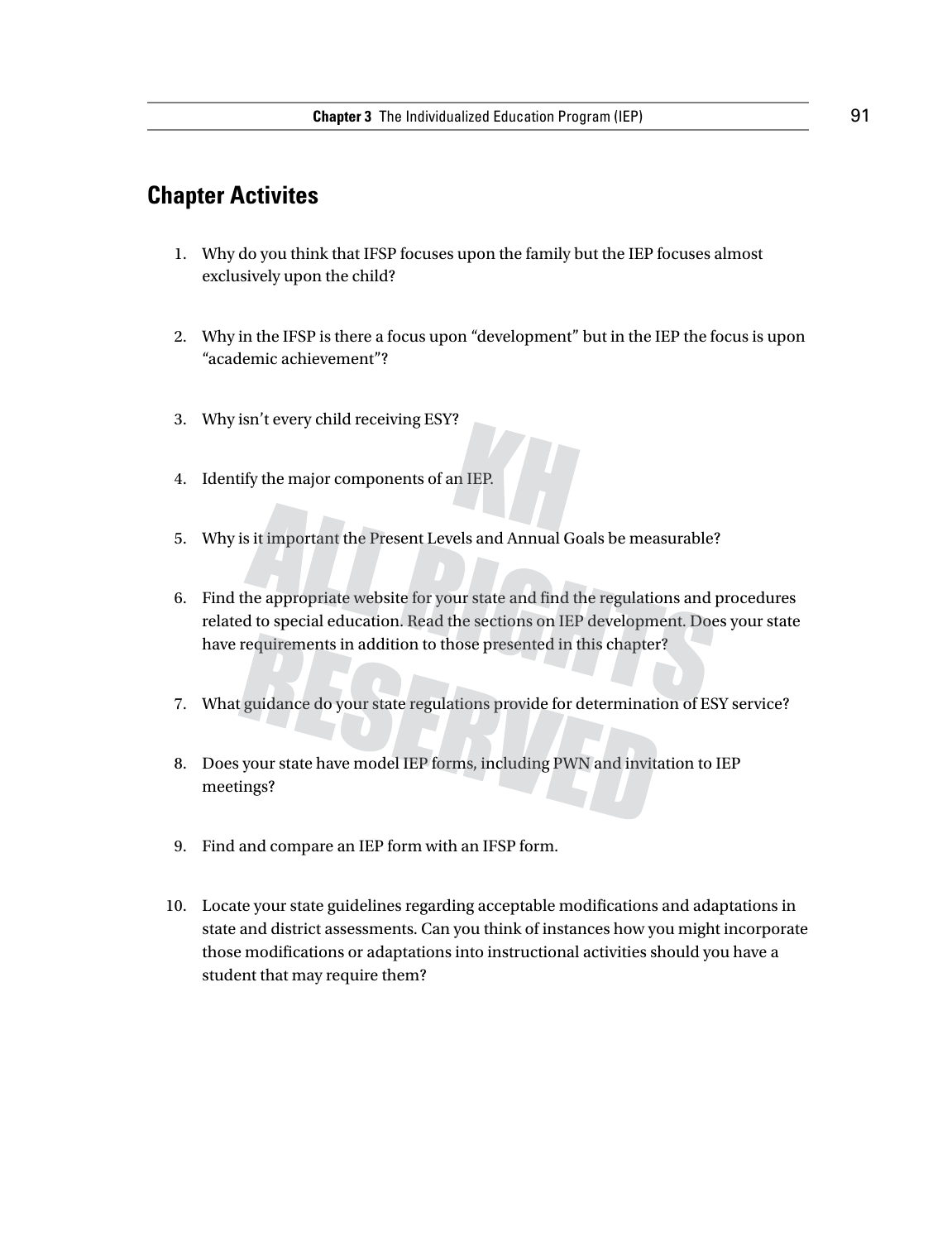## Chapter Activites

1. Why do you think that IFSP focuses upon the family but the IEP focuses almost exclusively upon the child?
2. Why in the IFSP is there a focus upon "development" but in the IEP the focus is upon "academic achievement"?
3. Why isn't every child receiving ESY?
4. Identify the major components of an IEP.
5. Why is it important the Present Levels and Annual Goals be measurable?
6. Find the appropriate website for your state and find the regulations and procedures related to special education. Read the sections on IEP development. Does your state have requirements in addition to those presented in this chapter?
7. What guidance do your state regulations provide for determination of ESY service?
8. Does your state have model IEP forms, including PWN and invitation to IEP meetings?
9. Find and compare an IEP form with an IFSP form.
10. Locate your state guidelines regarding acceptable modifications and adaptations in state and district assessments. Can you think of instances how you might incorporate those modifications or adaptations into instructional activities should you have a student that may require them?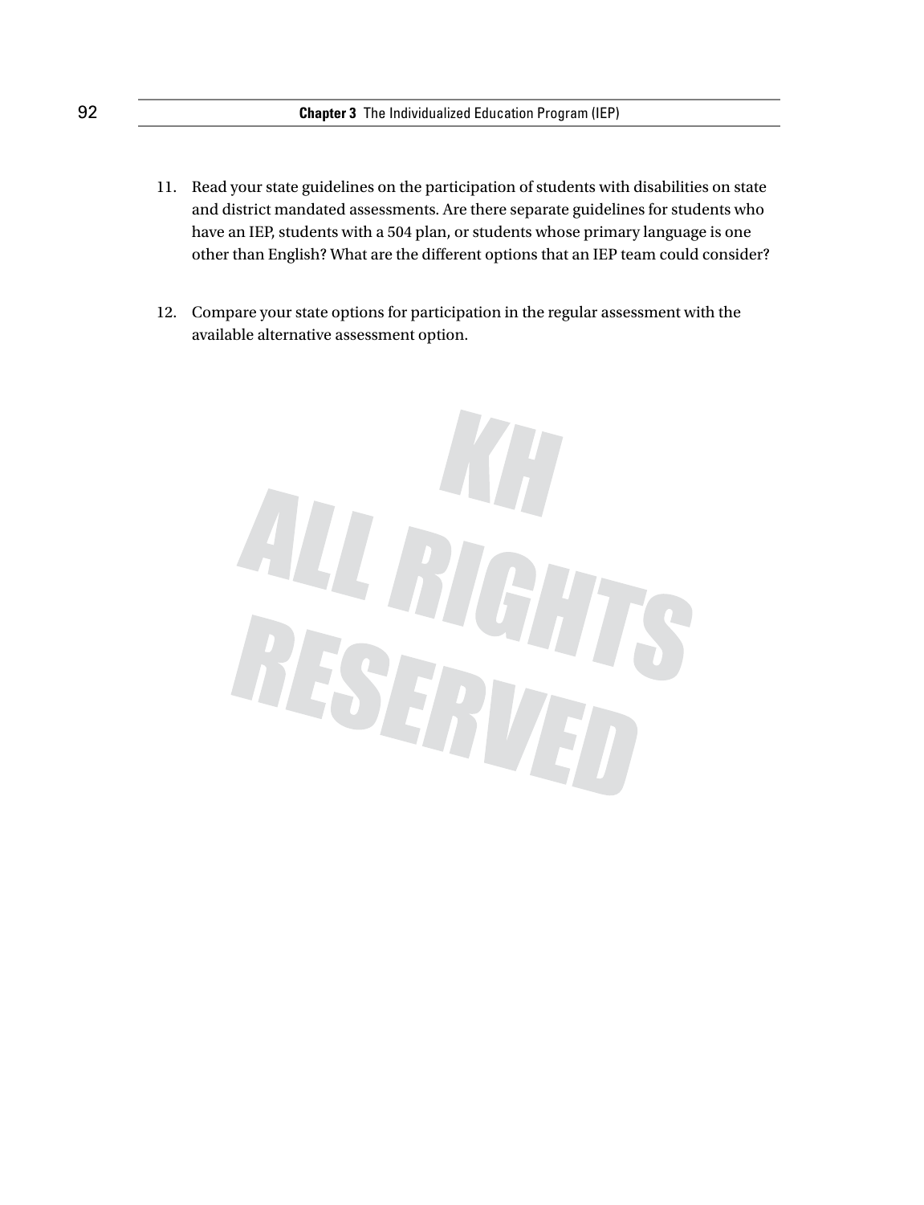11. Read your state guidelines on the participation of students with disabilities on state and district mandated assessments. Are there separate guidelines for students who have an IEP, students with a 504 plan, or students whose primary language is one other than English? What are the different options that an IEP team could consider?

12. Compare your state options for participation in the regular assessment with the available alternative assessment option.